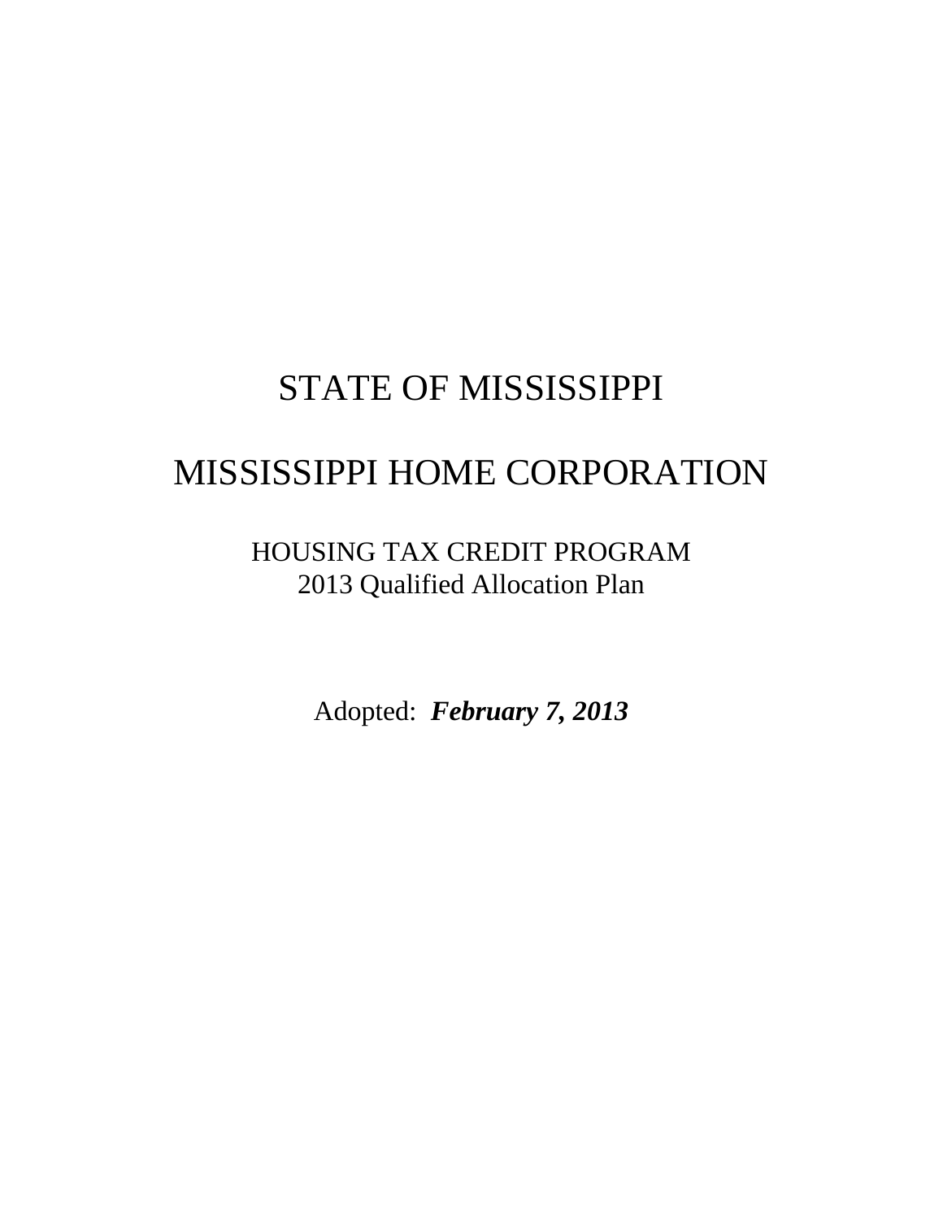# STATE OF MISSISSIPPI

# MISSISSIPPI HOME CORPORATION

## HOUSING TAX CREDIT PROGRAM
## 2013 Qualified Allocation Plan

Adopted: ***February 7, 2013***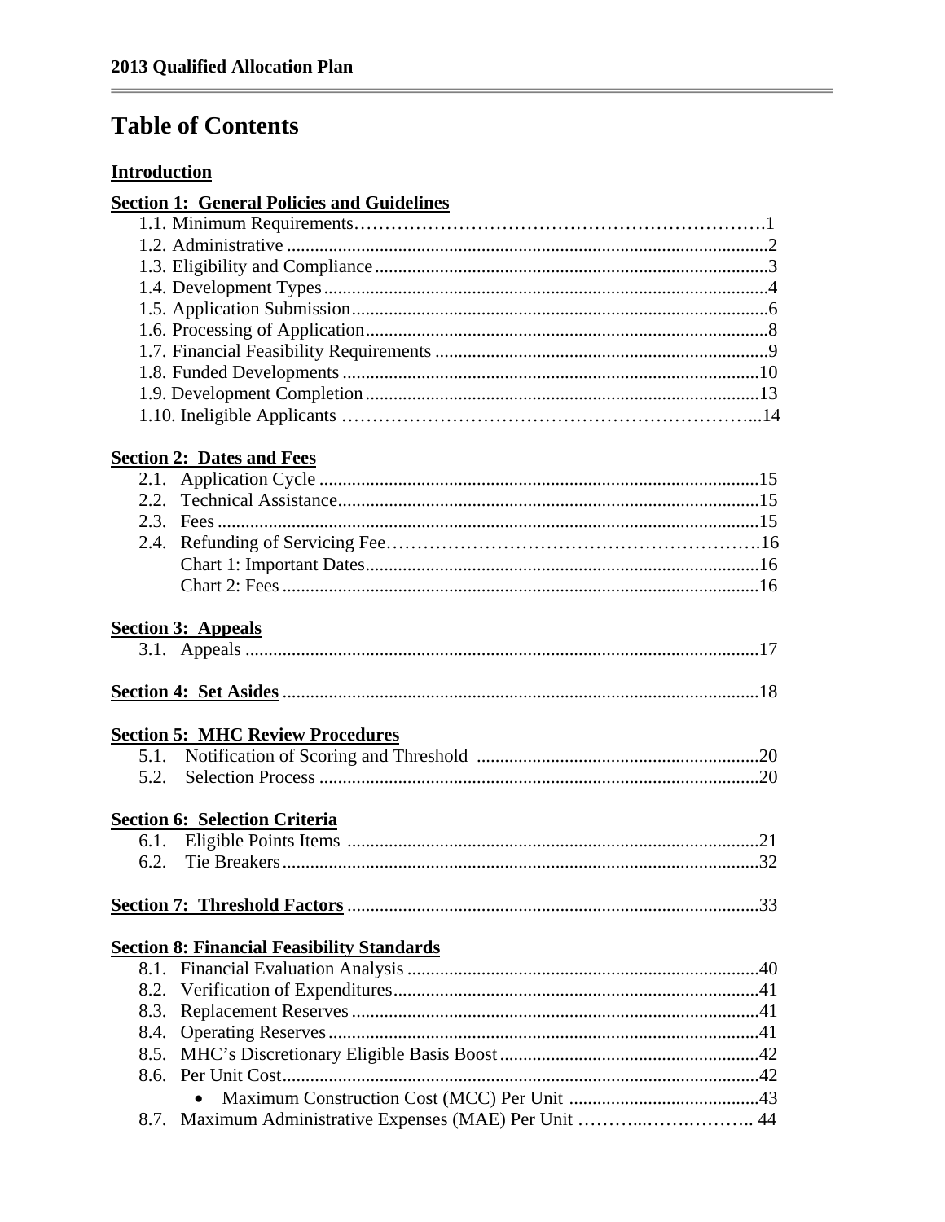# Table of Contents

**Introduction**

**Section 1: General Policies and Guidelines**

- 1.1. Minimum Requirements ........ 1
- 1.2. Administrative ........ 2
- 1.3. Eligibility and Compliance ........ 3
- 1.4. Development Types ........ 4
- 1.5. Application Submission ........ 6
- 1.6. Processing of Application ........ 8
- 1.7. Financial Feasibility Requirements ........ 9
- 1.8. Funded Developments ........ 10
- 1.9. Development Completion ........ 13
- 1.10. Ineligible Applicants ........ 14

**Section 2: Dates and Fees**

- 2.1. Application Cycle ........ 15
- 2.2. Technical Assistance ........ 15
- 2.3. Fees ........ 15
- 2.4. Refunding of Servicing Fee ........ 16
  - Chart 1: Important Dates ........ 16
  - Chart 2: Fees ........ 16

**Section 3: Appeals**

- 3.1. Appeals ........ 17

**Section 4: Set Asides** ........ 18

**Section 5: MHC Review Procedures**

- 5.1. Notification of Scoring and Threshold ........ 20
- 5.2. Selection Process ........ 20

**Section 6: Selection Criteria**

- 6.1. Eligible Points Items ........ 21
- 6.2. Tie Breakers ........ 32

**Section 7: Threshold Factors** ........ 33

**Section 8: Financial Feasibility Standards**

- 8.1. Financial Evaluation Analysis ........ 40
- 8.2. Verification of Expenditures ........ 41
- 8.3. Replacement Reserves ........ 41
- 8.4. Operating Reserves ........ 41
- 8.5. MHC's Discretionary Eligible Basis Boost ........ 42
- 8.6. Per Unit Cost ........ 42
  - Maximum Construction Cost (MCC) Per Unit ........ 43
- 8.7. Maximum Administrative Expenses (MAE) Per Unit ........ 44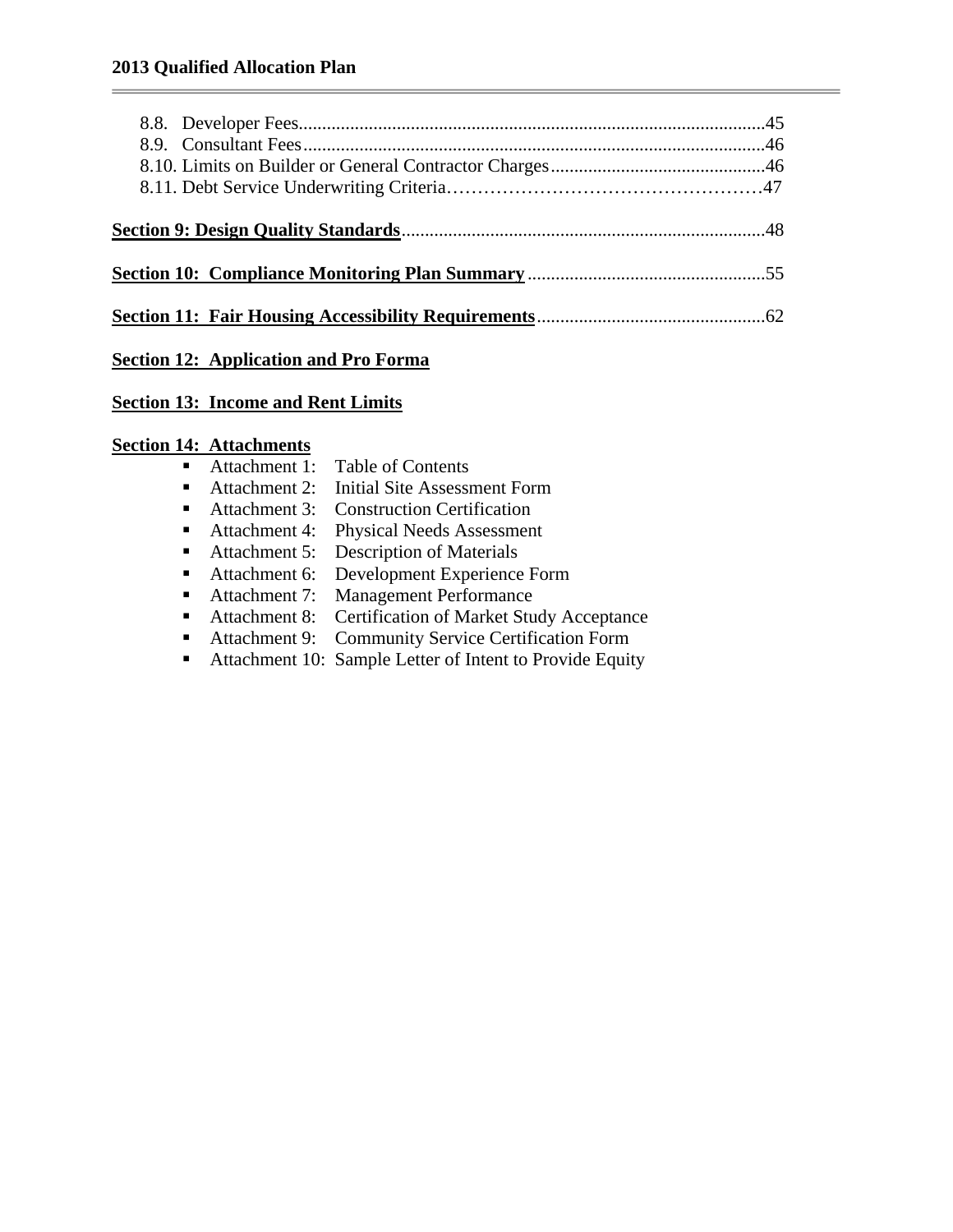8.8. Developer Fees....................................................................................................45
8.9. Consultant Fees...................................................................................................46
8.10. Limits on Builder or General Contractor Charges.............................................46
8.11. Debt Service Underwriting Criteria……………………………………………47

**Section 9: Design Quality Standards**.............................................................................48

**Section 10: Compliance Monitoring Plan Summary**...................................................55

**Section 11: Fair Housing Accessibility Requirements**.................................................62

**Section 12: Application and Pro Forma**

**Section 13: Income and Rent Limits**

**Section 14: Attachments**

- Attachment 1: Table of Contents
- Attachment 2: Initial Site Assessment Form
- Attachment 3: Construction Certification
- Attachment 4: Physical Needs Assessment
- Attachment 5: Description of Materials
- Attachment 6: Development Experience Form
- Attachment 7: Management Performance
- Attachment 8: Certification of Market Study Acceptance
- Attachment 9: Community Service Certification Form
- Attachment 10: Sample Letter of Intent to Provide Equity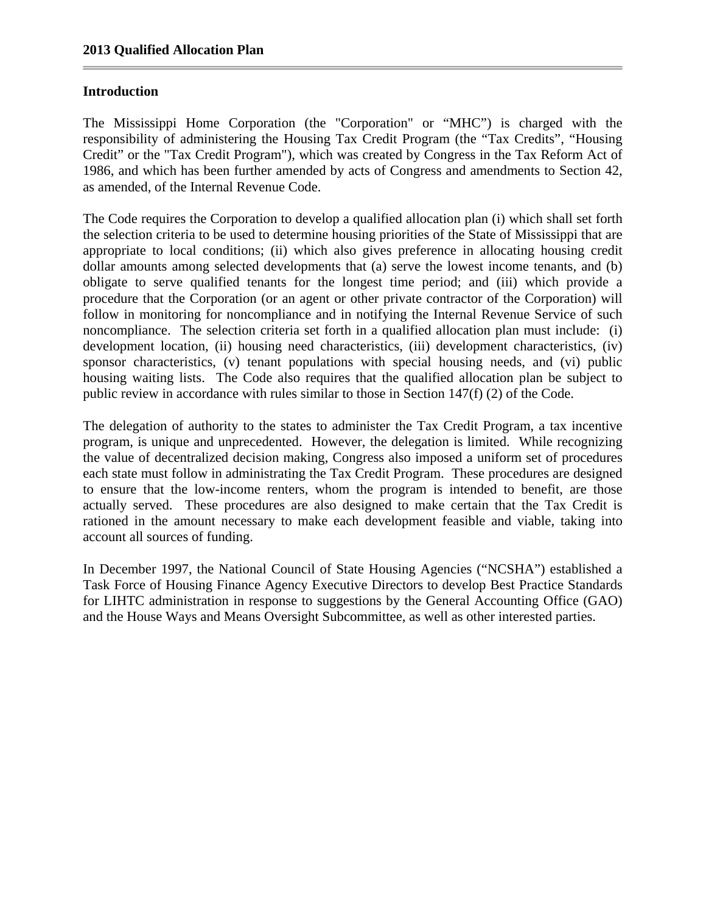## Introduction

The Mississippi Home Corporation (the "Corporation" or "MHC") is charged with the responsibility of administering the Housing Tax Credit Program (the "Tax Credits", "Housing Credit" or the "Tax Credit Program"), which was created by Congress in the Tax Reform Act of 1986, and which has been further amended by acts of Congress and amendments to Section 42, as amended, of the Internal Revenue Code.

The Code requires the Corporation to develop a qualified allocation plan (i) which shall set forth the selection criteria to be used to determine housing priorities of the State of Mississippi that are appropriate to local conditions; (ii) which also gives preference in allocating housing credit dollar amounts among selected developments that (a) serve the lowest income tenants, and (b) obligate to serve qualified tenants for the longest time period; and (iii) which provide a procedure that the Corporation (or an agent or other private contractor of the Corporation) will follow in monitoring for noncompliance and in notifying the Internal Revenue Service of such noncompliance. The selection criteria set forth in a qualified allocation plan must include: (i) development location, (ii) housing need characteristics, (iii) development characteristics, (iv) sponsor characteristics, (v) tenant populations with special housing needs, and (vi) public housing waiting lists. The Code also requires that the qualified allocation plan be subject to public review in accordance with rules similar to those in Section 147(f) (2) of the Code.

The delegation of authority to the states to administer the Tax Credit Program, a tax incentive program, is unique and unprecedented. However, the delegation is limited. While recognizing the value of decentralized decision making, Congress also imposed a uniform set of procedures each state must follow in administrating the Tax Credit Program. These procedures are designed to ensure that the low-income renters, whom the program is intended to benefit, are those actually served. These procedures are also designed to make certain that the Tax Credit is rationed in the amount necessary to make each development feasible and viable, taking into account all sources of funding.

In December 1997, the National Council of State Housing Agencies ("NCSHA") established a Task Force of Housing Finance Agency Executive Directors to develop Best Practice Standards for LIHTC administration in response to suggestions by the General Accounting Office (GAO) and the House Ways and Means Oversight Subcommittee, as well as other interested parties.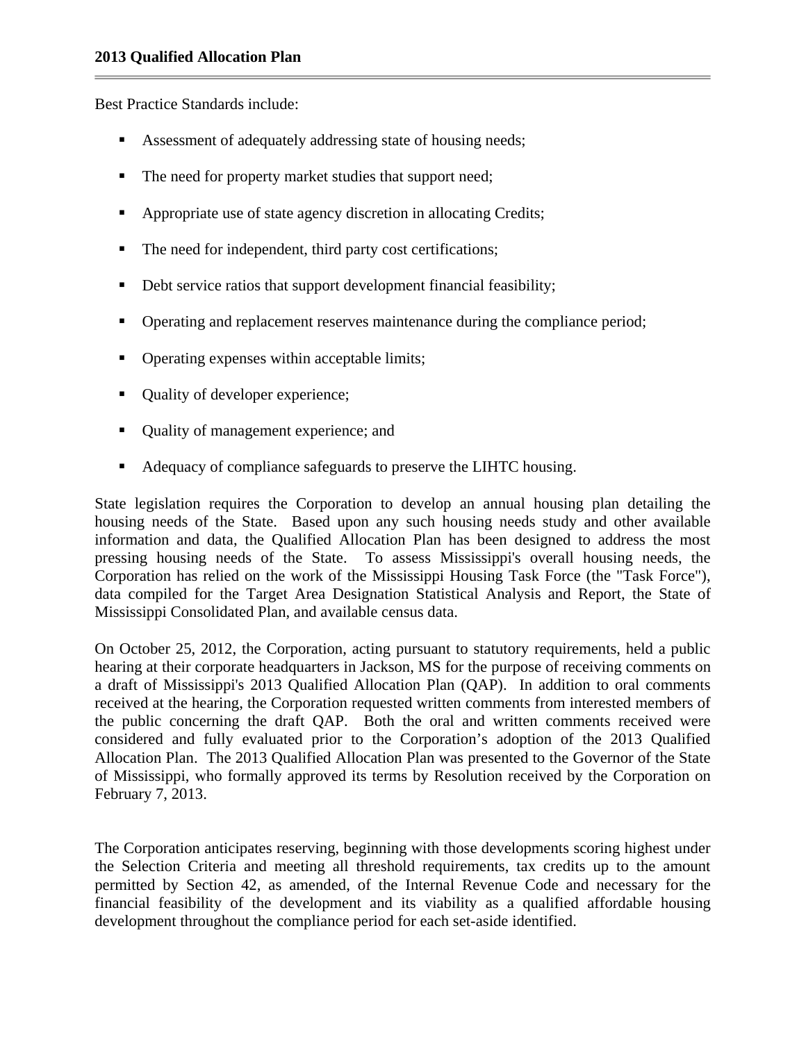Best Practice Standards include:

- Assessment of adequately addressing state of housing needs;
- The need for property market studies that support need;
- Appropriate use of state agency discretion in allocating Credits;
- The need for independent, third party cost certifications;
- Debt service ratios that support development financial feasibility;
- Operating and replacement reserves maintenance during the compliance period;
- Operating expenses within acceptable limits;
- Quality of developer experience;
- Quality of management experience; and
- Adequacy of compliance safeguards to preserve the LIHTC housing.

State legislation requires the Corporation to develop an annual housing plan detailing the housing needs of the State. Based upon any such housing needs study and other available information and data, the Qualified Allocation Plan has been designed to address the most pressing housing needs of the State. To assess Mississippi's overall housing needs, the Corporation has relied on the work of the Mississippi Housing Task Force (the "Task Force"), data compiled for the Target Area Designation Statistical Analysis and Report, the State of Mississippi Consolidated Plan, and available census data.

On October 25, 2012, the Corporation, acting pursuant to statutory requirements, held a public hearing at their corporate headquarters in Jackson, MS for the purpose of receiving comments on a draft of Mississippi's 2013 Qualified Allocation Plan (QAP). In addition to oral comments received at the hearing, the Corporation requested written comments from interested members of the public concerning the draft QAP. Both the oral and written comments received were considered and fully evaluated prior to the Corporation's adoption of the 2013 Qualified Allocation Plan. The 2013 Qualified Allocation Plan was presented to the Governor of the State of Mississippi, who formally approved its terms by Resolution received by the Corporation on February 7, 2013.

The Corporation anticipates reserving, beginning with those developments scoring highest under the Selection Criteria and meeting all threshold requirements, tax credits up to the amount permitted by Section 42, as amended, of the Internal Revenue Code and necessary for the financial feasibility of the development and its viability as a qualified affordable housing development throughout the compliance period for each set-aside identified.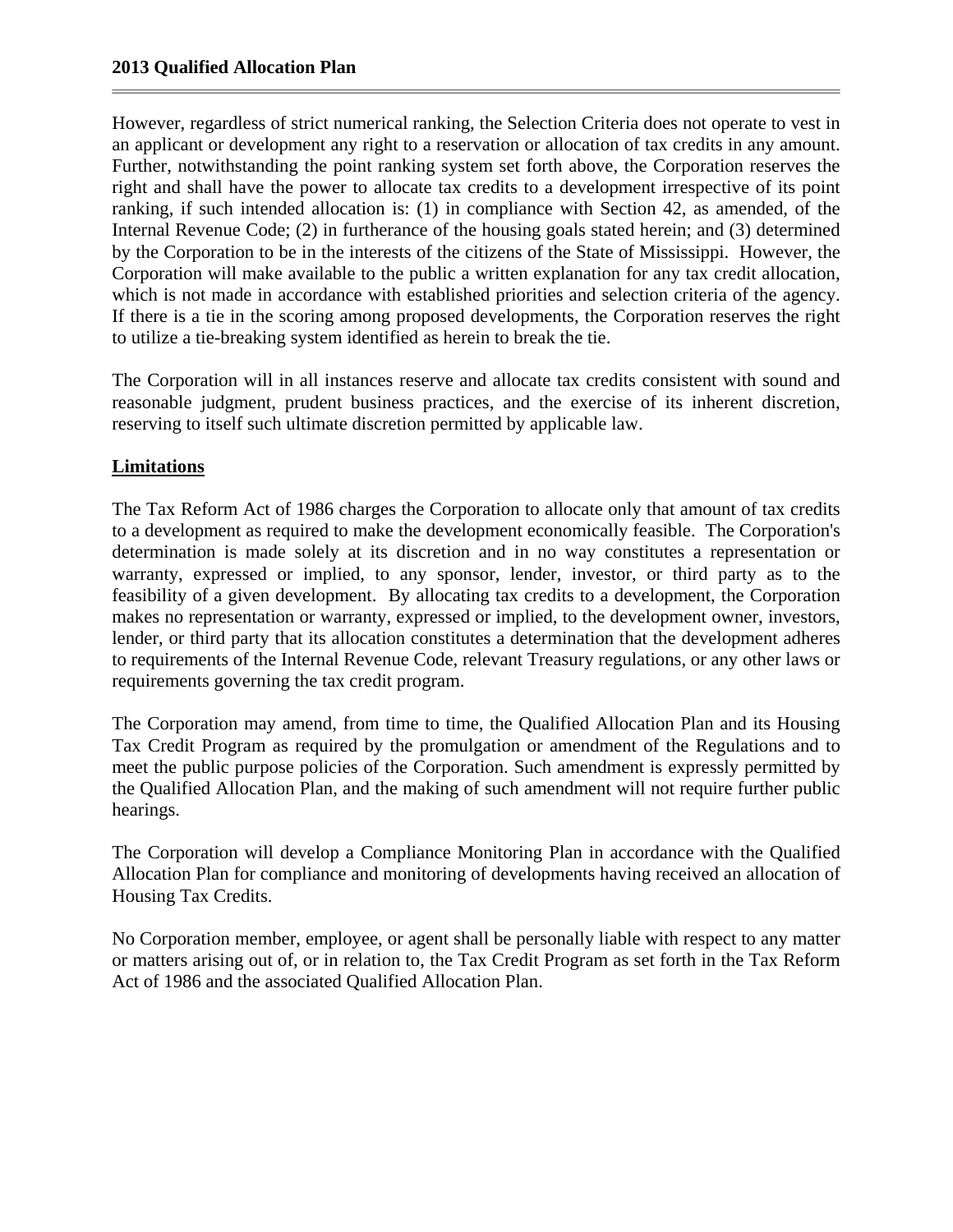However, regardless of strict numerical ranking, the Selection Criteria does not operate to vest in an applicant or development any right to a reservation or allocation of tax credits in any amount. Further, notwithstanding the point ranking system set forth above, the Corporation reserves the right and shall have the power to allocate tax credits to a development irrespective of its point ranking, if such intended allocation is: (1) in compliance with Section 42, as amended, of the Internal Revenue Code; (2) in furtherance of the housing goals stated herein; and (3) determined by the Corporation to be in the interests of the citizens of the State of Mississippi. However, the Corporation will make available to the public a written explanation for any tax credit allocation, which is not made in accordance with established priorities and selection criteria of the agency. If there is a tie in the scoring among proposed developments, the Corporation reserves the right to utilize a tie-breaking system identified as herein to break the tie.

The Corporation will in all instances reserve and allocate tax credits consistent with sound and reasonable judgment, prudent business practices, and the exercise of its inherent discretion, reserving to itself such ultimate discretion permitted by applicable law.

## Limitations

The Tax Reform Act of 1986 charges the Corporation to allocate only that amount of tax credits to a development as required to make the development economically feasible. The Corporation's determination is made solely at its discretion and in no way constitutes a representation or warranty, expressed or implied, to any sponsor, lender, investor, or third party as to the feasibility of a given development. By allocating tax credits to a development, the Corporation makes no representation or warranty, expressed or implied, to the development owner, investors, lender, or third party that its allocation constitutes a determination that the development adheres to requirements of the Internal Revenue Code, relevant Treasury regulations, or any other laws or requirements governing the tax credit program.

The Corporation may amend, from time to time, the Qualified Allocation Plan and its Housing Tax Credit Program as required by the promulgation or amendment of the Regulations and to meet the public purpose policies of the Corporation. Such amendment is expressly permitted by the Qualified Allocation Plan, and the making of such amendment will not require further public hearings.

The Corporation will develop a Compliance Monitoring Plan in accordance with the Qualified Allocation Plan for compliance and monitoring of developments having received an allocation of Housing Tax Credits.

No Corporation member, employee, or agent shall be personally liable with respect to any matter or matters arising out of, or in relation to, the Tax Credit Program as set forth in the Tax Reform Act of 1986 and the associated Qualified Allocation Plan.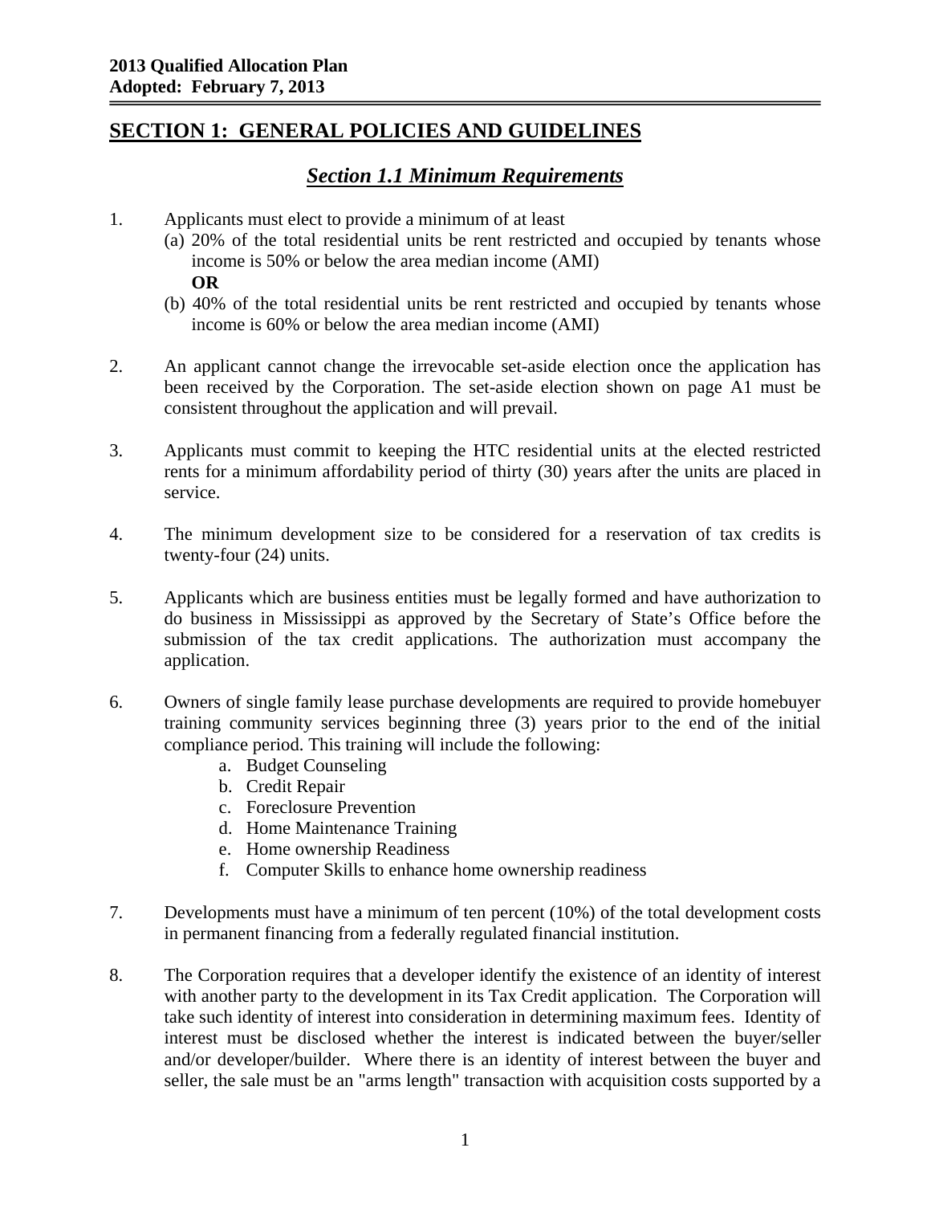## SECTION 1: GENERAL POLICIES AND GUIDELINES

### *Section 1.1 Minimum Requirements*

1. Applicants must elect to provide a minimum of at least
   (a) 20% of the total residential units be rent restricted and occupied by tenants whose income is 50% or below the area median income (AMI)
   **OR**
   (b) 40% of the total residential units be rent restricted and occupied by tenants whose income is 60% or below the area median income (AMI)

2. An applicant cannot change the irrevocable set-aside election once the application has been received by the Corporation. The set-aside election shown on page A1 must be consistent throughout the application and will prevail.

3. Applicants must commit to keeping the HTC residential units at the elected restricted rents for a minimum affordability period of thirty (30) years after the units are placed in service.

4. The minimum development size to be considered for a reservation of tax credits is twenty-four (24) units.

5. Applicants which are business entities must be legally formed and have authorization to do business in Mississippi as approved by the Secretary of State's Office before the submission of the tax credit applications. The authorization must accompany the application.

6. Owners of single family lease purchase developments are required to provide homebuyer training community services beginning three (3) years prior to the end of the initial compliance period. This training will include the following:
   a. Budget Counseling
   b. Credit Repair
   c. Foreclosure Prevention
   d. Home Maintenance Training
   e. Home ownership Readiness
   f. Computer Skills to enhance home ownership readiness

7. Developments must have a minimum of ten percent (10%) of the total development costs in permanent financing from a federally regulated financial institution.

8. The Corporation requires that a developer identify the existence of an identity of interest with another party to the development in its Tax Credit application. The Corporation will take such identity of interest into consideration in determining maximum fees. Identity of interest must be disclosed whether the interest is indicated between the buyer/seller and/or developer/builder. Where there is an identity of interest between the buyer and seller, the sale must be an "arms length" transaction with acquisition costs supported by a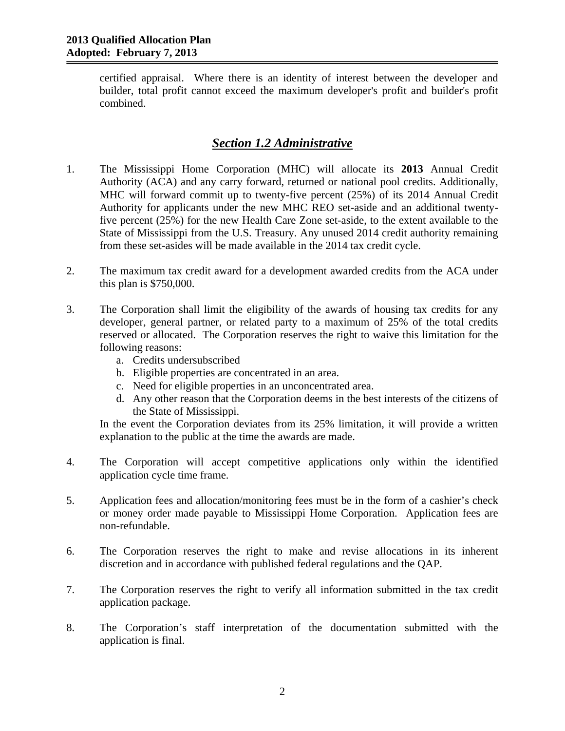certified appraisal. Where there is an identity of interest between the developer and builder, total profit cannot exceed the maximum developer's profit and builder's profit combined.

## ***Section 1.2 Administrative***

1. The Mississippi Home Corporation (MHC) will allocate its **2013** Annual Credit Authority (ACA) and any carry forward, returned or national pool credits. Additionally, MHC will forward commit up to twenty-five percent (25%) of its 2014 Annual Credit Authority for applicants under the new MHC REO set-aside and an additional twenty-five percent (25%) for the new Health Care Zone set-aside, to the extent available to the State of Mississippi from the U.S. Treasury. Any unused 2014 credit authority remaining from these set-asides will be made available in the 2014 tax credit cycle.

2. The maximum tax credit award for a development awarded credits from the ACA under this plan is $750,000.

3. The Corporation shall limit the eligibility of the awards of housing tax credits for any developer, general partner, or related party to a maximum of 25% of the total credits reserved or allocated. The Corporation reserves the right to waive this limitation for the following reasons:
   a. Credits undersubscribed
   b. Eligible properties are concentrated in an area.
   c. Need for eligible properties in an unconcentrated area.
   d. Any other reason that the Corporation deems in the best interests of the citizens of the State of Mississippi.

   In the event the Corporation deviates from its 25% limitation, it will provide a written explanation to the public at the time the awards are made.

4. The Corporation will accept competitive applications only within the identified application cycle time frame.

5. Application fees and allocation/monitoring fees must be in the form of a cashier's check or money order made payable to Mississippi Home Corporation. Application fees are non-refundable.

6. The Corporation reserves the right to make and revise allocations in its inherent discretion and in accordance with published federal regulations and the QAP.

7. The Corporation reserves the right to verify all information submitted in the tax credit application package.

8. The Corporation's staff interpretation of the documentation submitted with the application is final.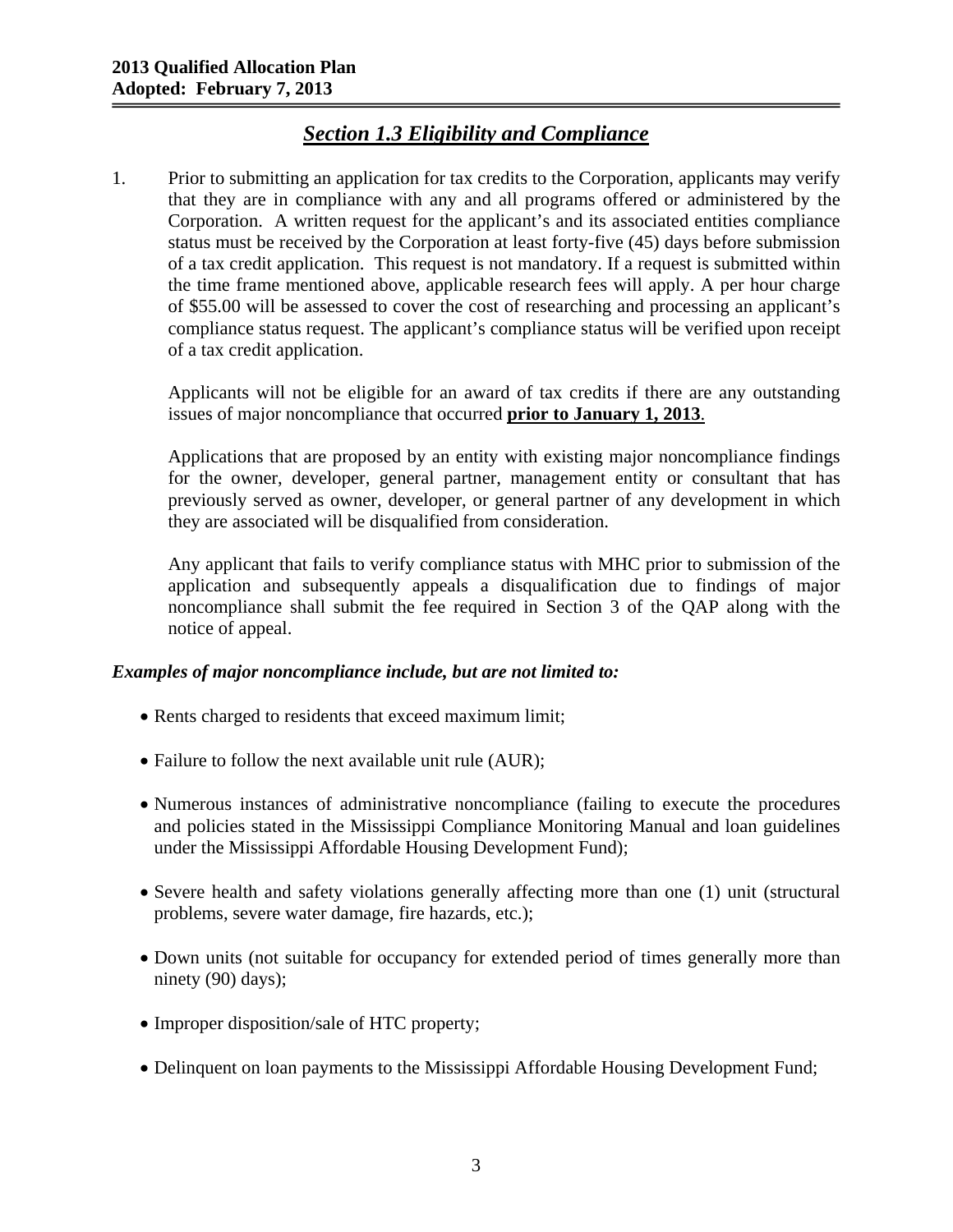## *Section 1.3 Eligibility and Compliance*

1. Prior to submitting an application for tax credits to the Corporation, applicants may verify that they are in compliance with any and all programs offered or administered by the Corporation. A written request for the applicant's and its associated entities compliance status must be received by the Corporation at least forty-five (45) days before submission of a tax credit application. This request is not mandatory. If a request is submitted within the time frame mentioned above, applicable research fees will apply. A per hour charge of $55.00 will be assessed to cover the cost of researching and processing an applicant's compliance status request. The applicant's compliance status will be verified upon receipt of a tax credit application.

   Applicants will not be eligible for an award of tax credits if there are any outstanding issues of major noncompliance that occurred **prior to January 1, 2013**.

   Applications that are proposed by an entity with existing major noncompliance findings for the owner, developer, general partner, management entity or consultant that has previously served as owner, developer, or general partner of any development in which they are associated will be disqualified from consideration.

   Any applicant that fails to verify compliance status with MHC prior to submission of the application and subsequently appeals a disqualification due to findings of major noncompliance shall submit the fee required in Section 3 of the QAP along with the notice of appeal.

***Examples of major noncompliance include, but are not limited to:***

- Rents charged to residents that exceed maximum limit;
- Failure to follow the next available unit rule (AUR);
- Numerous instances of administrative noncompliance (failing to execute the procedures and policies stated in the Mississippi Compliance Monitoring Manual and loan guidelines under the Mississippi Affordable Housing Development Fund);
- Severe health and safety violations generally affecting more than one (1) unit (structural problems, severe water damage, fire hazards, etc.);
- Down units (not suitable for occupancy for extended period of times generally more than ninety (90) days);
- Improper disposition/sale of HTC property;
- Delinquent on loan payments to the Mississippi Affordable Housing Development Fund;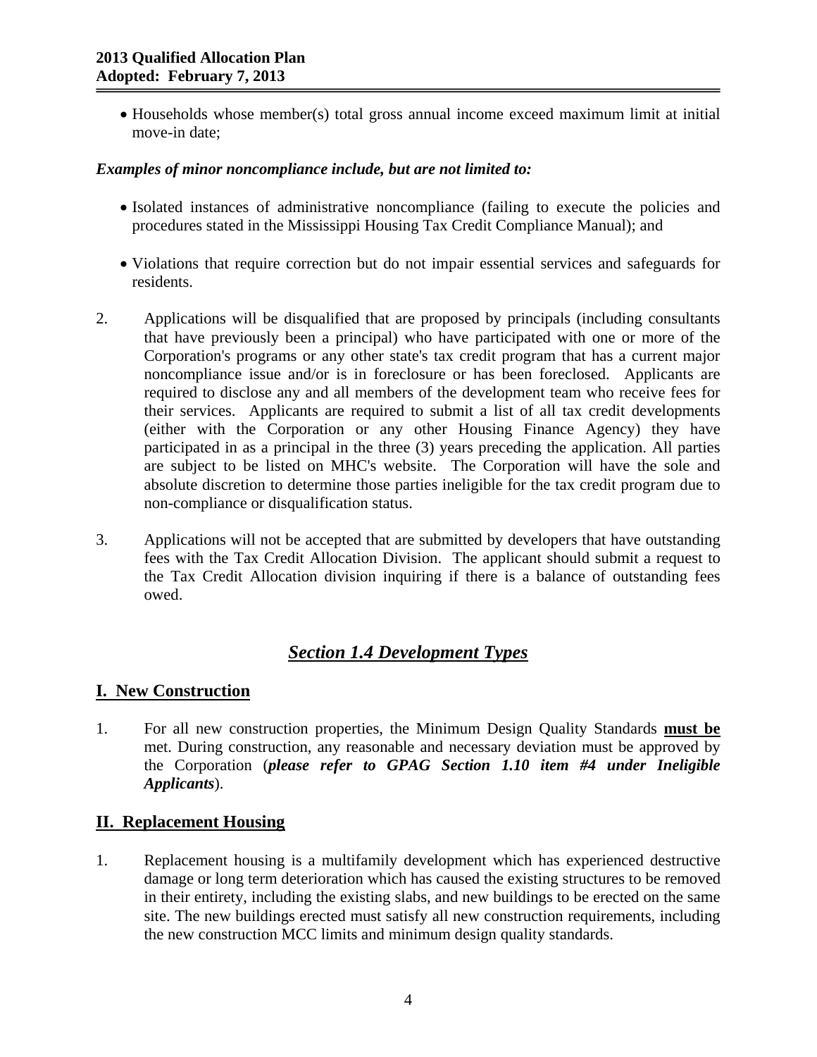- Households whose member(s) total gross annual income exceed maximum limit at initial move-in date;

***Examples of minor noncompliance include, but are not limited to:***

- Isolated instances of administrative noncompliance (failing to execute the policies and procedures stated in the Mississippi Housing Tax Credit Compliance Manual); and
- Violations that require correction but do not impair essential services and safeguards for residents.

2. Applications will be disqualified that are proposed by principals (including consultants that have previously been a principal) who have participated with one or more of the Corporation's programs or any other state's tax credit program that has a current major noncompliance issue and/or is in foreclosure or has been foreclosed. Applicants are required to disclose any and all members of the development team who receive fees for their services. Applicants are required to submit a list of all tax credit developments (either with the Corporation or any other Housing Finance Agency) they have participated in as a principal in the three (3) years preceding the application. All parties are subject to be listed on MHC's website. The Corporation will have the sole and absolute discretion to determine those parties ineligible for the tax credit program due to non-compliance or disqualification status.

3. Applications will not be accepted that are submitted by developers that have outstanding fees with the Tax Credit Allocation Division. The applicant should submit a request to the Tax Credit Allocation division inquiring if there is a balance of outstanding fees owed.

## ***Section 1.4 Development Types***

### I. New Construction

1. For all new construction properties, the Minimum Design Quality Standards **must be** met. During construction, any reasonable and necessary deviation must be approved by the Corporation (***please refer to GPAG Section 1.10 item #4 under Ineligible Applicants***).

### II. Replacement Housing

1. Replacement housing is a multifamily development which has experienced destructive damage or long term deterioration which has caused the existing structures to be removed in their entirety, including the existing slabs, and new buildings to be erected on the same site. The new buildings erected must satisfy all new construction requirements, including the new construction MCC limits and minimum design quality standards.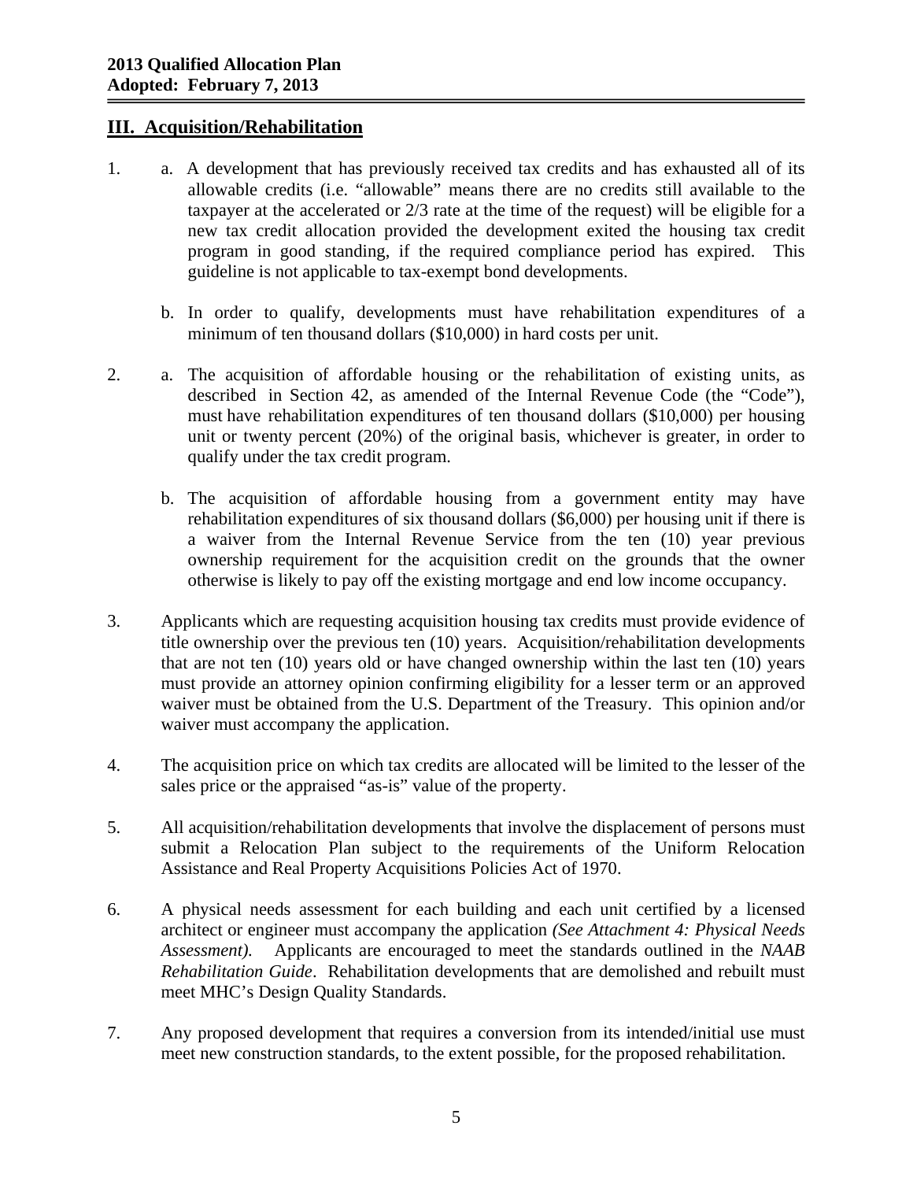## III. Acquisition/Rehabilitation

1. a. A development that has previously received tax credits and has exhausted all of its allowable credits (i.e. "allowable" means there are no credits still available to the taxpayer at the accelerated or 2/3 rate at the time of the request) will be eligible for a new tax credit allocation provided the development exited the housing tax credit program in good standing, if the required compliance period has expired. This guideline is not applicable to tax-exempt bond developments.

   b. In order to qualify, developments must have rehabilitation expenditures of a minimum of ten thousand dollars ($10,000) in hard costs per unit.

2. a. The acquisition of affordable housing or the rehabilitation of existing units, as described in Section 42, as amended of the Internal Revenue Code (the "Code"), must have rehabilitation expenditures of ten thousand dollars ($10,000) per housing unit or twenty percent (20%) of the original basis, whichever is greater, in order to qualify under the tax credit program.

   b. The acquisition of affordable housing from a government entity may have rehabilitation expenditures of six thousand dollars ($6,000) per housing unit if there is a waiver from the Internal Revenue Service from the ten (10) year previous ownership requirement for the acquisition credit on the grounds that the owner otherwise is likely to pay off the existing mortgage and end low income occupancy.

3. Applicants which are requesting acquisition housing tax credits must provide evidence of title ownership over the previous ten (10) years. Acquisition/rehabilitation developments that are not ten (10) years old or have changed ownership within the last ten (10) years must provide an attorney opinion confirming eligibility for a lesser term or an approved waiver must be obtained from the U.S. Department of the Treasury. This opinion and/or waiver must accompany the application.

4. The acquisition price on which tax credits are allocated will be limited to the lesser of the sales price or the appraised "as-is" value of the property.

5. All acquisition/rehabilitation developments that involve the displacement of persons must submit a Relocation Plan subject to the requirements of the Uniform Relocation Assistance and Real Property Acquisitions Policies Act of 1970.

6. A physical needs assessment for each building and each unit certified by a licensed architect or engineer must accompany the application *(See Attachment 4: Physical Needs Assessment).* Applicants are encouraged to meet the standards outlined in the *NAAB Rehabilitation Guide*. Rehabilitation developments that are demolished and rebuilt must meet MHC's Design Quality Standards.

7. Any proposed development that requires a conversion from its intended/initial use must meet new construction standards, to the extent possible, for the proposed rehabilitation.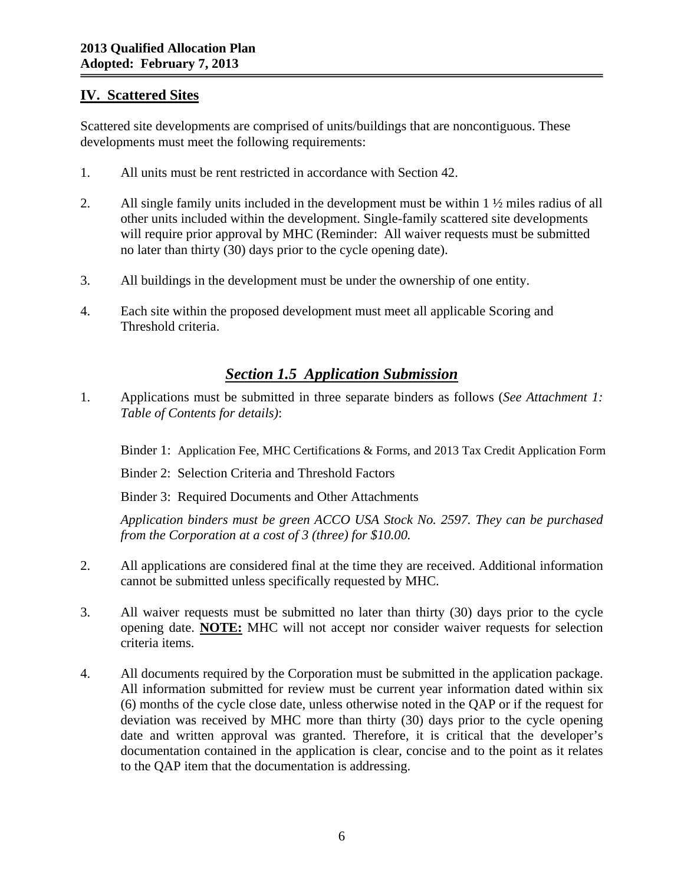## IV. Scattered Sites

Scattered site developments are comprised of units/buildings that are noncontiguous. These developments must meet the following requirements:

1. All units must be rent restricted in accordance with Section 42.

2. All single family units included in the development must be within 1 ½ miles radius of all other units included within the development. Single-family scattered site developments will require prior approval by MHC (Reminder: All waiver requests must be submitted no later than thirty (30) days prior to the cycle opening date).

3. All buildings in the development must be under the ownership of one entity.

4. Each site within the proposed development must meet all applicable Scoring and Threshold criteria.

## *Section 1.5 Application Submission*

1. Applications must be submitted in three separate binders as follows (*See Attachment 1: Table of Contents for details)*:

   Binder 1: Application Fee, MHC Certifications & Forms, and 2013 Tax Credit Application Form

   Binder 2: Selection Criteria and Threshold Factors

   Binder 3: Required Documents and Other Attachments

   *Application binders must be green ACCO USA Stock No. 2597. They can be purchased from the Corporation at a cost of 3 (three) for $10.00.*

2. All applications are considered final at the time they are received. Additional information cannot be submitted unless specifically requested by MHC.

3. All waiver requests must be submitted no later than thirty (30) days prior to the cycle opening date. **NOTE:** MHC will not accept nor consider waiver requests for selection criteria items.

4. All documents required by the Corporation must be submitted in the application package. All information submitted for review must be current year information dated within six (6) months of the cycle close date, unless otherwise noted in the QAP or if the request for deviation was received by MHC more than thirty (30) days prior to the cycle opening date and written approval was granted. Therefore, it is critical that the developer's documentation contained in the application is clear, concise and to the point as it relates to the QAP item that the documentation is addressing.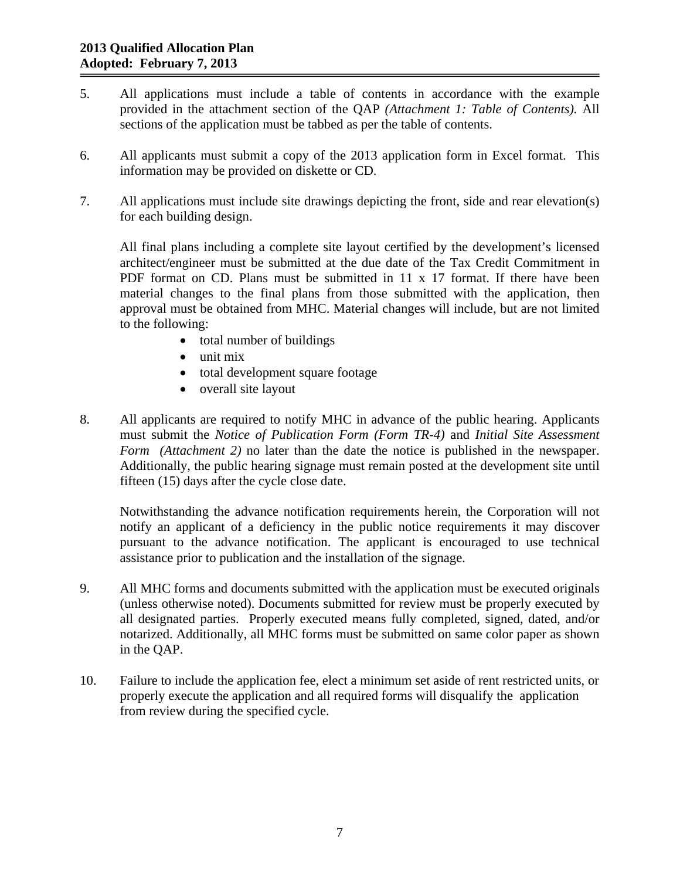5. All applications must include a table of contents in accordance with the example provided in the attachment section of the QAP *(Attachment 1: Table of Contents).* All sections of the application must be tabbed as per the table of contents.

6. All applicants must submit a copy of the 2013 application form in Excel format. This information may be provided on diskette or CD.

7. All applications must include site drawings depicting the front, side and rear elevation(s) for each building design.

   All final plans including a complete site layout certified by the development's licensed architect/engineer must be submitted at the due date of the Tax Credit Commitment in PDF format on CD. Plans must be submitted in 11 x 17 format. If there have been material changes to the final plans from those submitted with the application, then approval must be obtained from MHC. Material changes will include, but are not limited to the following:
   - total number of buildings
   - unit mix
   - total development square footage
   - overall site layout

8. All applicants are required to notify MHC in advance of the public hearing. Applicants must submit the *Notice of Publication Form (Form TR-4)* and *Initial Site Assessment Form (Attachment 2)* no later than the date the notice is published in the newspaper. Additionally, the public hearing signage must remain posted at the development site until fifteen (15) days after the cycle close date.

   Notwithstanding the advance notification requirements herein, the Corporation will not notify an applicant of a deficiency in the public notice requirements it may discover pursuant to the advance notification. The applicant is encouraged to use technical assistance prior to publication and the installation of the signage.

9. All MHC forms and documents submitted with the application must be executed originals (unless otherwise noted). Documents submitted for review must be properly executed by all designated parties. Properly executed means fully completed, signed, dated, and/or notarized. Additionally, all MHC forms must be submitted on same color paper as shown in the QAP.

10. Failure to include the application fee, elect a minimum set aside of rent restricted units, or properly execute the application and all required forms will disqualify the application from review during the specified cycle.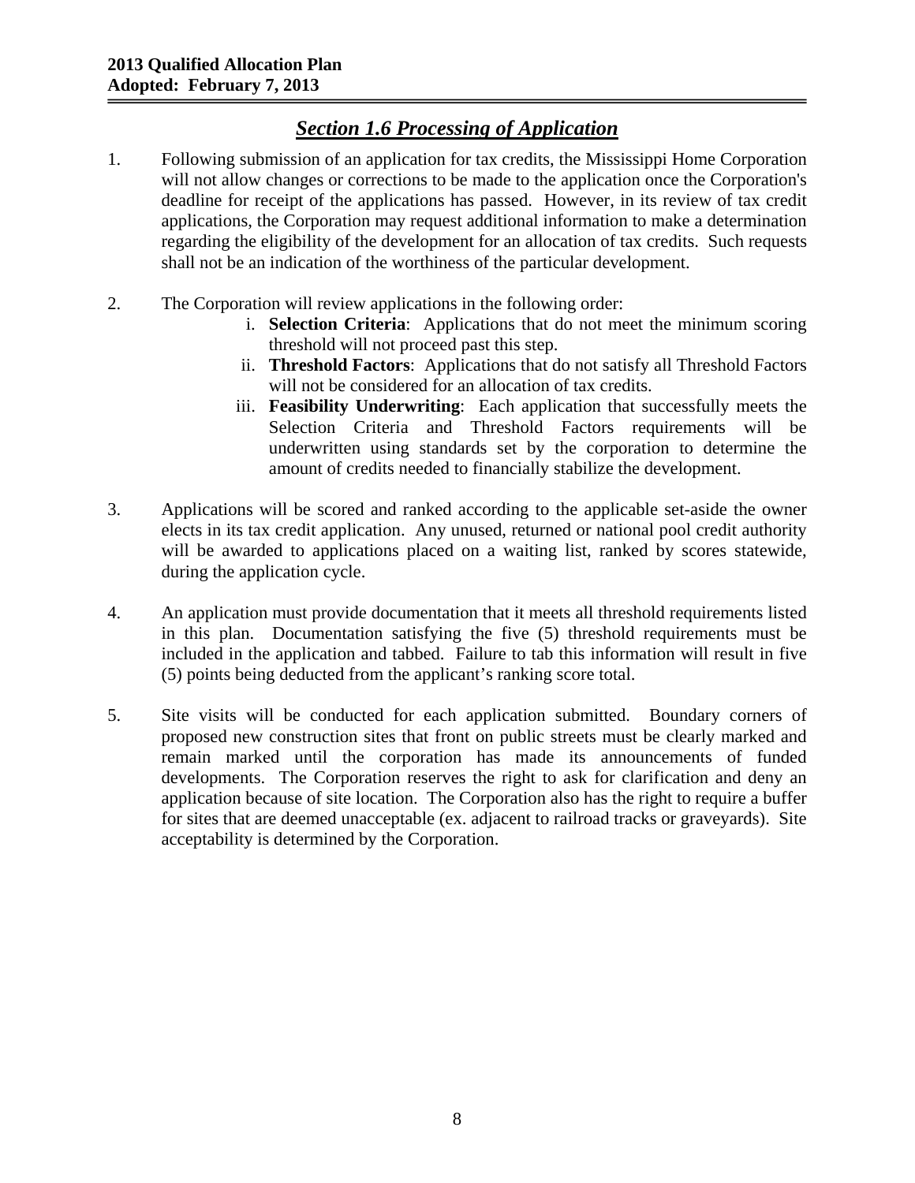## *Section 1.6 Processing of Application*

1. Following submission of an application for tax credits, the Mississippi Home Corporation will not allow changes or corrections to be made to the application once the Corporation's deadline for receipt of the applications has passed. However, in its review of tax credit applications, the Corporation may request additional information to make a determination regarding the eligibility of the development for an allocation of tax credits. Such requests shall not be an indication of the worthiness of the particular development.

2. The Corporation will review applications in the following order:
   1. **Selection Criteria**: Applications that do not meet the minimum scoring threshold will not proceed past this step.
   2. **Threshold Factors**: Applications that do not satisfy all Threshold Factors will not be considered for an allocation of tax credits.
   3. **Feasibility Underwriting**: Each application that successfully meets the Selection Criteria and Threshold Factors requirements will be underwritten using standards set by the corporation to determine the amount of credits needed to financially stabilize the development.

3. Applications will be scored and ranked according to the applicable set-aside the owner elects in its tax credit application. Any unused, returned or national pool credit authority will be awarded to applications placed on a waiting list, ranked by scores statewide, during the application cycle.

4. An application must provide documentation that it meets all threshold requirements listed in this plan. Documentation satisfying the five (5) threshold requirements must be included in the application and tabbed. Failure to tab this information will result in five (5) points being deducted from the applicant's ranking score total.

5. Site visits will be conducted for each application submitted. Boundary corners of proposed new construction sites that front on public streets must be clearly marked and remain marked until the corporation has made its announcements of funded developments. The Corporation reserves the right to ask for clarification and deny an application because of site location. The Corporation also has the right to require a buffer for sites that are deemed unacceptable (ex. adjacent to railroad tracks or graveyards). Site acceptability is determined by the Corporation.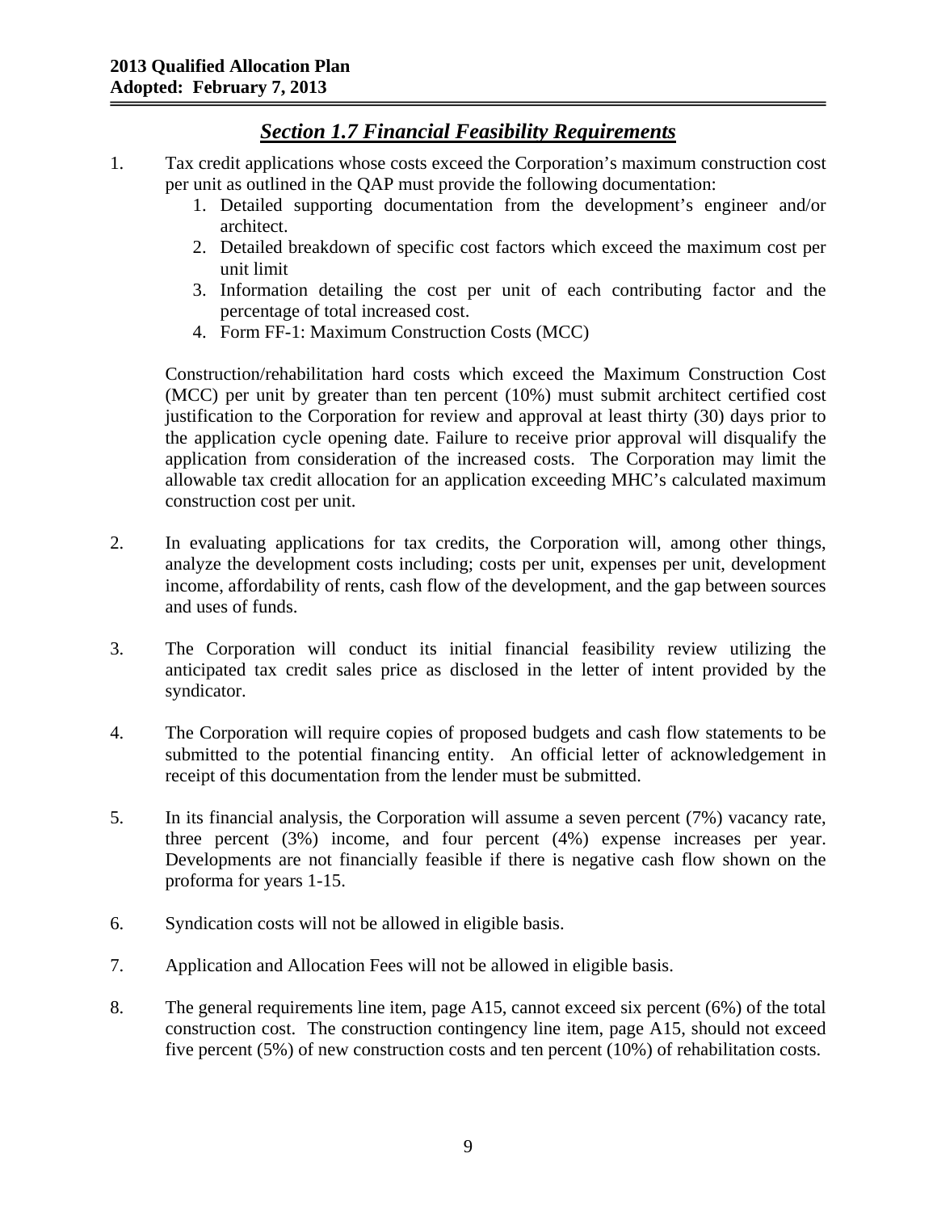## *Section 1.7 Financial Feasibility Requirements*

1. Tax credit applications whose costs exceed the Corporation's maximum construction cost per unit as outlined in the QAP must provide the following documentation:
    1. Detailed supporting documentation from the development's engineer and/or architect.
    2. Detailed breakdown of specific cost factors which exceed the maximum cost per unit limit
    3. Information detailing the cost per unit of each contributing factor and the percentage of total increased cost.
    4. Form FF-1: Maximum Construction Costs (MCC)

    Construction/rehabilitation hard costs which exceed the Maximum Construction Cost (MCC) per unit by greater than ten percent (10%) must submit architect certified cost justification to the Corporation for review and approval at least thirty (30) days prior to the application cycle opening date. Failure to receive prior approval will disqualify the application from consideration of the increased costs. The Corporation may limit the allowable tax credit allocation for an application exceeding MHC's calculated maximum construction cost per unit.

2. In evaluating applications for tax credits, the Corporation will, among other things, analyze the development costs including; costs per unit, expenses per unit, development income, affordability of rents, cash flow of the development, and the gap between sources and uses of funds.

3. The Corporation will conduct its initial financial feasibility review utilizing the anticipated tax credit sales price as disclosed in the letter of intent provided by the syndicator.

4. The Corporation will require copies of proposed budgets and cash flow statements to be submitted to the potential financing entity. An official letter of acknowledgement in receipt of this documentation from the lender must be submitted.

5. In its financial analysis, the Corporation will assume a seven percent (7%) vacancy rate, three percent (3%) income, and four percent (4%) expense increases per year. Developments are not financially feasible if there is negative cash flow shown on the proforma for years 1-15.

6. Syndication costs will not be allowed in eligible basis.

7. Application and Allocation Fees will not be allowed in eligible basis.

8. The general requirements line item, page A15, cannot exceed six percent (6%) of the total construction cost. The construction contingency line item, page A15, should not exceed five percent (5%) of new construction costs and ten percent (10%) of rehabilitation costs.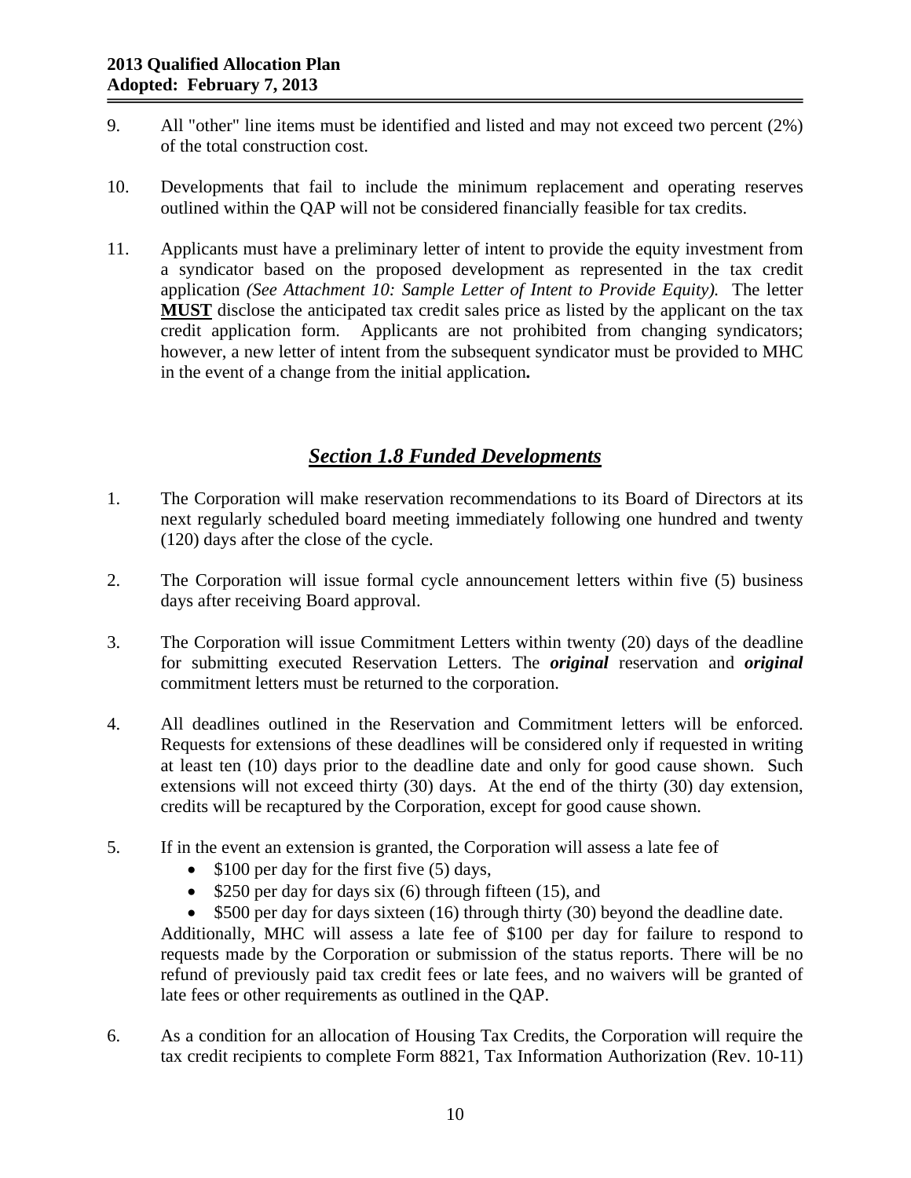9. All "other" line items must be identified and listed and may not exceed two percent (2%) of the total construction cost.

10. Developments that fail to include the minimum replacement and operating reserves outlined within the QAP will not be considered financially feasible for tax credits.

11. Applicants must have a preliminary letter of intent to provide the equity investment from a syndicator based on the proposed development as represented in the tax credit application *(See Attachment 10: Sample Letter of Intent to Provide Equity).* The letter **MUST** disclose the anticipated tax credit sales price as listed by the applicant on the tax credit application form. Applicants are not prohibited from changing syndicators; however, a new letter of intent from the subsequent syndicator must be provided to MHC in the event of a change from the initial application**.**

## ***Section 1.8 Funded Developments***

1. The Corporation will make reservation recommendations to its Board of Directors at its next regularly scheduled board meeting immediately following one hundred and twenty (120) days after the close of the cycle.

2. The Corporation will issue formal cycle announcement letters within five (5) business days after receiving Board approval.

3. The Corporation will issue Commitment Letters within twenty (20) days of the deadline for submitting executed Reservation Letters. The ***original*** reservation and ***original*** commitment letters must be returned to the corporation.

4. All deadlines outlined in the Reservation and Commitment letters will be enforced. Requests for extensions of these deadlines will be considered only if requested in writing at least ten (10) days prior to the deadline date and only for good cause shown. Such extensions will not exceed thirty (30) days. At the end of the thirty (30) day extension, credits will be recaptured by the Corporation, except for good cause shown.

5. If in the event an extension is granted, the Corporation will assess a late fee of
   - $100 per day for the first five (5) days,
   - $250 per day for days six (6) through fifteen (15), and
   - $500 per day for days sixteen (16) through thirty (30) beyond the deadline date.

   Additionally, MHC will assess a late fee of $100 per day for failure to respond to requests made by the Corporation or submission of the status reports. There will be no refund of previously paid tax credit fees or late fees, and no waivers will be granted of late fees or other requirements as outlined in the QAP.

6. As a condition for an allocation of Housing Tax Credits, the Corporation will require the tax credit recipients to complete Form 8821, Tax Information Authorization (Rev. 10-11)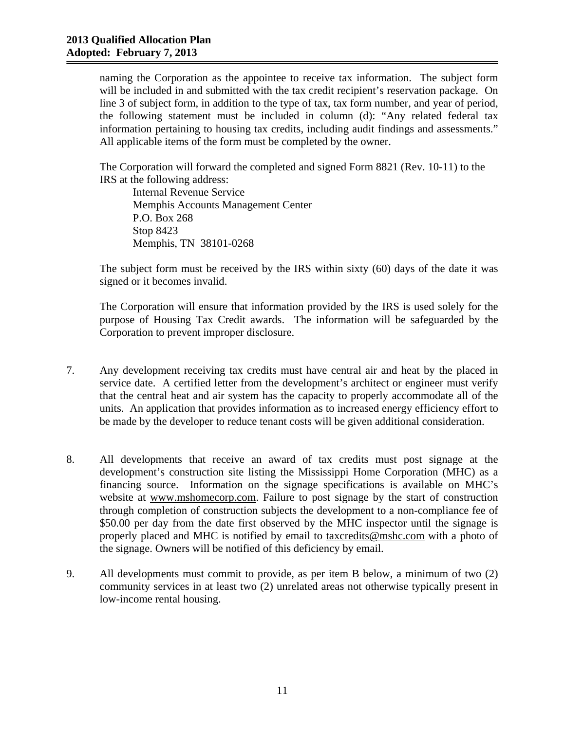naming the Corporation as the appointee to receive tax information. The subject form will be included in and submitted with the tax credit recipient's reservation package. On line 3 of subject form, in addition to the type of tax, tax form number, and year of period, the following statement must be included in column (d): "Any related federal tax information pertaining to housing tax credits, including audit findings and assessments." All applicable items of the form must be completed by the owner.

The Corporation will forward the completed and signed Form 8821 (Rev. 10-11) to the IRS at the following address:

Internal Revenue Service
Memphis Accounts Management Center
P.O. Box 268
Stop 8423
Memphis, TN 38101-0268

The subject form must be received by the IRS within sixty (60) days of the date it was signed or it becomes invalid.

The Corporation will ensure that information provided by the IRS is used solely for the purpose of Housing Tax Credit awards. The information will be safeguarded by the Corporation to prevent improper disclosure.

7. Any development receiving tax credits must have central air and heat by the placed in service date. A certified letter from the development's architect or engineer must verify that the central heat and air system has the capacity to properly accommodate all of the units. An application that provides information as to increased energy efficiency effort to be made by the developer to reduce tenant costs will be given additional consideration.

8. All developments that receive an award of tax credits must post signage at the development's construction site listing the Mississippi Home Corporation (MHC) as a financing source. Information on the signage specifications is available on MHC's website at www.mshomecorp.com. Failure to post signage by the start of construction through completion of construction subjects the development to a non-compliance fee of $50.00 per day from the date first observed by the MHC inspector until the signage is properly placed and MHC is notified by email to taxcredits@mshc.com with a photo of the signage. Owners will be notified of this deficiency by email.

9. All developments must commit to provide, as per item B below, a minimum of two (2) community services in at least two (2) unrelated areas not otherwise typically present in low-income rental housing.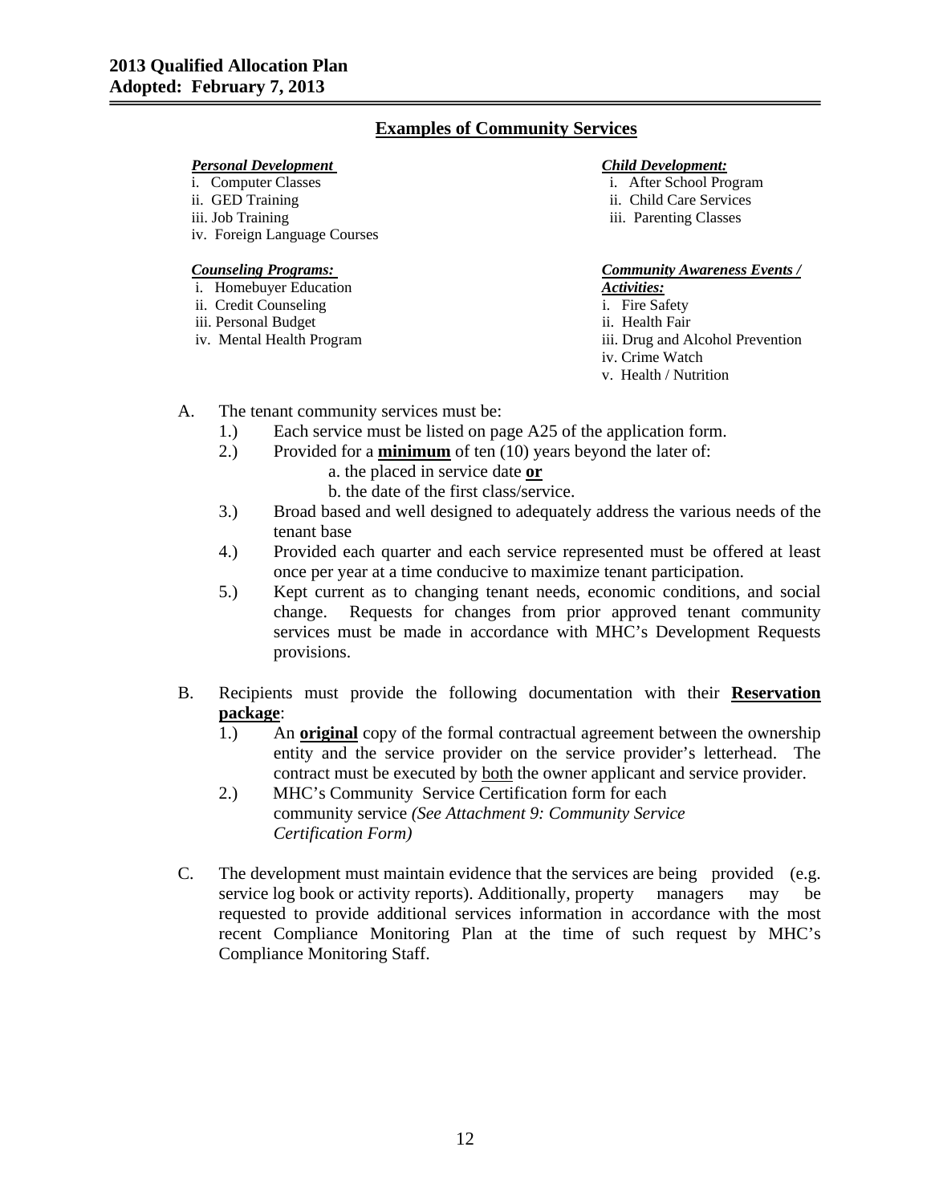## Examples of Community Services

***Personal Development***

i. Computer Classes
ii. GED Training
iii. Job Training
iv. Foreign Language Courses

***Child Development:***

i. After School Program
ii. Child Care Services
iii. Parenting Classes

***Counseling Programs:***

i. Homebuyer Education
ii. Credit Counseling
iii. Personal Budget
iv. Mental Health Program

***Community Awareness Events / Activities:***

i. Fire Safety
ii. Health Fair
iii. Drug and Alcohol Prevention
iv. Crime Watch
v. Health / Nutrition

A. The tenant community services must be:
   1.) Each service must be listed on page A25 of the application form.
   2.) Provided for a **minimum** of ten (10) years beyond the later of:
      a. the placed in service date **or**
      b. the date of the first class/service.
   3.) Broad based and well designed to adequately address the various needs of the tenant base
   4.) Provided each quarter and each service represented must be offered at least once per year at a time conducive to maximize tenant participation.
   5.) Kept current as to changing tenant needs, economic conditions, and social change. Requests for changes from prior approved tenant community services must be made in accordance with MHC's Development Requests provisions.

B. Recipients must provide the following documentation with their **Reservation package**:
   1.) An **original** copy of the formal contractual agreement between the ownership entity and the service provider on the service provider's letterhead. The contract must be executed by both the owner applicant and service provider.
   2.) MHC's Community Service Certification form for each community service *(See Attachment 9: Community Service Certification Form)*

C. The development must maintain evidence that the services are being provided (e.g. service log book or activity reports). Additionally, property managers may be requested to provide additional services information in accordance with the most recent Compliance Monitoring Plan at the time of such request by MHC's Compliance Monitoring Staff.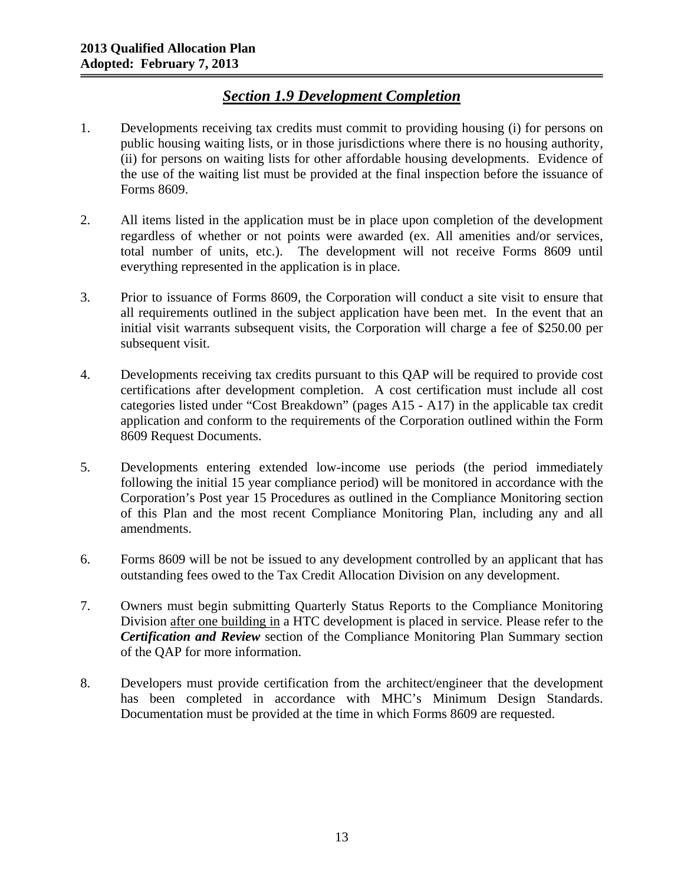## *Section 1.9 Development Completion*

1. Developments receiving tax credits must commit to providing housing (i) for persons on public housing waiting lists, or in those jurisdictions where there is no housing authority, (ii) for persons on waiting lists for other affordable housing developments. Evidence of the use of the waiting list must be provided at the final inspection before the issuance of Forms 8609.

2. All items listed in the application must be in place upon completion of the development regardless of whether or not points were awarded (ex. All amenities and/or services, total number of units, etc.). The development will not receive Forms 8609 until everything represented in the application is in place.

3. Prior to issuance of Forms 8609, the Corporation will conduct a site visit to ensure that all requirements outlined in the subject application have been met. In the event that an initial visit warrants subsequent visits, the Corporation will charge a fee of $250.00 per subsequent visit.

4. Developments receiving tax credits pursuant to this QAP will be required to provide cost certifications after development completion. A cost certification must include all cost categories listed under "Cost Breakdown" (pages A15 - A17) in the applicable tax credit application and conform to the requirements of the Corporation outlined within the Form 8609 Request Documents.

5. Developments entering extended low-income use periods (the period immediately following the initial 15 year compliance period) will be monitored in accordance with the Corporation's Post year 15 Procedures as outlined in the Compliance Monitoring section of this Plan and the most recent Compliance Monitoring Plan, including any and all amendments.

6. Forms 8609 will be not be issued to any development controlled by an applicant that has outstanding fees owed to the Tax Credit Allocation Division on any development.

7. Owners must begin submitting Quarterly Status Reports to the Compliance Monitoring Division after one building in a HTC development is placed in service. Please refer to the ***Certification and Review*** section of the Compliance Monitoring Plan Summary section of the QAP for more information.

8. Developers must provide certification from the architect/engineer that the development has been completed in accordance with MHC's Minimum Design Standards. Documentation must be provided at the time in which Forms 8609 are requested.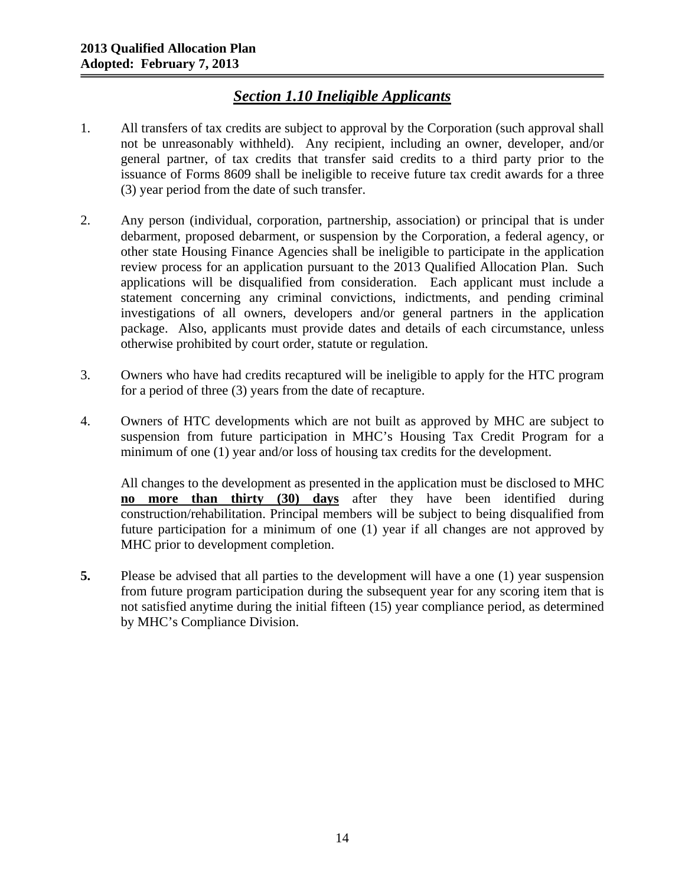## *Section 1.10 Ineligible Applicants*

1. All transfers of tax credits are subject to approval by the Corporation (such approval shall not be unreasonably withheld). Any recipient, including an owner, developer, and/or general partner, of tax credits that transfer said credits to a third party prior to the issuance of Forms 8609 shall be ineligible to receive future tax credit awards for a three (3) year period from the date of such transfer.

2. Any person (individual, corporation, partnership, association) or principal that is under debarment, proposed debarment, or suspension by the Corporation, a federal agency, or other state Housing Finance Agencies shall be ineligible to participate in the application review process for an application pursuant to the 2013 Qualified Allocation Plan. Such applications will be disqualified from consideration. Each applicant must include a statement concerning any criminal convictions, indictments, and pending criminal investigations of all owners, developers and/or general partners in the application package. Also, applicants must provide dates and details of each circumstance, unless otherwise prohibited by court order, statute or regulation.

3. Owners who have had credits recaptured will be ineligible to apply for the HTC program for a period of three (3) years from the date of recapture.

4. Owners of HTC developments which are not built as approved by MHC are subject to suspension from future participation in MHC's Housing Tax Credit Program for a minimum of one (1) year and/or loss of housing tax credits for the development.

   All changes to the development as presented in the application must be disclosed to MHC **no more than thirty (30) days** after they have been identified during construction/rehabilitation. Principal members will be subject to being disqualified from future participation for a minimum of one (1) year if all changes are not approved by MHC prior to development completion.

**5.** Please be advised that all parties to the development will have a one (1) year suspension from future program participation during the subsequent year for any scoring item that is not satisfied anytime during the initial fifteen (15) year compliance period, as determined by MHC's Compliance Division.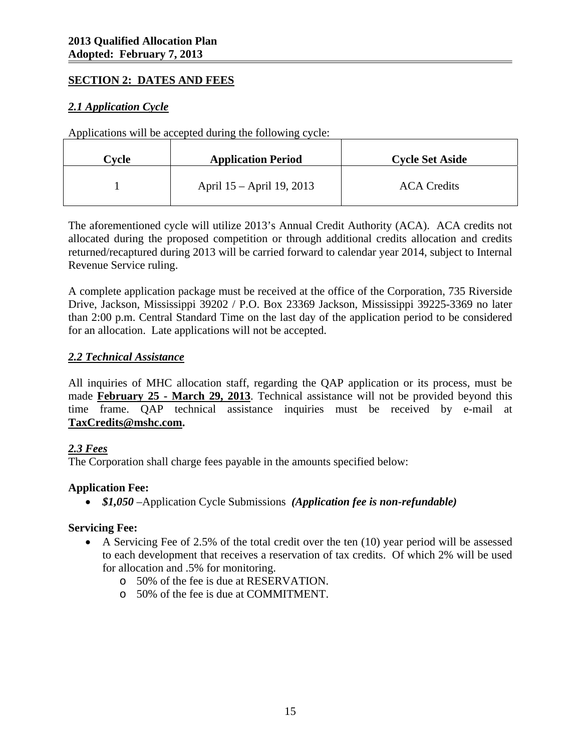## SECTION 2: DATES AND FEES

### *2.1 Application Cycle*

Applications will be accepted during the following cycle:

| Cycle | Application Period | Cycle Set Aside |
|---|---|---|
| 1 | April 15 – April 19, 2013 | ACA Credits |

The aforementioned cycle will utilize 2013's Annual Credit Authority (ACA). ACA credits not allocated during the proposed competition or through additional credits allocation and credits returned/recaptured during 2013 will be carried forward to calendar year 2014, subject to Internal Revenue Service ruling.

A complete application package must be received at the office of the Corporation, 735 Riverside Drive, Jackson, Mississippi 39202 / P.O. Box 23369 Jackson, Mississippi 39225-3369 no later than 2:00 p.m. Central Standard Time on the last day of the application period to be considered for an allocation. Late applications will not be accepted.

### *2.2 Technical Assistance*

All inquiries of MHC allocation staff, regarding the QAP application or its process, must be made **February 25 - March 29, 2013**. Technical assistance will not be provided beyond this time frame. QAP technical assistance inquiries must be received by e-mail at **TaxCredits@mshc.com.**

### *2.3 Fees*

The Corporation shall charge fees payable in the amounts specified below:

**Application Fee:**

- ***$1,050*** –Application Cycle Submissions ***(Application fee is non-refundable)***

**Servicing Fee:**

- A Servicing Fee of 2.5% of the total credit over the ten (10) year period will be assessed to each development that receives a reservation of tax credits. Of which 2% will be used for allocation and .5% for monitoring.
  - 50% of the fee is due at RESERVATION.
  - 50% of the fee is due at COMMITMENT.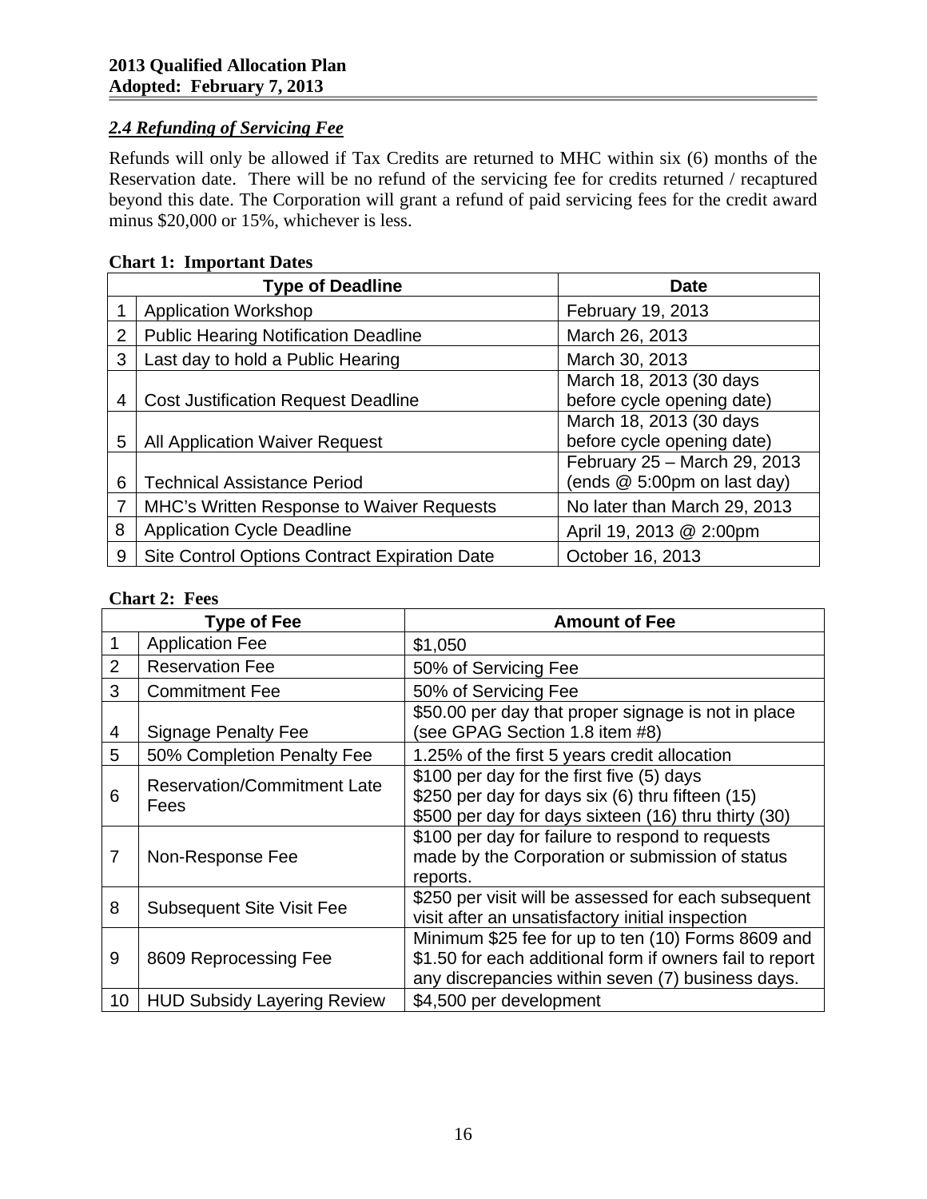### *2.4 Refunding of Servicing Fee*

Refunds will only be allowed if Tax Credits are returned to MHC within six (6) months of the Reservation date. There will be no refund of the servicing fee for credits returned / recaptured beyond this date. The Corporation will grant a refund of paid servicing fees for the credit award minus $20,000 or 15%, whichever is less.

**Chart 1: Important Dates**

| | Type of Deadline | Date |
|---|---|---|
| 1 | Application Workshop | February 19, 2013 |
| 2 | Public Hearing Notification Deadline | March 26, 2013 |
| 3 | Last day to hold a Public Hearing | March 30, 2013 |
| 4 | Cost Justification Request Deadline | March 18, 2013 (30 days before cycle opening date) |
| 5 | All Application Waiver Request | March 18, 2013 (30 days before cycle opening date) |
| 6 | Technical Assistance Period | February 25 – March 29, 2013 (ends @ 5:00pm on last day) |
| 7 | MHC's Written Response to Waiver Requests | No later than March 29, 2013 |
| 8 | Application Cycle Deadline | April 19, 2013 @ 2:00pm |
| 9 | Site Control Options Contract Expiration Date | October 16, 2013 |

**Chart 2: Fees**

| | Type of Fee | Amount of Fee |
|---|---|---|
| 1 | Application Fee | $1,050 |
| 2 | Reservation Fee | 50% of Servicing Fee |
| 3 | Commitment Fee | 50% of Servicing Fee |
| 4 | Signage Penalty Fee | $50.00 per day that proper signage is not in place (see GPAG Section 1.8 item #8) |
| 5 | 50% Completion Penalty Fee | 1.25% of the first 5 years credit allocation |
| 6 | Reservation/Commitment Late Fees | $100 per day for the first five (5) days<br>$250 per day for days six (6) thru fifteen (15)<br>$500 per day for days sixteen (16) thru thirty (30) |
| 7 | Non-Response Fee | $100 per day for failure to respond to requests made by the Corporation or submission of status reports. |
| 8 | Subsequent Site Visit Fee | $250 per visit will be assessed for each subsequent visit after an unsatisfactory initial inspection |
| 9 | 8609 Reprocessing Fee | Minimum $25 fee for up to ten (10) Forms 8609 and $1.50 for each additional form if owners fail to report any discrepancies within seven (7) business days. |
| 10 | HUD Subsidy Layering Review | $4,500 per development |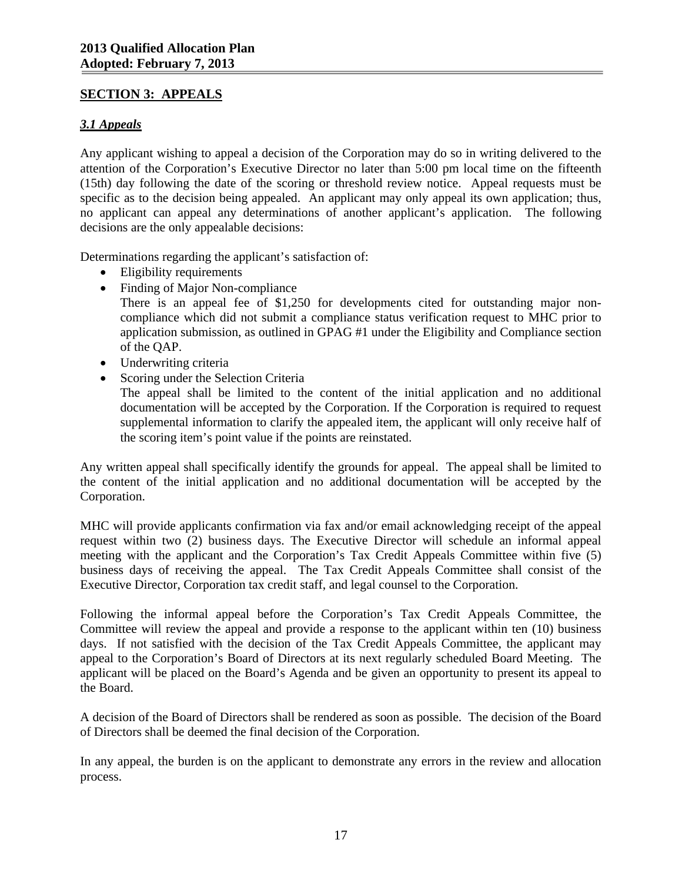## SECTION 3: APPEALS

### *3.1 Appeals*

Any applicant wishing to appeal a decision of the Corporation may do so in writing delivered to the attention of the Corporation's Executive Director no later than 5:00 pm local time on the fifteenth (15th) day following the date of the scoring or threshold review notice. Appeal requests must be specific as to the decision being appealed. An applicant may only appeal its own application; thus, no applicant can appeal any determinations of another applicant's application. The following decisions are the only appealable decisions:

Determinations regarding the applicant's satisfaction of:

- Eligibility requirements
- Finding of Major Non-compliance
  There is an appeal fee of $1,250 for developments cited for outstanding major non-compliance which did not submit a compliance status verification request to MHC prior to application submission, as outlined in GPAG #1 under the Eligibility and Compliance section of the QAP.
- Underwriting criteria
- Scoring under the Selection Criteria
  The appeal shall be limited to the content of the initial application and no additional documentation will be accepted by the Corporation. If the Corporation is required to request supplemental information to clarify the appealed item, the applicant will only receive half of the scoring item's point value if the points are reinstated.

Any written appeal shall specifically identify the grounds for appeal. The appeal shall be limited to the content of the initial application and no additional documentation will be accepted by the Corporation.

MHC will provide applicants confirmation via fax and/or email acknowledging receipt of the appeal request within two (2) business days. The Executive Director will schedule an informal appeal meeting with the applicant and the Corporation's Tax Credit Appeals Committee within five (5) business days of receiving the appeal. The Tax Credit Appeals Committee shall consist of the Executive Director, Corporation tax credit staff, and legal counsel to the Corporation.

Following the informal appeal before the Corporation's Tax Credit Appeals Committee, the Committee will review the appeal and provide a response to the applicant within ten (10) business days. If not satisfied with the decision of the Tax Credit Appeals Committee, the applicant may appeal to the Corporation's Board of Directors at its next regularly scheduled Board Meeting. The applicant will be placed on the Board's Agenda and be given an opportunity to present its appeal to the Board.

A decision of the Board of Directors shall be rendered as soon as possible. The decision of the Board of Directors shall be deemed the final decision of the Corporation.

In any appeal, the burden is on the applicant to demonstrate any errors in the review and allocation process.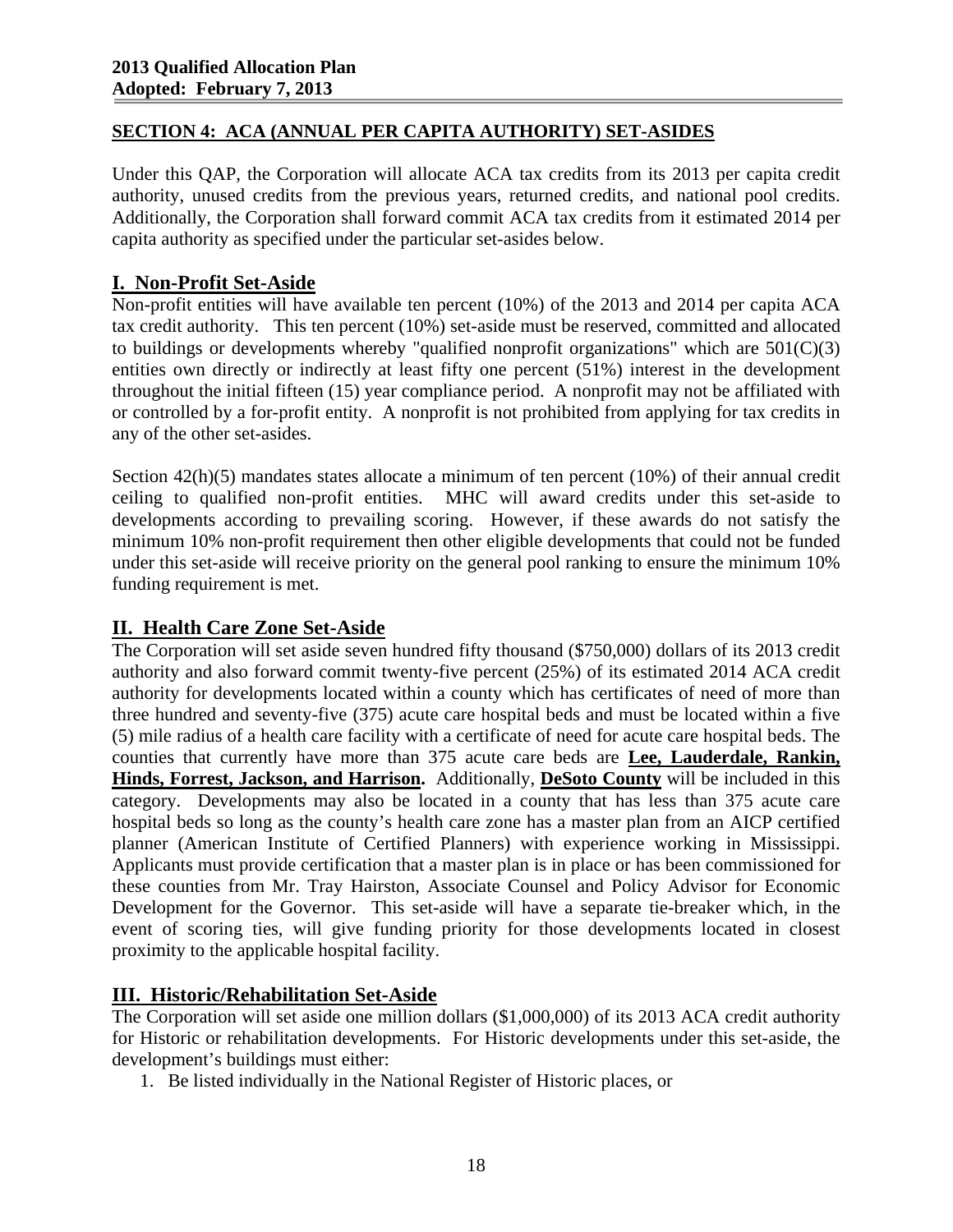## SECTION 4: ACA (ANNUAL PER CAPITA AUTHORITY) SET-ASIDES

Under this QAP, the Corporation will allocate ACA tax credits from its 2013 per capita credit authority, unused credits from the previous years, returned credits, and national pool credits. Additionally, the Corporation shall forward commit ACA tax credits from it estimated 2014 per capita authority as specified under the particular set-asides below.

### I. Non-Profit Set-Aside

Non-profit entities will have available ten percent (10%) of the 2013 and 2014 per capita ACA tax credit authority. This ten percent (10%) set-aside must be reserved, committed and allocated to buildings or developments whereby "qualified nonprofit organizations" which are 501(C)(3) entities own directly or indirectly at least fifty one percent (51%) interest in the development throughout the initial fifteen (15) year compliance period. A nonprofit may not be affiliated with or controlled by a for-profit entity. A nonprofit is not prohibited from applying for tax credits in any of the other set-asides.

Section 42(h)(5) mandates states allocate a minimum of ten percent (10%) of their annual credit ceiling to qualified non-profit entities. MHC will award credits under this set-aside to developments according to prevailing scoring. However, if these awards do not satisfy the minimum 10% non-profit requirement then other eligible developments that could not be funded under this set-aside will receive priority on the general pool ranking to ensure the minimum 10% funding requirement is met.

### II. Health Care Zone Set-Aside

The Corporation will set aside seven hundred fifty thousand ($750,000) dollars of its 2013 credit authority and also forward commit twenty-five percent (25%) of its estimated 2014 ACA credit authority for developments located within a county which has certificates of need of more than three hundred and seventy-five (375) acute care hospital beds and must be located within a five (5) mile radius of a health care facility with a certificate of need for acute care hospital beds. The counties that currently have more than 375 acute care beds are **Lee, Lauderdale, Rankin, Hinds, Forrest, Jackson, and Harrison.** Additionally, **DeSoto County** will be included in this category. Developments may also be located in a county that has less than 375 acute care hospital beds so long as the county's health care zone has a master plan from an AICP certified planner (American Institute of Certified Planners) with experience working in Mississippi. Applicants must provide certification that a master plan is in place or has been commissioned for these counties from Mr. Tray Hairston, Associate Counsel and Policy Advisor for Economic Development for the Governor. This set-aside will have a separate tie-breaker which, in the event of scoring ties, will give funding priority for those developments located in closest proximity to the applicable hospital facility.

### III. Historic/Rehabilitation Set-Aside

The Corporation will set aside one million dollars ($1,000,000) of its 2013 ACA credit authority for Historic or rehabilitation developments. For Historic developments under this set-aside, the development's buildings must either:

1. Be listed individually in the National Register of Historic places, or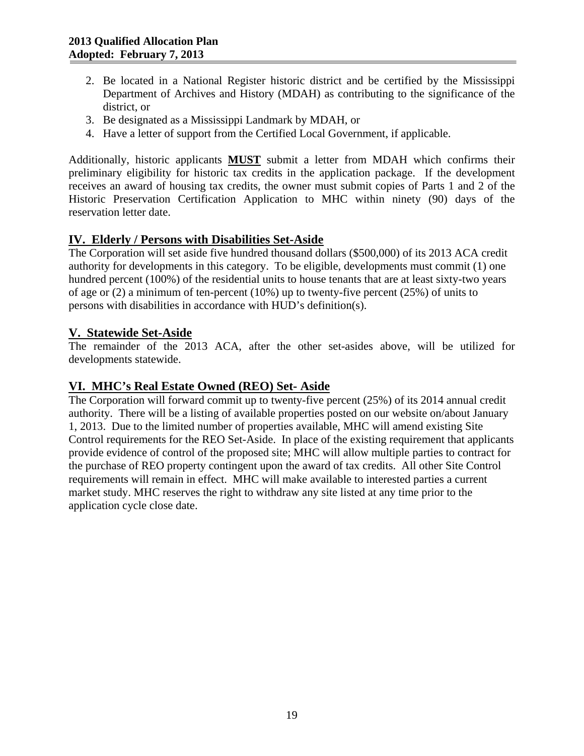2. Be located in a National Register historic district and be certified by the Mississippi Department of Archives and History (MDAH) as contributing to the significance of the district, or
3. Be designated as a Mississippi Landmark by MDAH, or
4. Have a letter of support from the Certified Local Government, if applicable.

Additionally, historic applicants **MUST** submit a letter from MDAH which confirms their preliminary eligibility for historic tax credits in the application package. If the development receives an award of housing tax credits, the owner must submit copies of Parts 1 and 2 of the Historic Preservation Certification Application to MHC within ninety (90) days of the reservation letter date.

## IV. Elderly / Persons with Disabilities Set-Aside

The Corporation will set aside five hundred thousand dollars ($500,000) of its 2013 ACA credit authority for developments in this category. To be eligible, developments must commit (1) one hundred percent (100%) of the residential units to house tenants that are at least sixty-two years of age or (2) a minimum of ten-percent (10%) up to twenty-five percent (25%) of units to persons with disabilities in accordance with HUD's definition(s).

## V. Statewide Set-Aside

The remainder of the 2013 ACA, after the other set-asides above, will be utilized for developments statewide.

## VI. MHC's Real Estate Owned (REO) Set- Aside

The Corporation will forward commit up to twenty-five percent (25%) of its 2014 annual credit authority. There will be a listing of available properties posted on our website on/about January 1, 2013. Due to the limited number of properties available, MHC will amend existing Site Control requirements for the REO Set-Aside. In place of the existing requirement that applicants provide evidence of control of the proposed site; MHC will allow multiple parties to contract for the purchase of REO property contingent upon the award of tax credits. All other Site Control requirements will remain in effect. MHC will make available to interested parties a current market study. MHC reserves the right to withdraw any site listed at any time prior to the application cycle close date.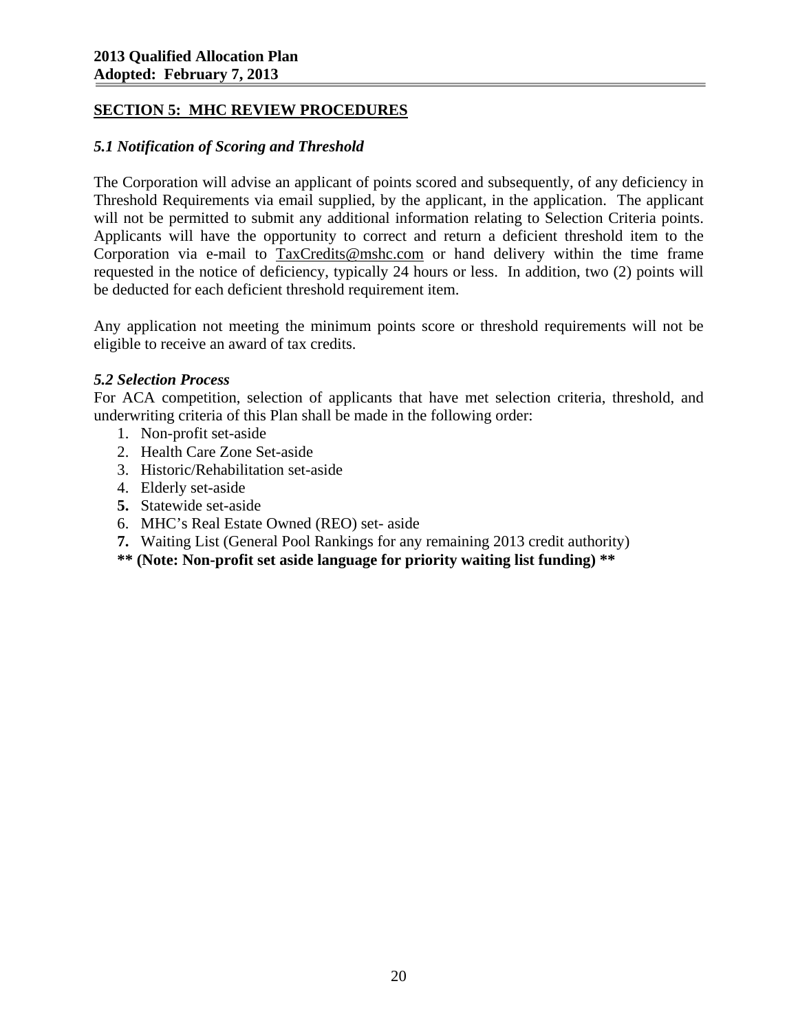## SECTION 5: MHC REVIEW PROCEDURES

### *5.1 Notification of Scoring and Threshold*

The Corporation will advise an applicant of points scored and subsequently, of any deficiency in Threshold Requirements via email supplied, by the applicant, in the application. The applicant will not be permitted to submit any additional information relating to Selection Criteria points. Applicants will have the opportunity to correct and return a deficient threshold item to the Corporation via e-mail to TaxCredits@mshc.com or hand delivery within the time frame requested in the notice of deficiency, typically 24 hours or less. In addition, two (2) points will be deducted for each deficient threshold requirement item.

Any application not meeting the minimum points score or threshold requirements will not be eligible to receive an award of tax credits.

### *5.2 Selection Process*

For ACA competition, selection of applicants that have met selection criteria, threshold, and underwriting criteria of this Plan shall be made in the following order:

1. Non-profit set-aside
2. Health Care Zone Set-aside
3. Historic/Rehabilitation set-aside
4. Elderly set-aside
5. Statewide set-aside
6. MHC's Real Estate Owned (REO) set- aside
7. Waiting List (General Pool Rankings for any remaining 2013 credit authority)

**** (Note: Non-profit set aside language for priority waiting list funding) ****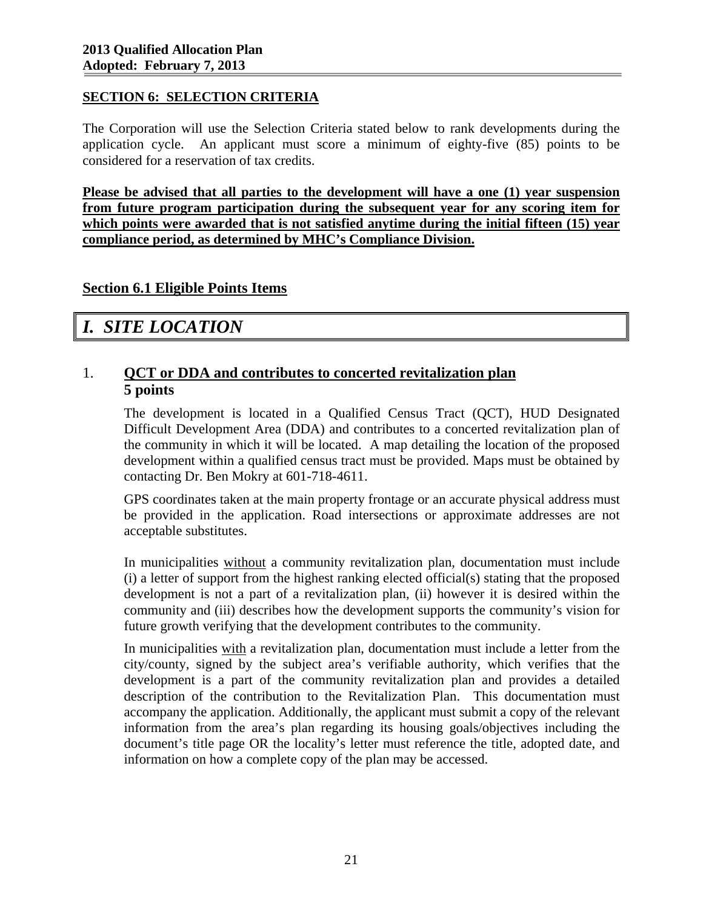## SECTION 6: SELECTION CRITERIA

The Corporation will use the Selection Criteria stated below to rank developments during the application cycle. An applicant must score a minimum of eighty-five (85) points to be considered for a reservation of tax credits.

**Please be advised that all parties to the development will have a one (1) year suspension from future program participation during the subsequent year for any scoring item for which points were awarded that is not satisfied anytime during the initial fifteen (15) year compliance period, as determined by MHC's Compliance Division.**

### Section 6.1 Eligible Points Items

## *I. SITE LOCATION*

1. **QCT or DDA and contributes to concerted revitalization plan**
   **5 points**

   The development is located in a Qualified Census Tract (QCT), HUD Designated Difficult Development Area (DDA) and contributes to a concerted revitalization plan of the community in which it will be located. A map detailing the location of the proposed development within a qualified census tract must be provided. Maps must be obtained by contacting Dr. Ben Mokry at 601-718-4611.

   GPS coordinates taken at the main property frontage or an accurate physical address must be provided in the application. Road intersections or approximate addresses are not acceptable substitutes.

   In municipalities without a community revitalization plan, documentation must include (i) a letter of support from the highest ranking elected official(s) stating that the proposed development is not a part of a revitalization plan, (ii) however it is desired within the community and (iii) describes how the development supports the community's vision for future growth verifying that the development contributes to the community.

   In municipalities with a revitalization plan, documentation must include a letter from the city/county, signed by the subject area's verifiable authority, which verifies that the development is a part of the community revitalization plan and provides a detailed description of the contribution to the Revitalization Plan. This documentation must accompany the application. Additionally, the applicant must submit a copy of the relevant information from the area's plan regarding its housing goals/objectives including the document's title page OR the locality's letter must reference the title, adopted date, and information on how a complete copy of the plan may be accessed.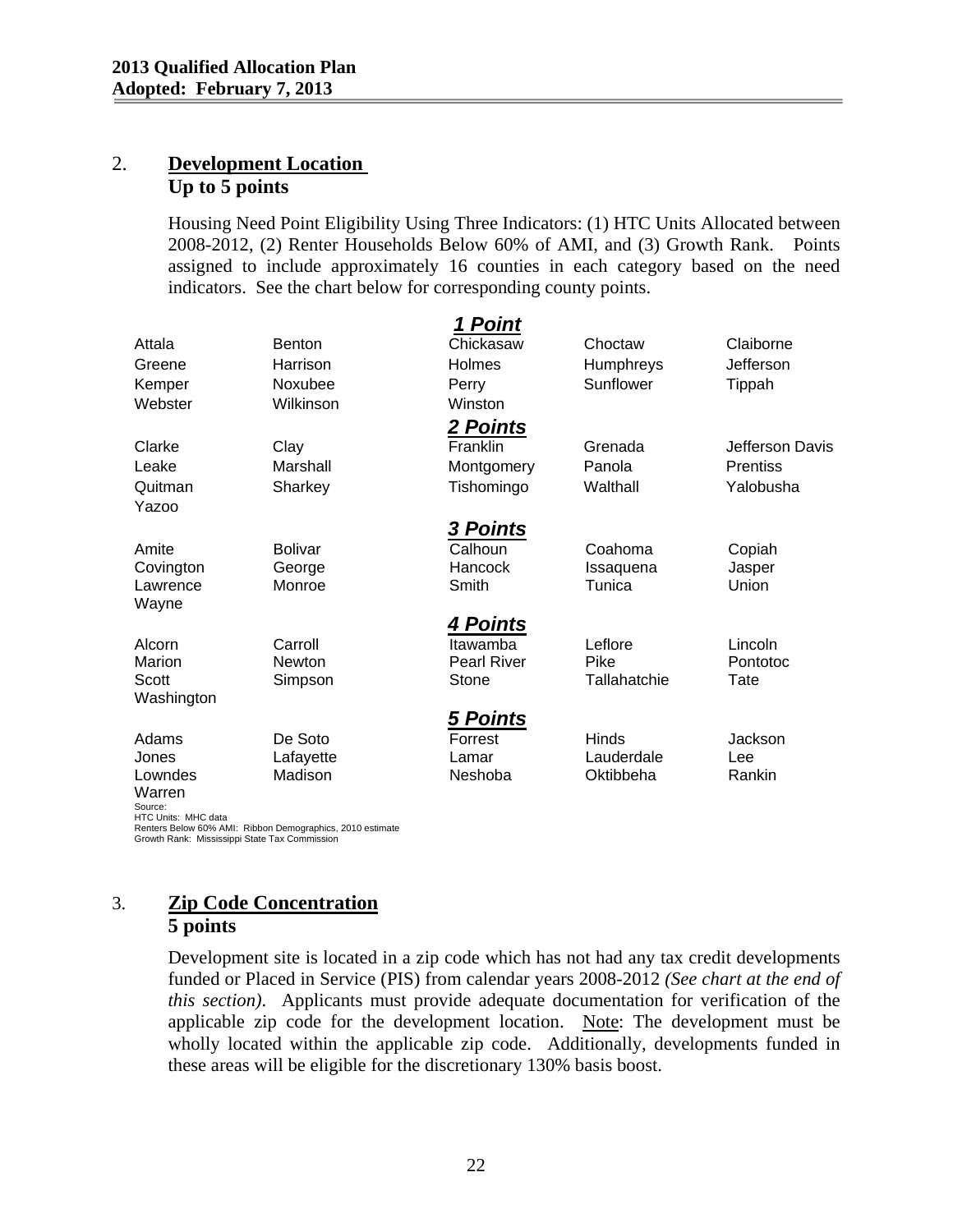2. **Development Location**
**Up to 5 points**

Housing Need Point Eligibility Using Three Indicators: (1) HTC Units Allocated between 2008-2012, (2) Renter Households Below 60% of AMI, and (3) Growth Rank. Points assigned to include approximately 16 counties in each category based on the need indicators. See the chart below for corresponding county points.

***1 Point***

| | | | | |
|---|---|---|---|---|
| Attala | Benton | Chickasaw | Choctaw | Claiborne |
| Greene | Harrison | Holmes | Humphreys | Jefferson |
| Kemper | Noxubee | Perry | Sunflower | Tippah |
| Webster | Wilkinson | Winston | | |

***2 Points***

| | | | | |
|---|---|---|---|---|
| Clarke | Clay | Franklin | Grenada | Jefferson Davis |
| Leake | Marshall | Montgomery | Panola | Prentiss |
| Quitman | Sharkey | Tishomingo | Walthall | Yalobusha |
| Yazoo | | | | |

***3 Points***

| | | | | |
|---|---|---|---|---|
| Amite | Bolivar | Calhoun | Coahoma | Copiah |
| Covington | George | Hancock | Issaquena | Jasper |
| Lawrence | Monroe | Smith | Tunica | Union |
| Wayne | | | | |

***4 Points***

| | | | | |
|---|---|---|---|---|
| Alcorn | Carroll | Itawamba | Leflore | Lincoln |
| Marion | Newton | Pearl River | Pike | Pontotoc |
| Scott | Simpson | Stone | Tallahatchie | Tate |
| Washington | | | | |

***5 Points***

| | | | | |
|---|---|---|---|---|
| Adams | De Soto | Forrest | Hinds | Jackson |
| Jones | Lafayette | Lamar | Lauderdale | Lee |
| Lowndes | Madison | Neshoba | Oktibbeha | Rankin |
| Warren | | | | |

Source:
HTC Units: MHC data
Renters Below 60% AMI: Ribbon Demographics, 2010 estimate
Growth Rank: Mississippi State Tax Commission

3. **Zip Code Concentration**
**5 points**

Development site is located in a zip code which has not had any tax credit developments funded or Placed in Service (PIS) from calendar years 2008-2012 *(See chart at the end of this section)*. Applicants must provide adequate documentation for verification of the applicable zip code for the development location. Note: The development must be wholly located within the applicable zip code. Additionally, developments funded in these areas will be eligible for the discretionary 130% basis boost.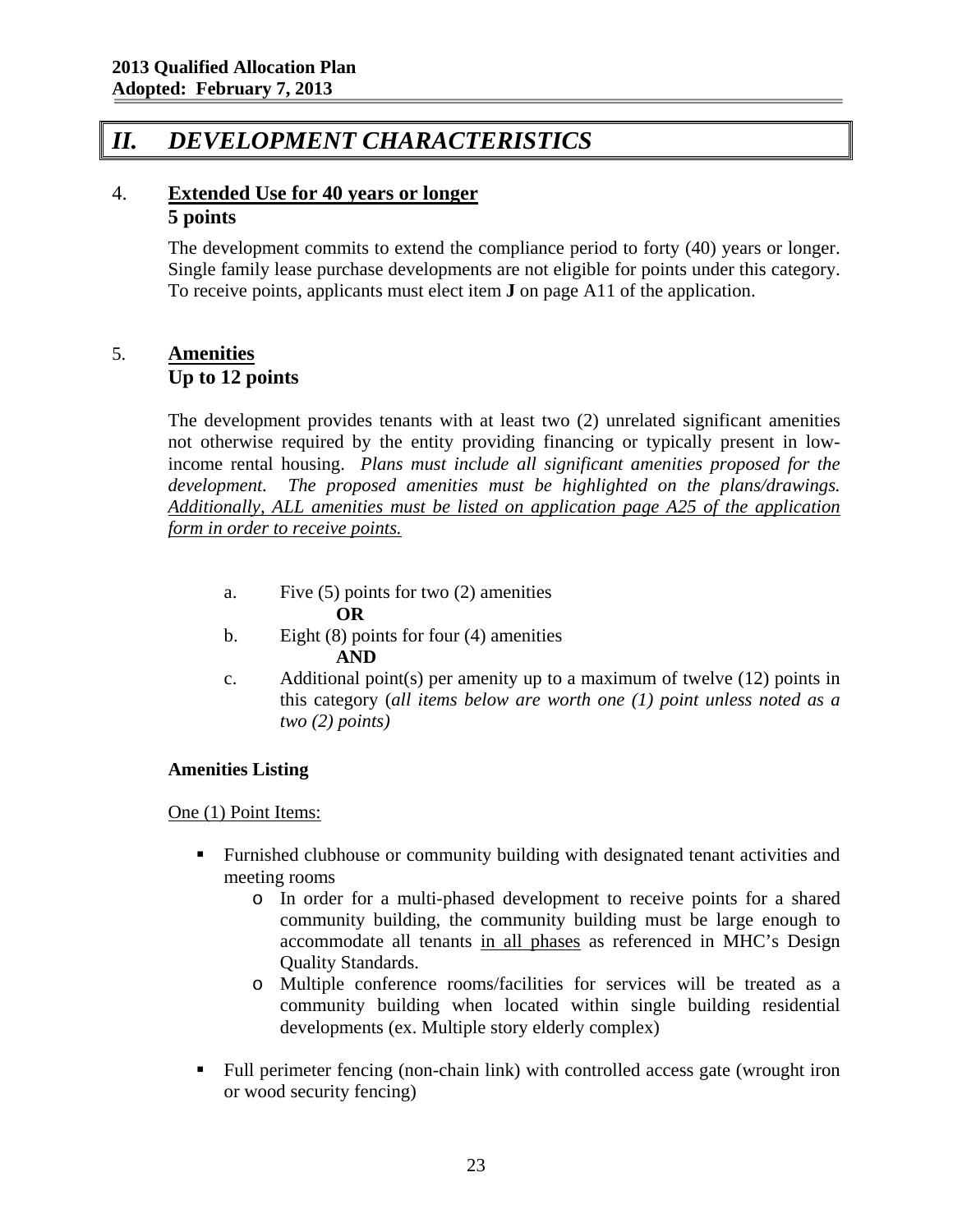# II. DEVELOPMENT CHARACTERISTICS

## 4. Extended Use for 40 years or longer
**5 points**

The development commits to extend the compliance period to forty (40) years or longer. Single family lease purchase developments are not eligible for points under this category. To receive points, applicants must elect item **J** on page A11 of the application.

## 5. Amenities
**Up to 12 points**

The development provides tenants with at least two (2) unrelated significant amenities not otherwise required by the entity providing financing or typically present in low-income rental housing. *Plans must include all significant amenities proposed for the development. The proposed amenities must be highlighted on the plans/drawings. Additionally, ALL amenities must be listed on application page A25 of the application form in order to receive points.*

a. Five (5) points for two (2) amenities
   **OR**
b. Eight (8) points for four (4) amenities
   **AND**
c. Additional point(s) per amenity up to a maximum of twelve (12) points in this category (*all items below are worth one (1) point unless noted as a two (2) points)*

**Amenities Listing**

One (1) Point Items:

- Furnished clubhouse or community building with designated tenant activities and meeting rooms
  - In order for a multi-phased development to receive points for a shared community building, the community building must be large enough to accommodate all tenants in all phases as referenced in MHC's Design Quality Standards.
  - Multiple conference rooms/facilities for services will be treated as a community building when located within single building residential developments (ex. Multiple story elderly complex)
- Full perimeter fencing (non-chain link) with controlled access gate (wrought iron or wood security fencing)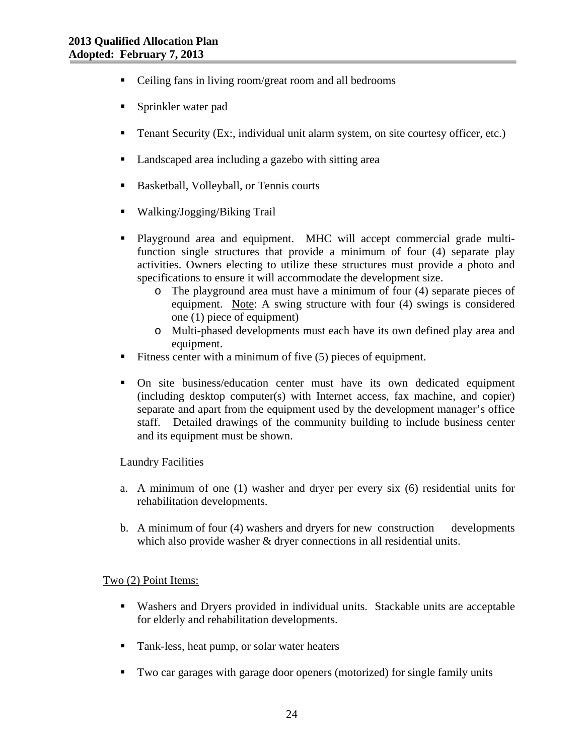- Ceiling fans in living room/great room and all bedrooms
- Sprinkler water pad
- Tenant Security (Ex:, individual unit alarm system, on site courtesy officer, etc.)
- Landscaped area including a gazebo with sitting area
- Basketball, Volleyball, or Tennis courts
- Walking/Jogging/Biking Trail
- Playground area and equipment. MHC will accept commercial grade multi-function single structures that provide a minimum of four (4) separate play activities. Owners electing to utilize these structures must provide a photo and specifications to ensure it will accommodate the development size.
  - The playground area must have a minimum of four (4) separate pieces of equipment. Note: A swing structure with four (4) swings is considered one (1) piece of equipment)
  - Multi-phased developments must each have its own defined play area and equipment.
- Fitness center with a minimum of five (5) pieces of equipment.
- On site business/education center must have its own dedicated equipment (including desktop computer(s) with Internet access, fax machine, and copier) separate and apart from the equipment used by the development manager's office staff. Detailed drawings of the community building to include business center and its equipment must be shown.

Laundry Facilities

a. A minimum of one (1) washer and dryer per every six (6) residential units for rehabilitation developments.

b. A minimum of four (4) washers and dryers for new construction developments which also provide washer & dryer connections in all residential units.

Two (2) Point Items:

- Washers and Dryers provided in individual units. Stackable units are acceptable for elderly and rehabilitation developments.
- Tank-less, heat pump, or solar water heaters
- Two car garages with garage door openers (motorized) for single family units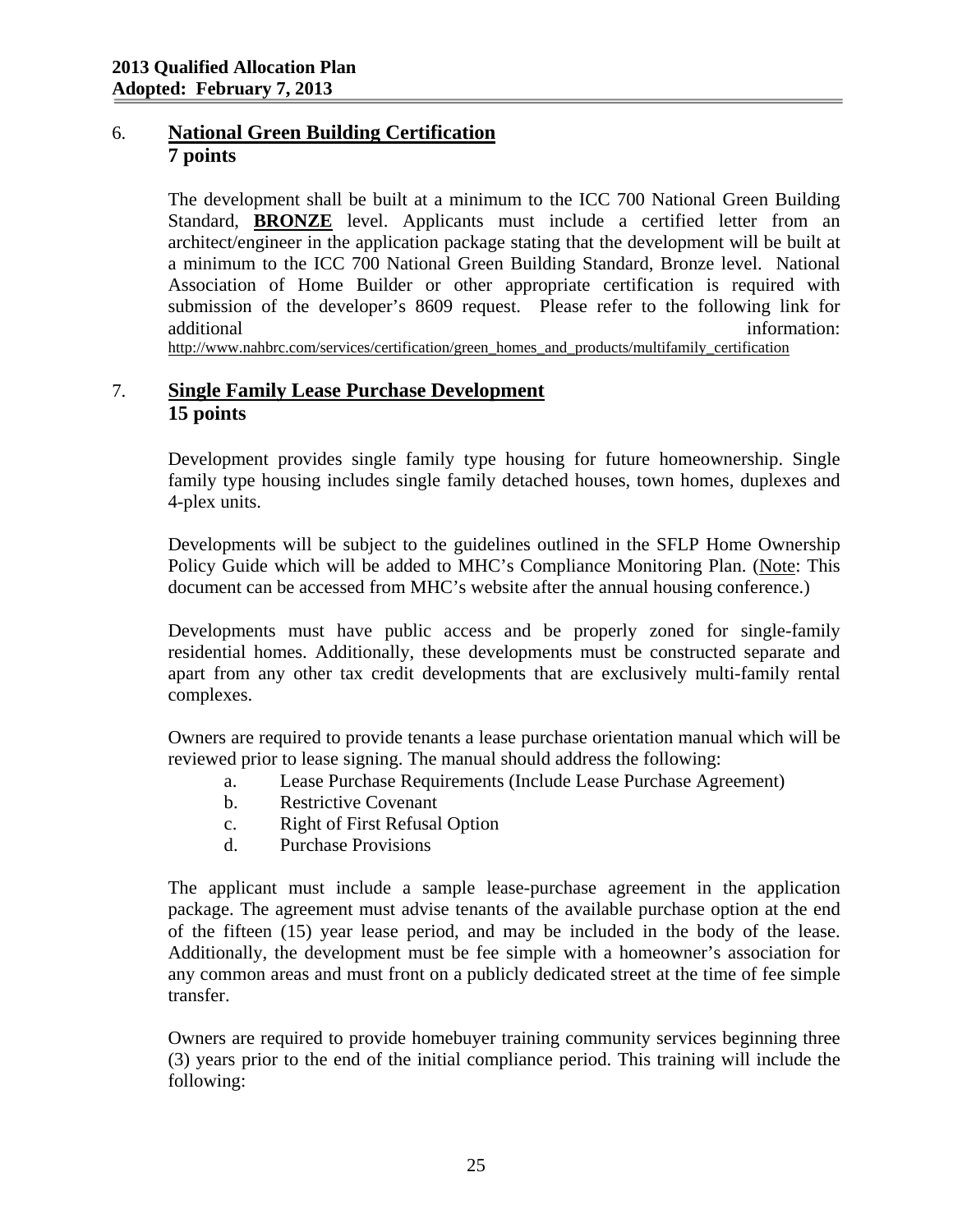## 6. National Green Building Certification
**7 points**

The development shall be built at a minimum to the ICC 700 National Green Building Standard, **BRONZE** level. Applicants must include a certified letter from an architect/engineer in the application package stating that the development will be built at a minimum to the ICC 700 National Green Building Standard, Bronze level. National Association of Home Builder or other appropriate certification is required with submission of the developer's 8609 request. Please refer to the following link for additional information: http://www.nahbrc.com/services/certification/green_homes_and_products/multifamily_certification

## 7. Single Family Lease Purchase Development
**15 points**

Development provides single family type housing for future homeownership. Single family type housing includes single family detached houses, town homes, duplexes and 4-plex units.

Developments will be subject to the guidelines outlined in the SFLP Home Ownership Policy Guide which will be added to MHC's Compliance Monitoring Plan. (Note: This document can be accessed from MHC's website after the annual housing conference.)

Developments must have public access and be properly zoned for single-family residential homes. Additionally, these developments must be constructed separate and apart from any other tax credit developments that are exclusively multi-family rental complexes.

Owners are required to provide tenants a lease purchase orientation manual which will be reviewed prior to lease signing. The manual should address the following:

a. Lease Purchase Requirements (Include Lease Purchase Agreement)
b. Restrictive Covenant
c. Right of First Refusal Option
d. Purchase Provisions

The applicant must include a sample lease-purchase agreement in the application package. The agreement must advise tenants of the available purchase option at the end of the fifteen (15) year lease period, and may be included in the body of the lease. Additionally, the development must be fee simple with a homeowner's association for any common areas and must front on a publicly dedicated street at the time of fee simple transfer.

Owners are required to provide homebuyer training community services beginning three (3) years prior to the end of the initial compliance period. This training will include the following: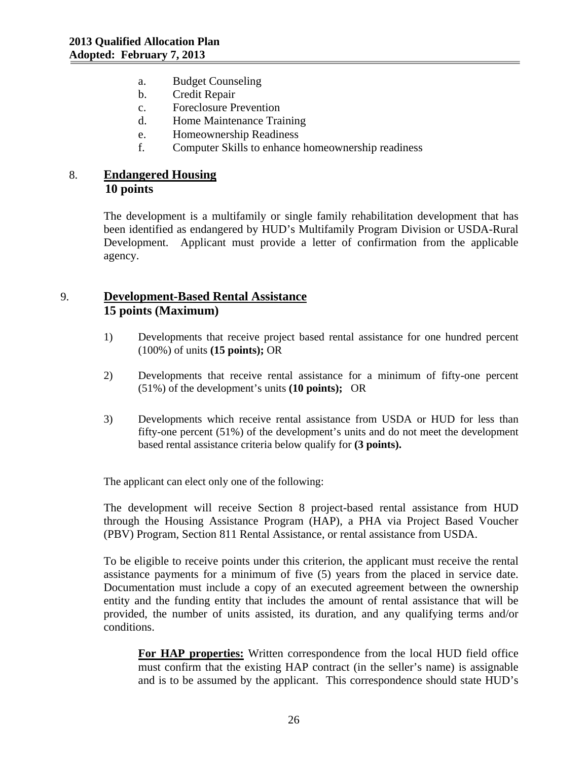a. Budget Counseling
b. Credit Repair
c. Foreclosure Prevention
d. Home Maintenance Training
e. Homeownership Readiness
f. Computer Skills to enhance homeownership readiness

8. **Endangered Housing**
**10 points**

The development is a multifamily or single family rehabilitation development that has been identified as endangered by HUD's Multifamily Program Division or USDA-Rural Development. Applicant must provide a letter of confirmation from the applicable agency.

9. **Development-Based Rental Assistance**
**15 points (Maximum)**

1) Developments that receive project based rental assistance for one hundred percent (100%) of units **(15 points);** OR

2) Developments that receive rental assistance for a minimum of fifty-one percent (51%) of the development's units **(10 points);** OR

3) Developments which receive rental assistance from USDA or HUD for less than fifty-one percent (51%) of the development's units and do not meet the development based rental assistance criteria below qualify for **(3 points).**

The applicant can elect only one of the following:

The development will receive Section 8 project-based rental assistance from HUD through the Housing Assistance Program (HAP), a PHA via Project Based Voucher (PBV) Program, Section 811 Rental Assistance, or rental assistance from USDA.

To be eligible to receive points under this criterion, the applicant must receive the rental assistance payments for a minimum of five (5) years from the placed in service date. Documentation must include a copy of an executed agreement between the ownership entity and the funding entity that includes the amount of rental assistance that will be provided, the number of units assisted, its duration, and any qualifying terms and/or conditions.

**For HAP properties:** Written correspondence from the local HUD field office must confirm that the existing HAP contract (in the seller's name) is assignable and is to be assumed by the applicant. This correspondence should state HUD's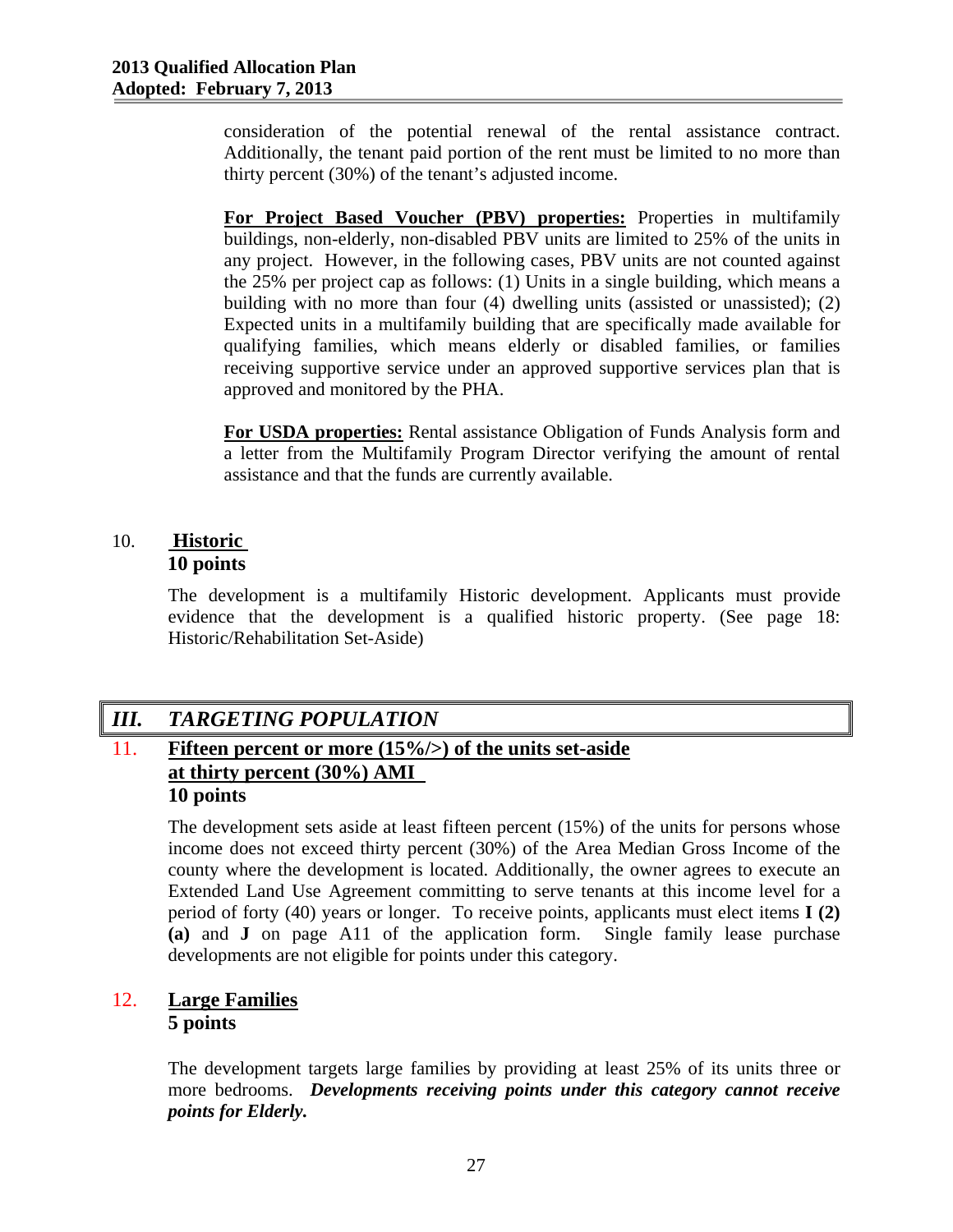consideration of the potential renewal of the rental assistance contract. Additionally, the tenant paid portion of the rent must be limited to no more than thirty percent (30%) of the tenant's adjusted income.

**For Project Based Voucher (PBV) properties:** Properties in multifamily buildings, non-elderly, non-disabled PBV units are limited to 25% of the units in any project. However, in the following cases, PBV units are not counted against the 25% per project cap as follows: (1) Units in a single building, which means a building with no more than four (4) dwelling units (assisted or unassisted); (2) Expected units in a multifamily building that are specifically made available for qualifying families, which means elderly or disabled families, or families receiving supportive service under an approved supportive services plan that is approved and monitored by the PHA.

**For USDA properties:** Rental assistance Obligation of Funds Analysis form and a letter from the Multifamily Program Director verifying the amount of rental assistance and that the funds are currently available.

### 10. Historic
**10 points**

The development is a multifamily Historic development. Applicants must provide evidence that the development is a qualified historic property. (See page 18: Historic/Rehabilitation Set-Aside)

## *III. TARGETING POPULATION*

### 11. Fifteen percent or more (15%/>) of the units set-aside at thirty percent (30%) AMI
**10 points**

The development sets aside at least fifteen percent (15%) of the units for persons whose income does not exceed thirty percent (30%) of the Area Median Gross Income of the county where the development is located. Additionally, the owner agrees to execute an Extended Land Use Agreement committing to serve tenants at this income level for a period of forty (40) years or longer. To receive points, applicants must elect items **I (2) (a)** and **J** on page A11 of the application form. Single family lease purchase developments are not eligible for points under this category.

### 12. Large Families
**5 points**

The development targets large families by providing at least 25% of its units three or more bedrooms. ***Developments receiving points under this category cannot receive points for Elderly.***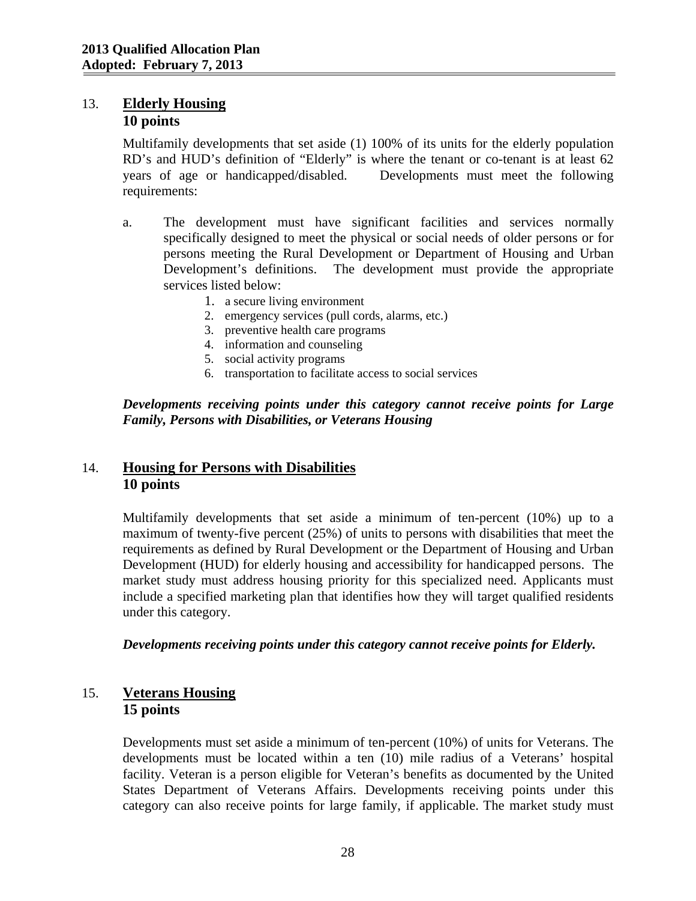### 13. Elderly Housing
**10 points**

Multifamily developments that set aside (1) 100% of its units for the elderly population RD's and HUD's definition of "Elderly" is where the tenant or co-tenant is at least 62 years of age or handicapped/disabled. Developments must meet the following requirements:

a. The development must have significant facilities and services normally specifically designed to meet the physical or social needs of older persons or for persons meeting the Rural Development or Department of Housing and Urban Development's definitions. The development must provide the appropriate services listed below:
   1. a secure living environment
   2. emergency services (pull cords, alarms, etc.)
   3. preventive health care programs
   4. information and counseling
   5. social activity programs
   6. transportation to facilitate access to social services

***Developments receiving points under this category cannot receive points for Large Family, Persons with Disabilities, or Veterans Housing***

### 14. Housing for Persons with Disabilities
**10 points**

Multifamily developments that set aside a minimum of ten-percent (10%) up to a maximum of twenty-five percent (25%) of units to persons with disabilities that meet the requirements as defined by Rural Development or the Department of Housing and Urban Development (HUD) for elderly housing and accessibility for handicapped persons. The market study must address housing priority for this specialized need. Applicants must include a specified marketing plan that identifies how they will target qualified residents under this category.

***Developments receiving points under this category cannot receive points for Elderly.***

### 15. Veterans Housing
**15 points**

Developments must set aside a minimum of ten-percent (10%) of units for Veterans. The developments must be located within a ten (10) mile radius of a Veterans' hospital facility. Veteran is a person eligible for Veteran's benefits as documented by the United States Department of Veterans Affairs. Developments receiving points under this category can also receive points for large family, if applicable. The market study must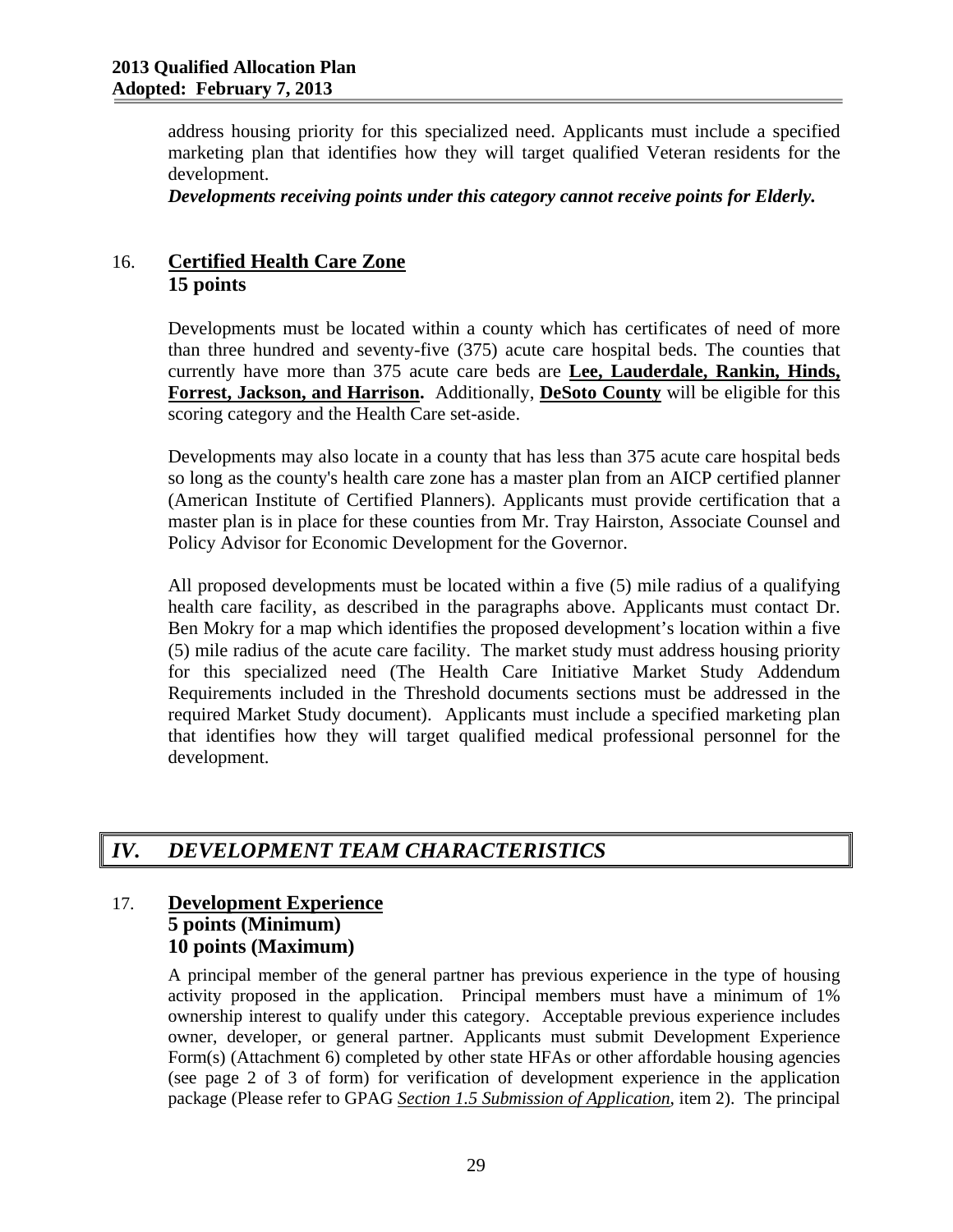address housing priority for this specialized need. Applicants must include a specified marketing plan that identifies how they will target qualified Veteran residents for the development.

***Developments receiving points under this category cannot receive points for Elderly.***

16. **Certified Health Care Zone**
**15 points**

Developments must be located within a county which has certificates of need of more than three hundred and seventy-five (375) acute care hospital beds. The counties that currently have more than 375 acute care beds are **Lee, Lauderdale, Rankin, Hinds, Forrest, Jackson, and Harrison.** Additionally, **DeSoto County** will be eligible for this scoring category and the Health Care set-aside.

Developments may also locate in a county that has less than 375 acute care hospital beds so long as the county's health care zone has a master plan from an AICP certified planner (American Institute of Certified Planners). Applicants must provide certification that a master plan is in place for these counties from Mr. Tray Hairston, Associate Counsel and Policy Advisor for Economic Development for the Governor.

All proposed developments must be located within a five (5) mile radius of a qualifying health care facility, as described in the paragraphs above. Applicants must contact Dr. Ben Mokry for a map which identifies the proposed development's location within a five (5) mile radius of the acute care facility. The market study must address housing priority for this specialized need (The Health Care Initiative Market Study Addendum Requirements included in the Threshold documents sections must be addressed in the required Market Study document). Applicants must include a specified marketing plan that identifies how they will target qualified medical professional personnel for the development.

## *IV. DEVELOPMENT TEAM CHARACTERISTICS*

17. **Development Experience**
**5 points (Minimum)**
**10 points (Maximum)**

A principal member of the general partner has previous experience in the type of housing activity proposed in the application. Principal members must have a minimum of 1% ownership interest to qualify under this category. Acceptable previous experience includes owner, developer, or general partner. Applicants must submit Development Experience Form(s) (Attachment 6) completed by other state HFAs or other affordable housing agencies (see page 2 of 3 of form) for verification of development experience in the application package (Please refer to GPAG *Section 1.5 Submission of Application*, item 2). The principal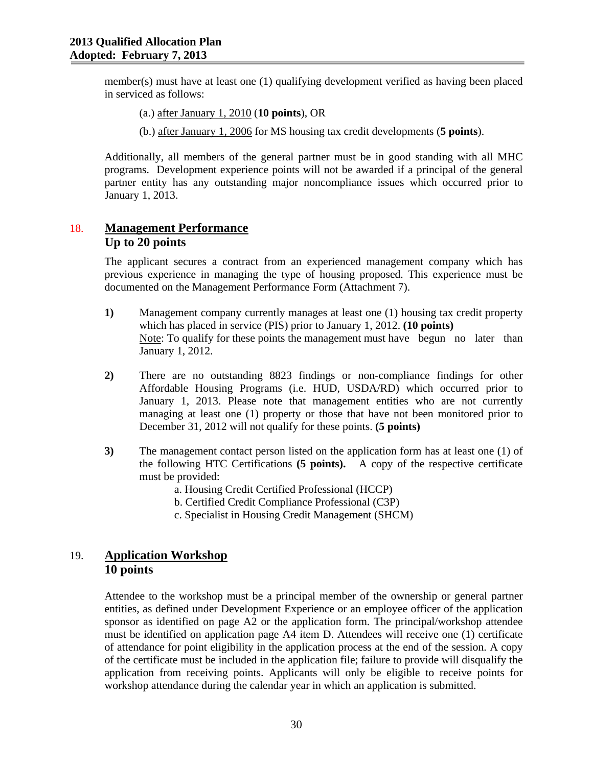member(s) must have at least one (1) qualifying development verified as having been placed in serviced as follows:

(a.) after January 1, 2010 (**10 points**), OR

(b.) after January 1, 2006 for MS housing tax credit developments (**5 points**).

Additionally, all members of the general partner must be in good standing with all MHC programs. Development experience points will not be awarded if a principal of the general partner entity has any outstanding major noncompliance issues which occurred prior to January 1, 2013.

## 18. Management Performance
**Up to 20 points**

The applicant secures a contract from an experienced management company which has previous experience in managing the type of housing proposed. This experience must be documented on the Management Performance Form (Attachment 7).

**1)** Management company currently manages at least one (1) housing tax credit property which has placed in service (PIS) prior to January 1, 2012. **(10 points)**
Note: To qualify for these points the management must have begun no later than January 1, 2012.

**2)** There are no outstanding 8823 findings or non-compliance findings for other Affordable Housing Programs (i.e. HUD, USDA/RD) which occurred prior to January 1, 2013. Please note that management entities who are not currently managing at least one (1) property or those that have not been monitored prior to December 31, 2012 will not qualify for these points. **(5 points)**

**3)** The management contact person listed on the application form has at least one (1) of the following HTC Certifications **(5 points).** A copy of the respective certificate must be provided:

a. Housing Credit Certified Professional (HCCP)
b. Certified Credit Compliance Professional (C3P)
c. Specialist in Housing Credit Management (SHCM)

## 19. Application Workshop
**10 points**

Attendee to the workshop must be a principal member of the ownership or general partner entities, as defined under Development Experience or an employee officer of the application sponsor as identified on page A2 or the application form. The principal/workshop attendee must be identified on application page A4 item D. Attendees will receive one (1) certificate of attendance for point eligibility in the application process at the end of the session. A copy of the certificate must be included in the application file; failure to provide will disqualify the application from receiving points. Applicants will only be eligible to receive points for workshop attendance during the calendar year in which an application is submitted.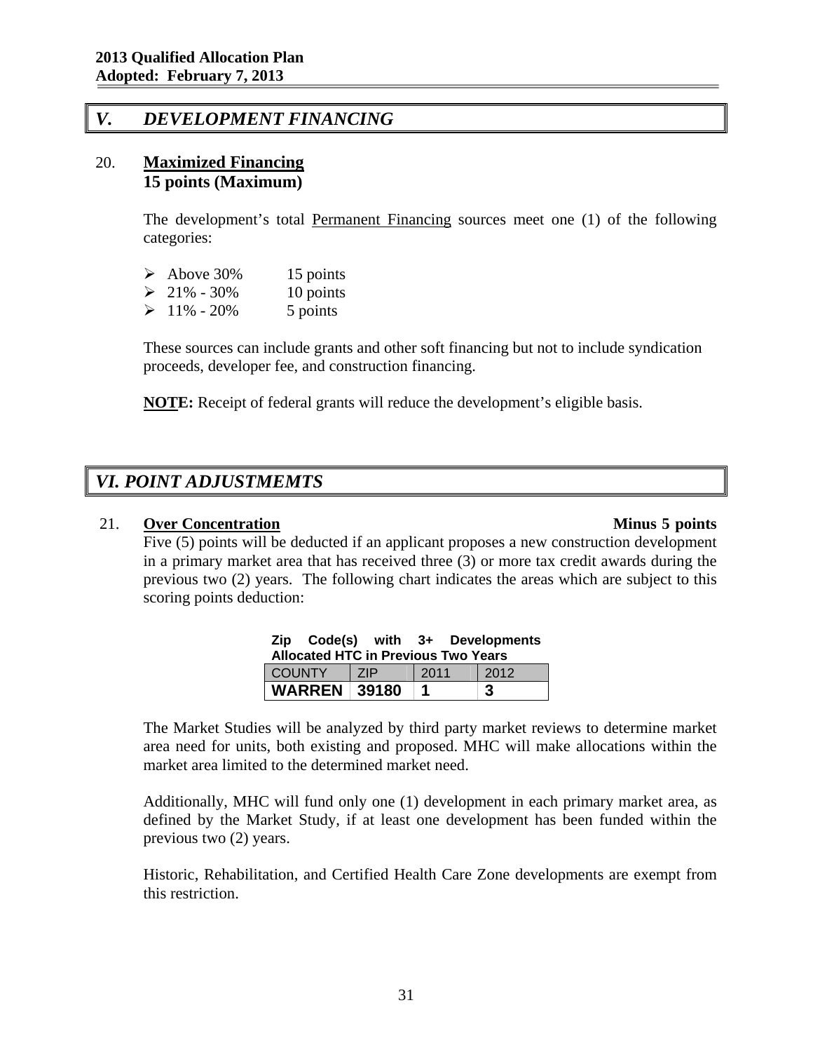# *V. DEVELOPMENT FINANCING*

20. **Maximized Financing**
**15 points (Maximum)**

The development's total Permanent Financing sources meet one (1) of the following categories:

- Above 30% 15 points
- 21% - 30% 10 points
- 11% - 20% 5 points

These sources can include grants and other soft financing but not to include syndication proceeds, developer fee, and construction financing.

**NOTE:** Receipt of federal grants will reduce the development's eligible basis.

# *VI. POINT ADJUSTMEMTS*

21. **Over Concentration** **Minus 5 points**

Five (5) points will be deducted if an applicant proposes a new construction development in a primary market area that has received three (3) or more tax credit awards during the previous two (2) years. The following chart indicates the areas which are subject to this scoring points deduction:

**Zip Code(s) with 3+ Developments Allocated HTC in Previous Two Years**

| COUNTY | ZIP | 2011 | 2012 |
|---|---|---|---|
| **WARREN** | **39180** | **1** | **3** |

The Market Studies will be analyzed by third party market reviews to determine market area need for units, both existing and proposed. MHC will make allocations within the market area limited to the determined market need.

Additionally, MHC will fund only one (1) development in each primary market area, as defined by the Market Study, if at least one development has been funded within the previous two (2) years.

Historic, Rehabilitation, and Certified Health Care Zone developments are exempt from this restriction.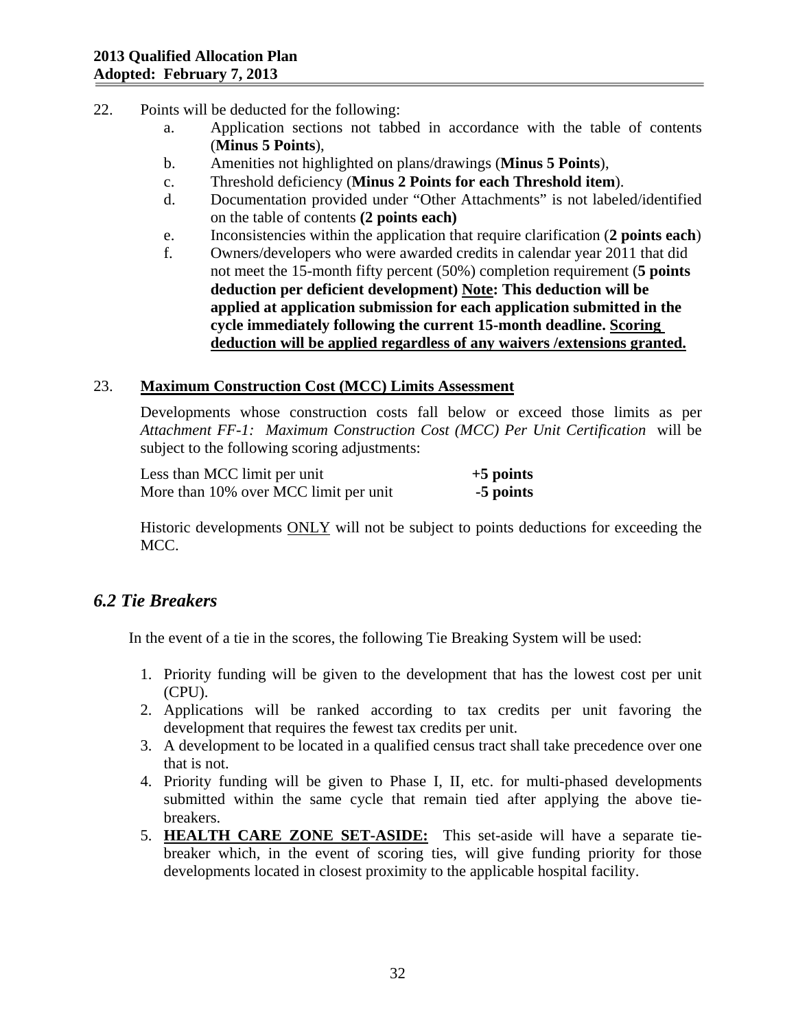22. Points will be deducted for the following:
    a. Application sections not tabbed in accordance with the table of contents (**Minus 5 Points**),
    b. Amenities not highlighted on plans/drawings (**Minus 5 Points**),
    c. Threshold deficiency (**Minus 2 Points for each Threshold item**).
    d. Documentation provided under "Other Attachments" is not labeled/identified on the table of contents **(2 points each)**
    e. Inconsistencies within the application that require clarification (**2 points each**)
    f. Owners/developers who were awarded credits in calendar year 2011 that did not meet the 15-month fifty percent (50%) completion requirement (**5 points deduction per deficient development)** <u>**Note**</u>**: This deduction will be applied at application submission for each application submitted in the cycle immediately following the current 15-month deadline.** <u>**Scoring deduction will be applied regardless of any waivers /extensions granted.**</u>

23. <u>**Maximum Construction Cost (MCC) Limits Assessment**</u>

    Developments whose construction costs fall below or exceed those limits as per *Attachment FF-1: Maximum Construction Cost (MCC) Per Unit Certification* will be subject to the following scoring adjustments:

    | | |
    |---|---|
    | Less than MCC limit per unit | **+5 points** |
    | More than 10% over MCC limit per unit | **-5 points** |

    Historic developments <u>ONLY</u> will not be subject to points deductions for exceeding the MCC.

## *6.2 Tie Breakers*

In the event of a tie in the scores, the following Tie Breaking System will be used:

1. Priority funding will be given to the development that has the lowest cost per unit (CPU).
2. Applications will be ranked according to tax credits per unit favoring the development that requires the fewest tax credits per unit.
3. A development to be located in a qualified census tract shall take precedence over one that is not.
4. Priority funding will be given to Phase I, II, etc. for multi-phased developments submitted within the same cycle that remain tied after applying the above tie-breakers.
5. <u>**HEALTH CARE ZONE SET-ASIDE:**</u> This set-aside will have a separate tie-breaker which, in the event of scoring ties, will give funding priority for those developments located in closest proximity to the applicable hospital facility.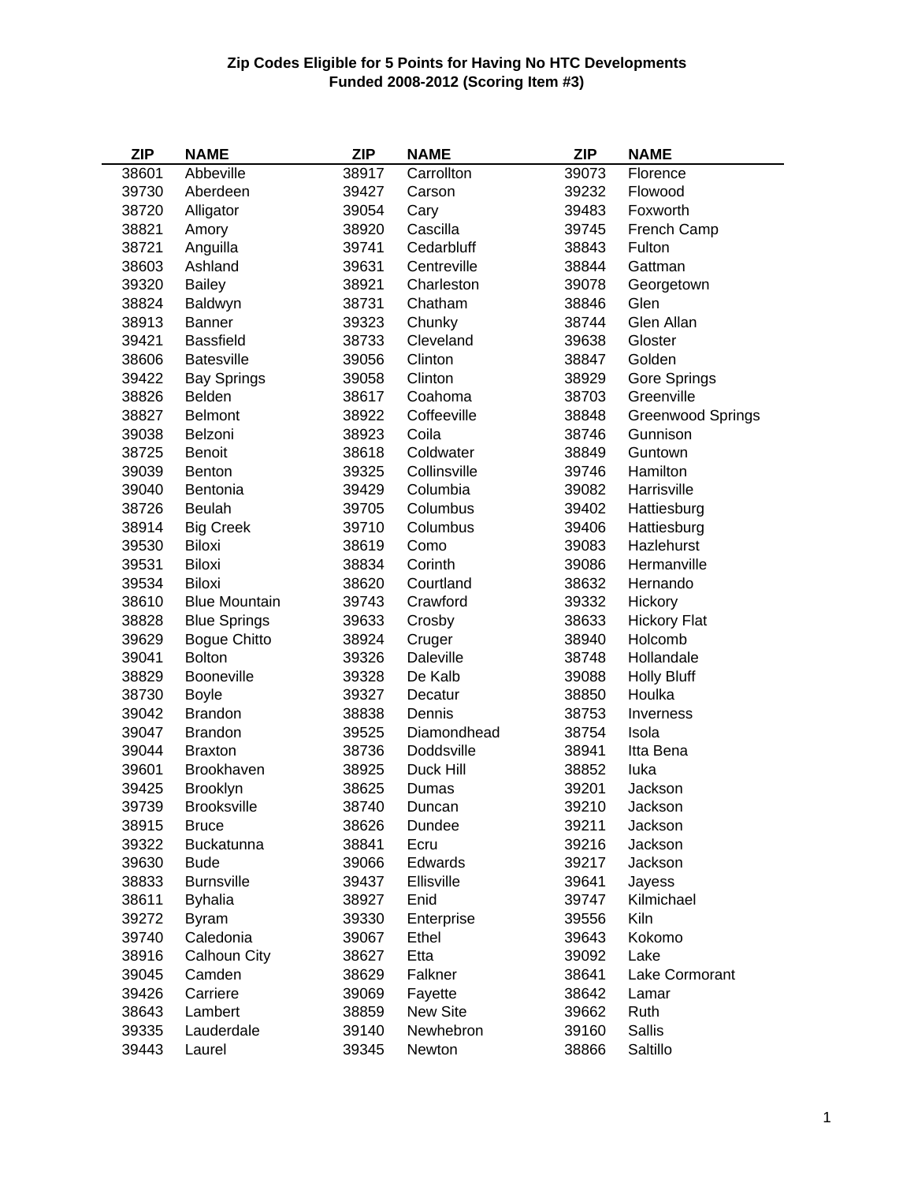**Zip Codes Eligible for 5 Points for Having No HTC Developments Funded 2008-2012 (Scoring Item #3)**

| ZIP | NAME | ZIP | NAME | ZIP | NAME |
|---|---|---|---|---|---|
| 38601 | Abbeville | 38917 | Carrollton | 39073 | Florence |
| 39730 | Aberdeen | 39427 | Carson | 39232 | Flowood |
| 38720 | Alligator | 39054 | Cary | 39483 | Foxworth |
| 38821 | Amory | 38920 | Cascilla | 39745 | French Camp |
| 38721 | Anguilla | 39741 | Cedarbluff | 38843 | Fulton |
| 38603 | Ashland | 39631 | Centreville | 38844 | Gattman |
| 39320 | Bailey | 38921 | Charleston | 39078 | Georgetown |
| 38824 | Baldwyn | 38731 | Chatham | 38846 | Glen |
| 38913 | Banner | 39323 | Chunky | 38744 | Glen Allan |
| 39421 | Bassfield | 38733 | Cleveland | 39638 | Gloster |
| 38606 | Batesville | 39056 | Clinton | 38847 | Golden |
| 39422 | Bay Springs | 39058 | Clinton | 38929 | Gore Springs |
| 38826 | Belden | 38617 | Coahoma | 38703 | Greenville |
| 38827 | Belmont | 38922 | Coffeeville | 38848 | Greenwood Springs |
| 39038 | Belzoni | 38923 | Coila | 38746 | Gunnison |
| 38725 | Benoit | 38618 | Coldwater | 38849 | Guntown |
| 39039 | Benton | 39325 | Collinsville | 39746 | Hamilton |
| 39040 | Bentonia | 39429 | Columbia | 39082 | Harrisville |
| 38726 | Beulah | 39705 | Columbus | 39402 | Hattiesburg |
| 38914 | Big Creek | 39710 | Columbus | 39406 | Hattiesburg |
| 39530 | Biloxi | 38619 | Como | 39083 | Hazlehurst |
| 39531 | Biloxi | 38834 | Corinth | 39086 | Hermanville |
| 39534 | Biloxi | 38620 | Courtland | 38632 | Hernando |
| 38610 | Blue Mountain | 39743 | Crawford | 39332 | Hickory |
| 38828 | Blue Springs | 39633 | Crosby | 38633 | Hickory Flat |
| 39629 | Bogue Chitto | 38924 | Cruger | 38940 | Holcomb |
| 39041 | Bolton | 39326 | Daleville | 38748 | Hollandale |
| 38829 | Booneville | 39328 | De Kalb | 39088 | Holly Bluff |
| 38730 | Boyle | 39327 | Decatur | 38850 | Houlka |
| 39042 | Brandon | 38838 | Dennis | 38753 | Inverness |
| 39047 | Brandon | 39525 | Diamondhead | 38754 | Isola |
| 39044 | Braxton | 38736 | Doddsville | 38941 | Itta Bena |
| 39601 | Brookhaven | 38925 | Duck Hill | 38852 | Iuka |
| 39425 | Brooklyn | 38625 | Dumas | 39201 | Jackson |
| 39739 | Brooksville | 38740 | Duncan | 39210 | Jackson |
| 38915 | Bruce | 38626 | Dundee | 39211 | Jackson |
| 39322 | Buckatunna | 38841 | Ecru | 39216 | Jackson |
| 39630 | Bude | 39066 | Edwards | 39217 | Jackson |
| 38833 | Burnsville | 39437 | Ellisville | 39641 | Jayess |
| 38611 | Byhalia | 38927 | Enid | 39747 | Kilmichael |
| 39272 | Byram | 39330 | Enterprise | 39556 | Kiln |
| 39740 | Caledonia | 39067 | Ethel | 39643 | Kokomo |
| 38916 | Calhoun City | 38627 | Etta | 39092 | Lake |
| 39045 | Camden | 38629 | Falkner | 38641 | Lake Cormorant |
| 39426 | Carriere | 39069 | Fayette | 38642 | Lamar |
| 38643 | Lambert | 38859 | New Site | 39662 | Ruth |
| 39335 | Lauderdale | 39140 | Newhebron | 39160 | Sallis |
| 39443 | Laurel | 39345 | Newton | 38866 | Saltillo |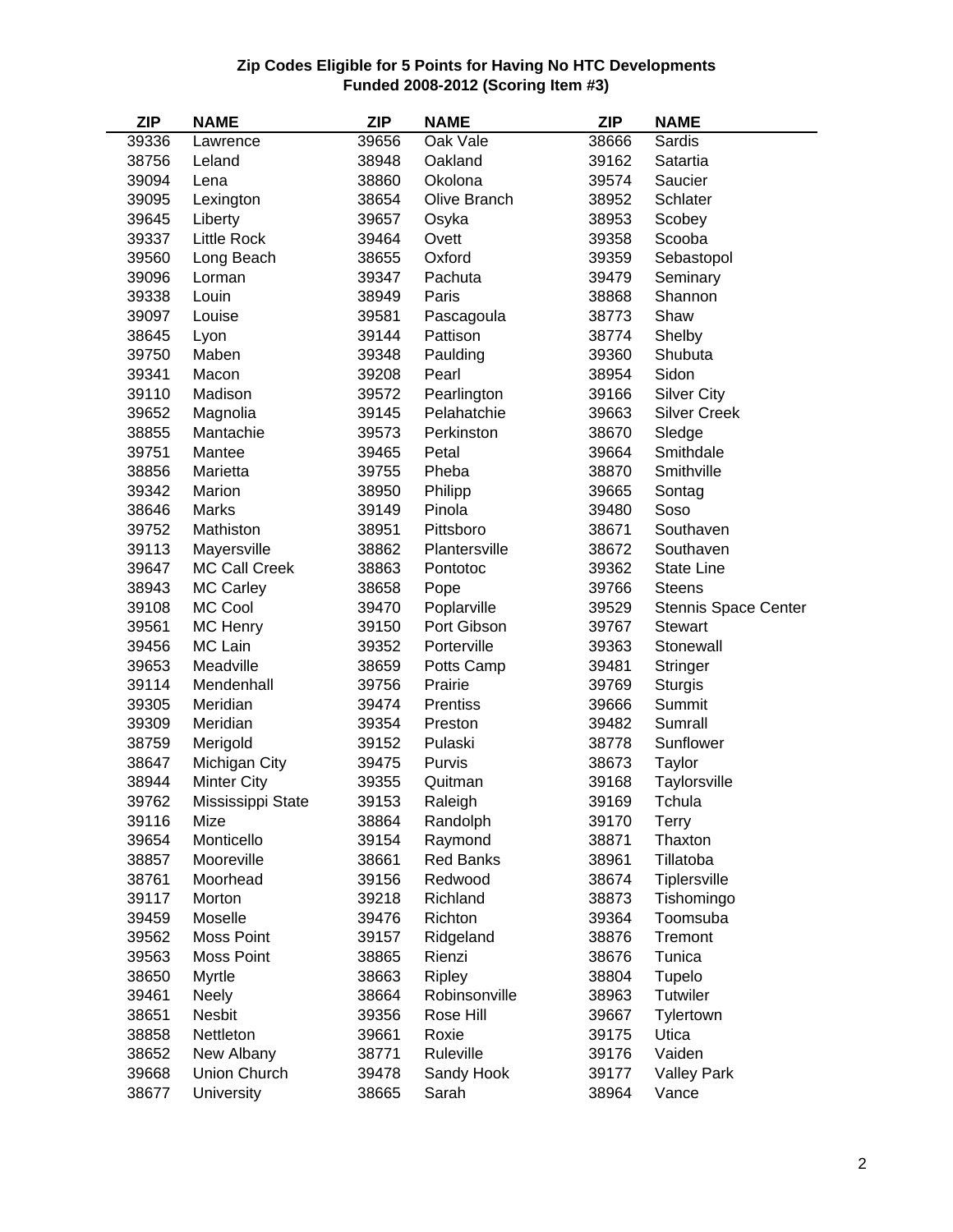**Zip Codes Eligible for 5 Points for Having No HTC Developments Funded 2008-2012 (Scoring Item #3)**

| ZIP | NAME | ZIP | NAME | ZIP | NAME |
|---|---|---|---|---|---|
| 39336 | Lawrence | 39656 | Oak Vale | 38666 | Sardis |
| 38756 | Leland | 38948 | Oakland | 39162 | Satartia |
| 39094 | Lena | 38860 | Okolona | 39574 | Saucier |
| 39095 | Lexington | 38654 | Olive Branch | 38952 | Schlater |
| 39645 | Liberty | 39657 | Osyka | 38953 | Scobey |
| 39337 | Little Rock | 39464 | Ovett | 39358 | Scooba |
| 39560 | Long Beach | 38655 | Oxford | 39359 | Sebastopol |
| 39096 | Lorman | 39347 | Pachuta | 39479 | Seminary |
| 39338 | Louin | 38949 | Paris | 38868 | Shannon |
| 39097 | Louise | 39581 | Pascagoula | 38773 | Shaw |
| 38645 | Lyon | 39144 | Pattison | 38774 | Shelby |
| 39750 | Maben | 39348 | Paulding | 39360 | Shubuta |
| 39341 | Macon | 39208 | Pearl | 38954 | Sidon |
| 39110 | Madison | 39572 | Pearlington | 39166 | Silver City |
| 39652 | Magnolia | 39145 | Pelahatchie | 39663 | Silver Creek |
| 38855 | Mantachie | 39573 | Perkinston | 38670 | Sledge |
| 39751 | Mantee | 39465 | Petal | 39664 | Smithdale |
| 38856 | Marietta | 39755 | Pheba | 38870 | Smithville |
| 39342 | Marion | 38950 | Philipp | 39665 | Sontag |
| 38646 | Marks | 39149 | Pinola | 39480 | Soso |
| 39752 | Mathiston | 38951 | Pittsboro | 38671 | Southaven |
| 39113 | Mayersville | 38862 | Plantersville | 38672 | Southaven |
| 39647 | MC Call Creek | 38863 | Pontotoc | 39362 | State Line |
| 38943 | MC Carley | 38658 | Pope | 39766 | Steens |
| 39108 | MC Cool | 39470 | Poplarville | 39529 | Stennis Space Center |
| 39561 | MC Henry | 39150 | Port Gibson | 39767 | Stewart |
| 39456 | MC Lain | 39352 | Porterville | 39363 | Stonewall |
| 39653 | Meadville | 38659 | Potts Camp | 39481 | Stringer |
| 39114 | Mendenhall | 39756 | Prairie | 39769 | Sturgis |
| 39305 | Meridian | 39474 | Prentiss | 39666 | Summit |
| 39309 | Meridian | 39354 | Preston | 39482 | Sumrall |
| 38759 | Merigold | 39152 | Pulaski | 38778 | Sunflower |
| 38647 | Michigan City | 39475 | Purvis | 38673 | Taylor |
| 38944 | Minter City | 39355 | Quitman | 39168 | Taylorsville |
| 39762 | Mississippi State | 39153 | Raleigh | 39169 | Tchula |
| 39116 | Mize | 38864 | Randolph | 39170 | Terry |
| 39654 | Monticello | 39154 | Raymond | 38871 | Thaxton |
| 38857 | Mooreville | 38661 | Red Banks | 38961 | Tillatoba |
| 38761 | Moorhead | 39156 | Redwood | 38674 | Tiplersville |
| 39117 | Morton | 39218 | Richland | 38873 | Tishomingo |
| 39459 | Moselle | 39476 | Richton | 39364 | Toomsuba |
| 39562 | Moss Point | 39157 | Ridgeland | 38876 | Tremont |
| 39563 | Moss Point | 38865 | Rienzi | 38676 | Tunica |
| 38650 | Myrtle | 38663 | Ripley | 38804 | Tupelo |
| 39461 | Neely | 38664 | Robinsonville | 38963 | Tutwiler |
| 38651 | Nesbit | 39356 | Rose Hill | 39667 | Tylertown |
| 38858 | Nettleton | 39661 | Roxie | 39175 | Utica |
| 38652 | New Albany | 38771 | Ruleville | 39176 | Vaiden |
| 39668 | Union Church | 39478 | Sandy Hook | 39177 | Valley Park |
| 38677 | University | 38665 | Sarah | 38964 | Vance |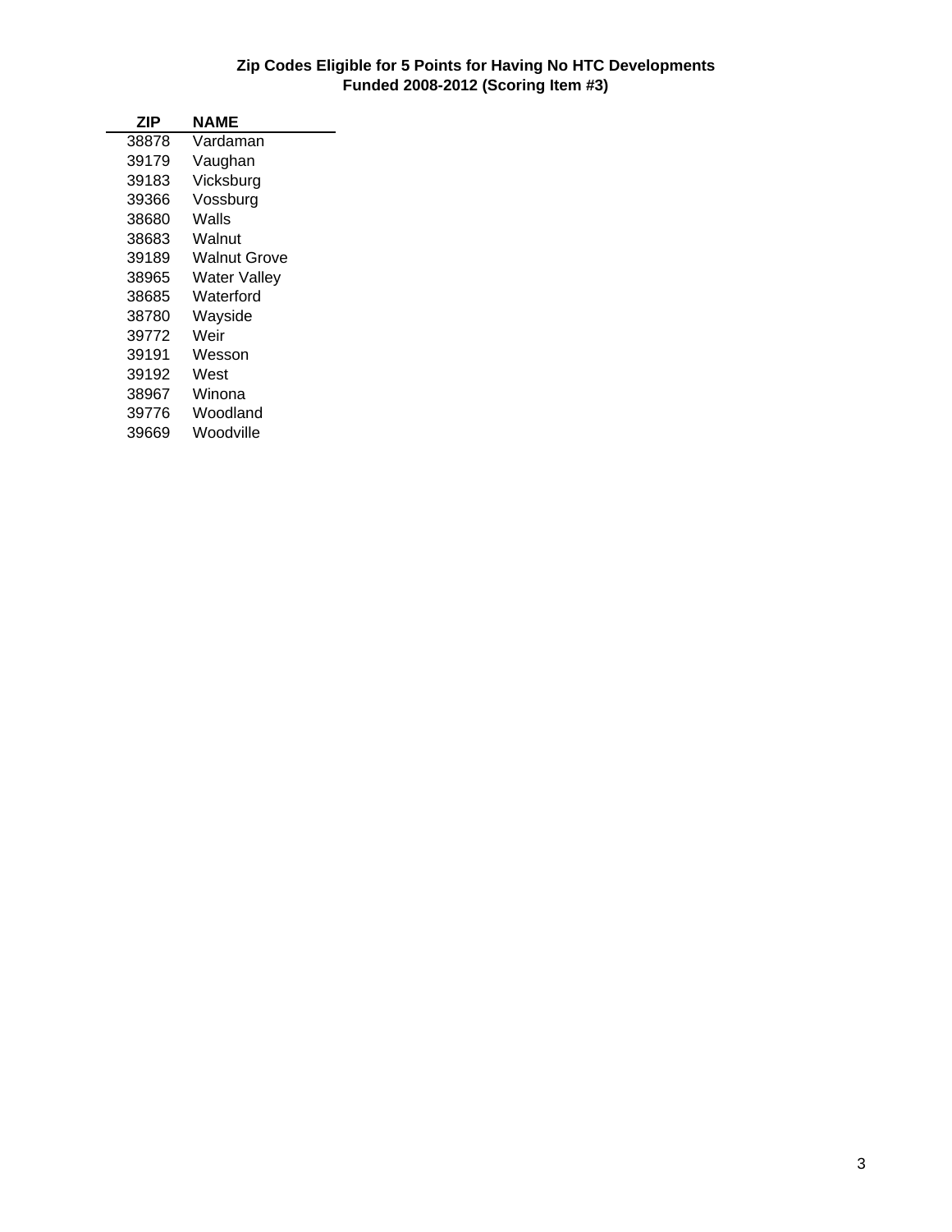**Zip Codes Eligible for 5 Points for Having No HTC Developments Funded 2008-2012 (Scoring Item #3)**

| ZIP | NAME |
|---|---|
| 38878 | Vardaman |
| 39179 | Vaughan |
| 39183 | Vicksburg |
| 39366 | Vossburg |
| 38680 | Walls |
| 38683 | Walnut |
| 39189 | Walnut Grove |
| 38965 | Water Valley |
| 38685 | Waterford |
| 38780 | Wayside |
| 39772 | Weir |
| 39191 | Wesson |
| 39192 | West |
| 38967 | Winona |
| 39776 | Woodland |
| 39669 | Woodville |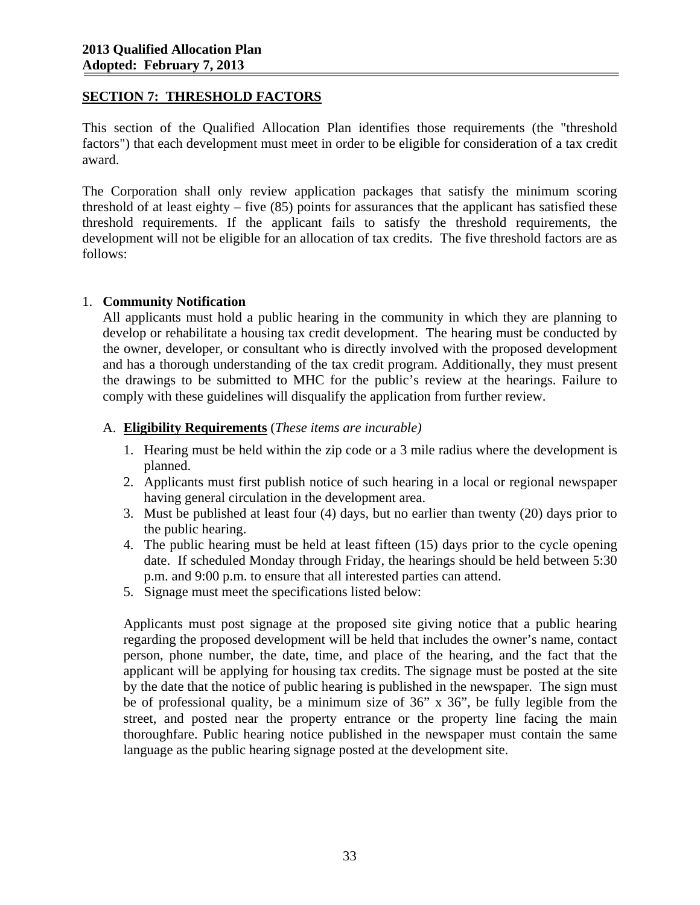## SECTION 7: THRESHOLD FACTORS

This section of the Qualified Allocation Plan identifies those requirements (the "threshold factors") that each development must meet in order to be eligible for consideration of a tax credit award.

The Corporation shall only review application packages that satisfy the minimum scoring threshold of at least eighty – five (85) points for assurances that the applicant has satisfied these threshold requirements. If the applicant fails to satisfy the threshold requirements, the development will not be eligible for an allocation of tax credits. The five threshold factors are as follows:

1. **Community Notification**

   All applicants must hold a public hearing in the community in which they are planning to develop or rehabilitate a housing tax credit development. The hearing must be conducted by the owner, developer, or consultant who is directly involved with the proposed development and has a thorough understanding of the tax credit program. Additionally, they must present the drawings to be submitted to MHC for the public's review at the hearings. Failure to comply with these guidelines will disqualify the application from further review.

   A. **Eligibility Requirements** (*These items are incurable)*

   1. Hearing must be held within the zip code or a 3 mile radius where the development is planned.
   2. Applicants must first publish notice of such hearing in a local or regional newspaper having general circulation in the development area.
   3. Must be published at least four (4) days, but no earlier than twenty (20) days prior to the public hearing.
   4. The public hearing must be held at least fifteen (15) days prior to the cycle opening date. If scheduled Monday through Friday, the hearings should be held between 5:30 p.m. and 9:00 p.m. to ensure that all interested parties can attend.
   5. Signage must meet the specifications listed below:

   Applicants must post signage at the proposed site giving notice that a public hearing regarding the proposed development will be held that includes the owner's name, contact person, phone number, the date, time, and place of the hearing, and the fact that the applicant will be applying for housing tax credits. The signage must be posted at the site by the date that the notice of public hearing is published in the newspaper. The sign must be of professional quality, be a minimum size of 36" x 36", be fully legible from the street, and posted near the property entrance or the property line facing the main thoroughfare. Public hearing notice published in the newspaper must contain the same language as the public hearing signage posted at the development site.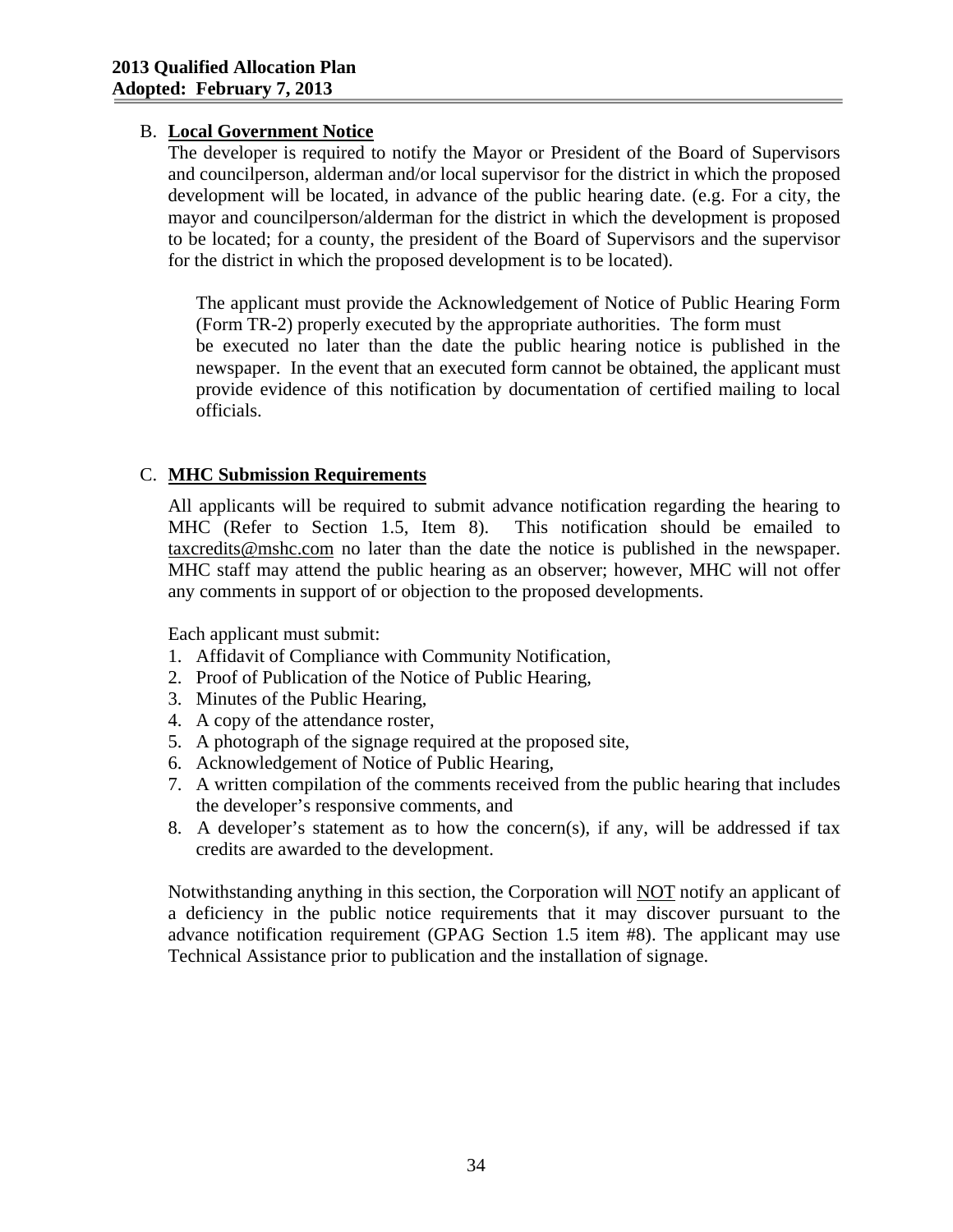B. **Local Government Notice**

The developer is required to notify the Mayor or President of the Board of Supervisors and councilperson, alderman and/or local supervisor for the district in which the proposed development will be located, in advance of the public hearing date. (e.g. For a city, the mayor and councilperson/alderman for the district in which the development is proposed to be located; for a county, the president of the Board of Supervisors and the supervisor for the district in which the proposed development is to be located).

The applicant must provide the Acknowledgement of Notice of Public Hearing Form (Form TR-2) properly executed by the appropriate authorities. The form must be executed no later than the date the public hearing notice is published in the newspaper. In the event that an executed form cannot be obtained, the applicant must provide evidence of this notification by documentation of certified mailing to local officials.

C. **MHC Submission Requirements**

All applicants will be required to submit advance notification regarding the hearing to MHC (Refer to Section 1.5, Item 8). This notification should be emailed to taxcredits@mshc.com no later than the date the notice is published in the newspaper. MHC staff may attend the public hearing as an observer; however, MHC will not offer any comments in support of or objection to the proposed developments.

Each applicant must submit:

1. Affidavit of Compliance with Community Notification,
2. Proof of Publication of the Notice of Public Hearing,
3. Minutes of the Public Hearing,
4. A copy of the attendance roster,
5. A photograph of the signage required at the proposed site,
6. Acknowledgement of Notice of Public Hearing,
7. A written compilation of the comments received from the public hearing that includes the developer's responsive comments, and
8. A developer's statement as to how the concern(s), if any, will be addressed if tax credits are awarded to the development.

Notwithstanding anything in this section, the Corporation will NOT notify an applicant of a deficiency in the public notice requirements that it may discover pursuant to the advance notification requirement (GPAG Section 1.5 item #8). The applicant may use Technical Assistance prior to publication and the installation of signage.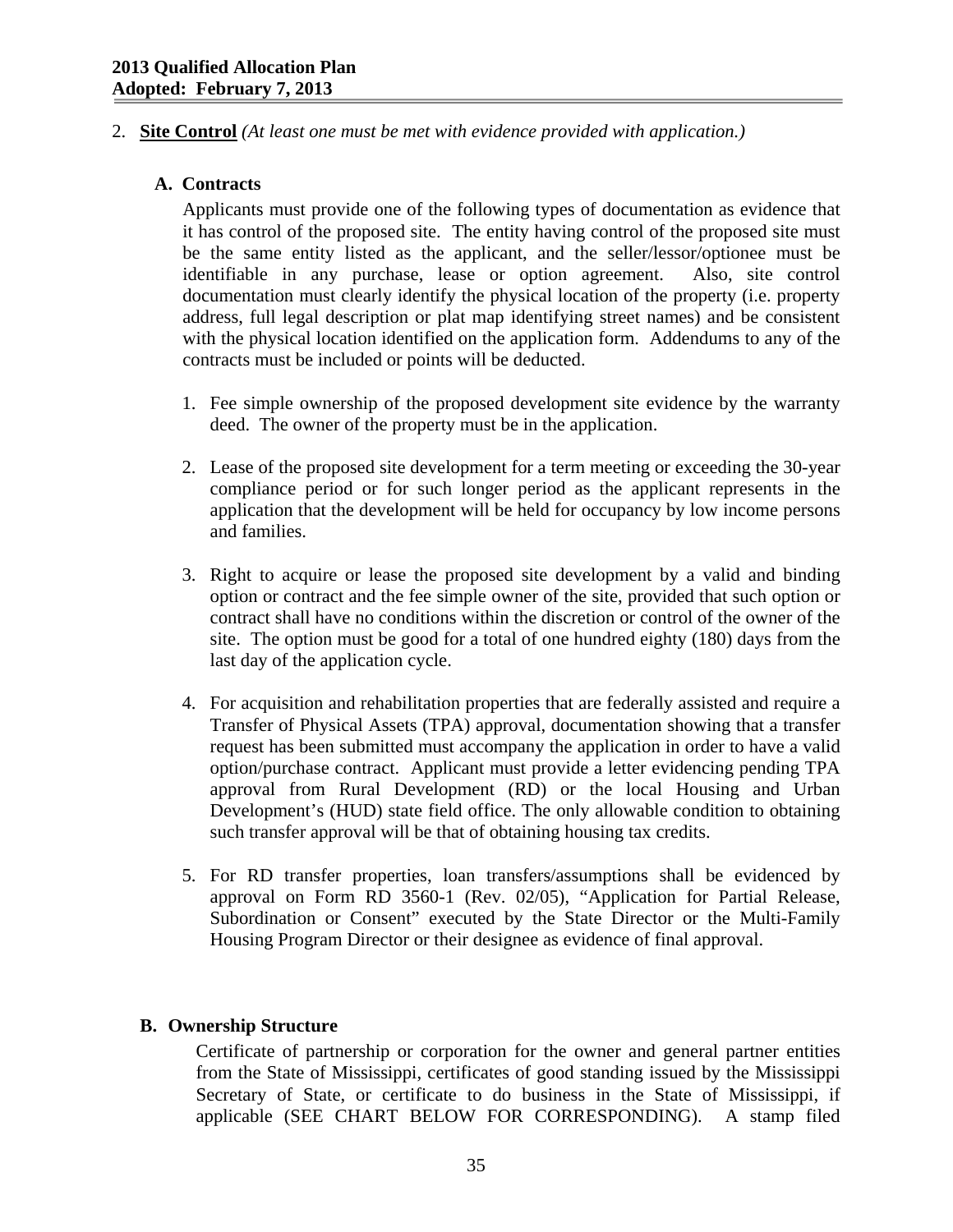2. **<u>Site Control</u>** *(At least one must be met with evidence provided with application.)*

   **A. Contracts**

   Applicants must provide one of the following types of documentation as evidence that it has control of the proposed site. The entity having control of the proposed site must be the same entity listed as the applicant, and the seller/lessor/optionee must be identifiable in any purchase, lease or option agreement. Also, site control documentation must clearly identify the physical location of the property (i.e. property address, full legal description or plat map identifying street names) and be consistent with the physical location identified on the application form. Addendums to any of the contracts must be included or points will be deducted.

   1. Fee simple ownership of the proposed development site evidence by the warranty deed. The owner of the property must be in the application.

   2. Lease of the proposed site development for a term meeting or exceeding the 30-year compliance period or for such longer period as the applicant represents in the application that the development will be held for occupancy by low income persons and families.

   3. Right to acquire or lease the proposed site development by a valid and binding option or contract and the fee simple owner of the site, provided that such option or contract shall have no conditions within the discretion or control of the owner of the site. The option must be good for a total of one hundred eighty (180) days from the last day of the application cycle.

   4. For acquisition and rehabilitation properties that are federally assisted and require a Transfer of Physical Assets (TPA) approval, documentation showing that a transfer request has been submitted must accompany the application in order to have a valid option/purchase contract. Applicant must provide a letter evidencing pending TPA approval from Rural Development (RD) or the local Housing and Urban Development's (HUD) state field office. The only allowable condition to obtaining such transfer approval will be that of obtaining housing tax credits.

   5. For RD transfer properties, loan transfers/assumptions shall be evidenced by approval on Form RD 3560-1 (Rev. 02/05), "Application for Partial Release, Subordination or Consent" executed by the State Director or the Multi-Family Housing Program Director or their designee as evidence of final approval.

   **B. Ownership Structure**

   Certificate of partnership or corporation for the owner and general partner entities from the State of Mississippi, certificates of good standing issued by the Mississippi Secretary of State, or certificate to do business in the State of Mississippi, if applicable (SEE CHART BELOW FOR CORRESPONDING). A stamp filed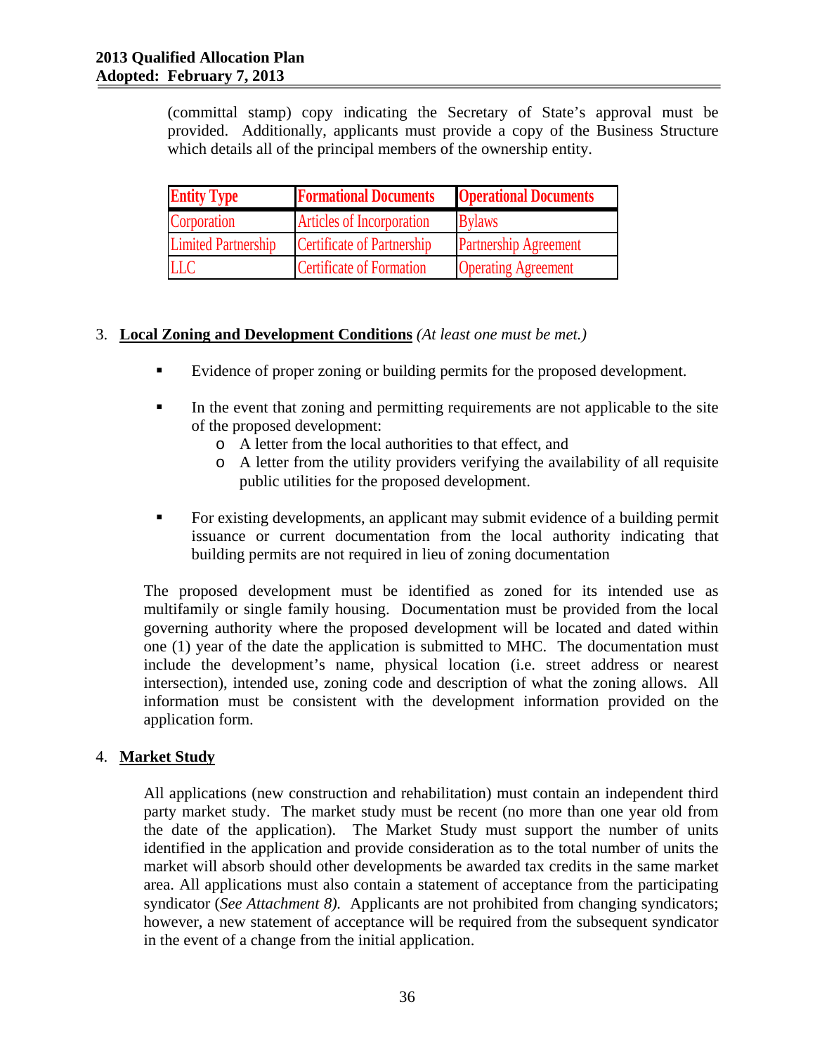(committal stamp) copy indicating the Secretary of State's approval must be provided. Additionally, applicants must provide a copy of the Business Structure which details all of the principal members of the ownership entity.

| Entity Type | Formational Documents | Operational Documents |
|---|---|---|
| Corporation | Articles of Incorporation | Bylaws |
| Limited Partnership | Certificate of Partnership | Partnership Agreement |
| LLC | Certificate of Formation | Operating Agreement |

3. **Local Zoning and Development Conditions** *(At least one must be met.)*

   - Evidence of proper zoning or building permits for the proposed development.

   - In the event that zoning and permitting requirements are not applicable to the site of the proposed development:
     - A letter from the local authorities to that effect, and
     - A letter from the utility providers verifying the availability of all requisite public utilities for the proposed development.

   - For existing developments, an applicant may submit evidence of a building permit issuance or current documentation from the local authority indicating that building permits are not required in lieu of zoning documentation

   The proposed development must be identified as zoned for its intended use as multifamily or single family housing. Documentation must be provided from the local governing authority where the proposed development will be located and dated within one (1) year of the date the application is submitted to MHC. The documentation must include the development's name, physical location (i.e. street address or nearest intersection), intended use, zoning code and description of what the zoning allows. All information must be consistent with the development information provided on the application form.

4. **Market Study**

   All applications (new construction and rehabilitation) must contain an independent third party market study. The market study must be recent (no more than one year old from the date of the application). The Market Study must support the number of units identified in the application and provide consideration as to the total number of units the market will absorb should other developments be awarded tax credits in the same market area. All applications must also contain a statement of acceptance from the participating syndicator (*See Attachment 8).* Applicants are not prohibited from changing syndicators; however, a new statement of acceptance will be required from the subsequent syndicator in the event of a change from the initial application.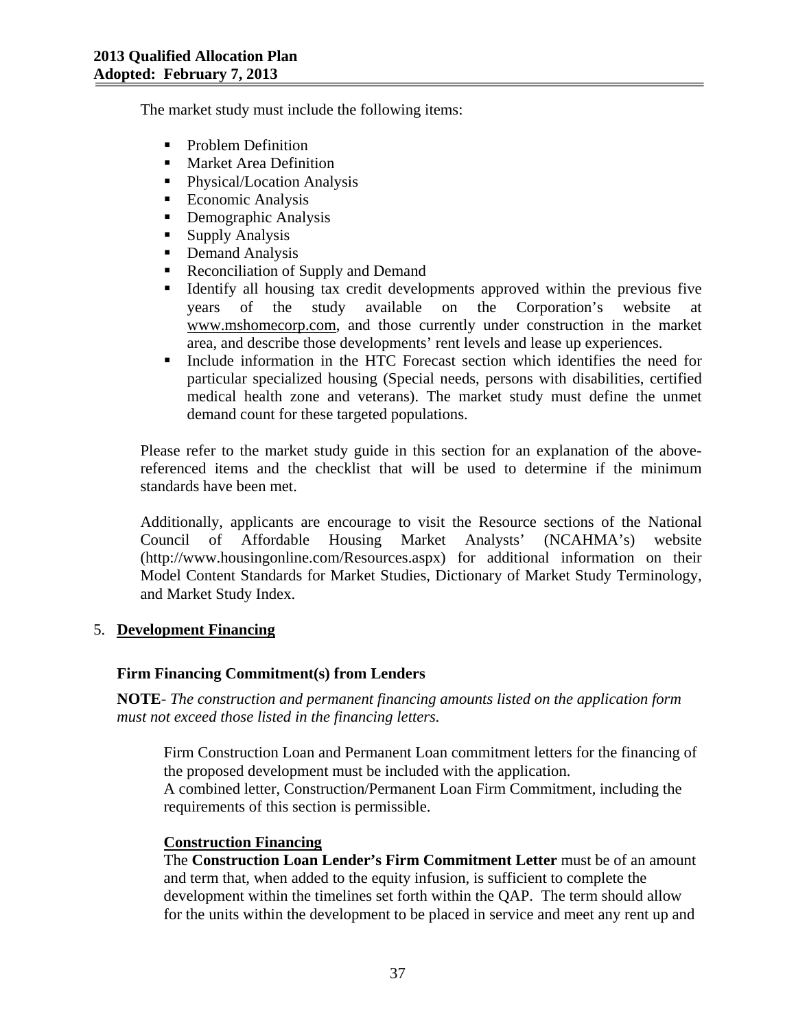The market study must include the following items:

- Problem Definition
- Market Area Definition
- Physical/Location Analysis
- Economic Analysis
- Demographic Analysis
- Supply Analysis
- Demand Analysis
- Reconciliation of Supply and Demand
- Identify all housing tax credit developments approved within the previous five years of the study available on the Corporation's website at www.mshomecorp.com, and those currently under construction in the market area, and describe those developments' rent levels and lease up experiences.
- Include information in the HTC Forecast section which identifies the need for particular specialized housing (Special needs, persons with disabilities, certified medical health zone and veterans). The market study must define the unmet demand count for these targeted populations.

Please refer to the market study guide in this section for an explanation of the above-referenced items and the checklist that will be used to determine if the minimum standards have been met.

Additionally, applicants are encourage to visit the Resource sections of the National Council of Affordable Housing Market Analysts' (NCAHMA's) website (http://www.housingonline.com/Resources.aspx) for additional information on their Model Content Standards for Market Studies, Dictionary of Market Study Terminology, and Market Study Index.

5. **Development Financing**

### Firm Financing Commitment(s) from Lenders

**NOTE**- *The construction and permanent financing amounts listed on the application form must not exceed those listed in the financing letters.*

Firm Construction Loan and Permanent Loan commitment letters for the financing of the proposed development must be included with the application.
A combined letter, Construction/Permanent Loan Firm Commitment, including the requirements of this section is permissible.

**Construction Financing**
The **Construction Loan Lender's Firm Commitment Letter** must be of an amount and term that, when added to the equity infusion, is sufficient to complete the development within the timelines set forth within the QAP. The term should allow for the units within the development to be placed in service and meet any rent up and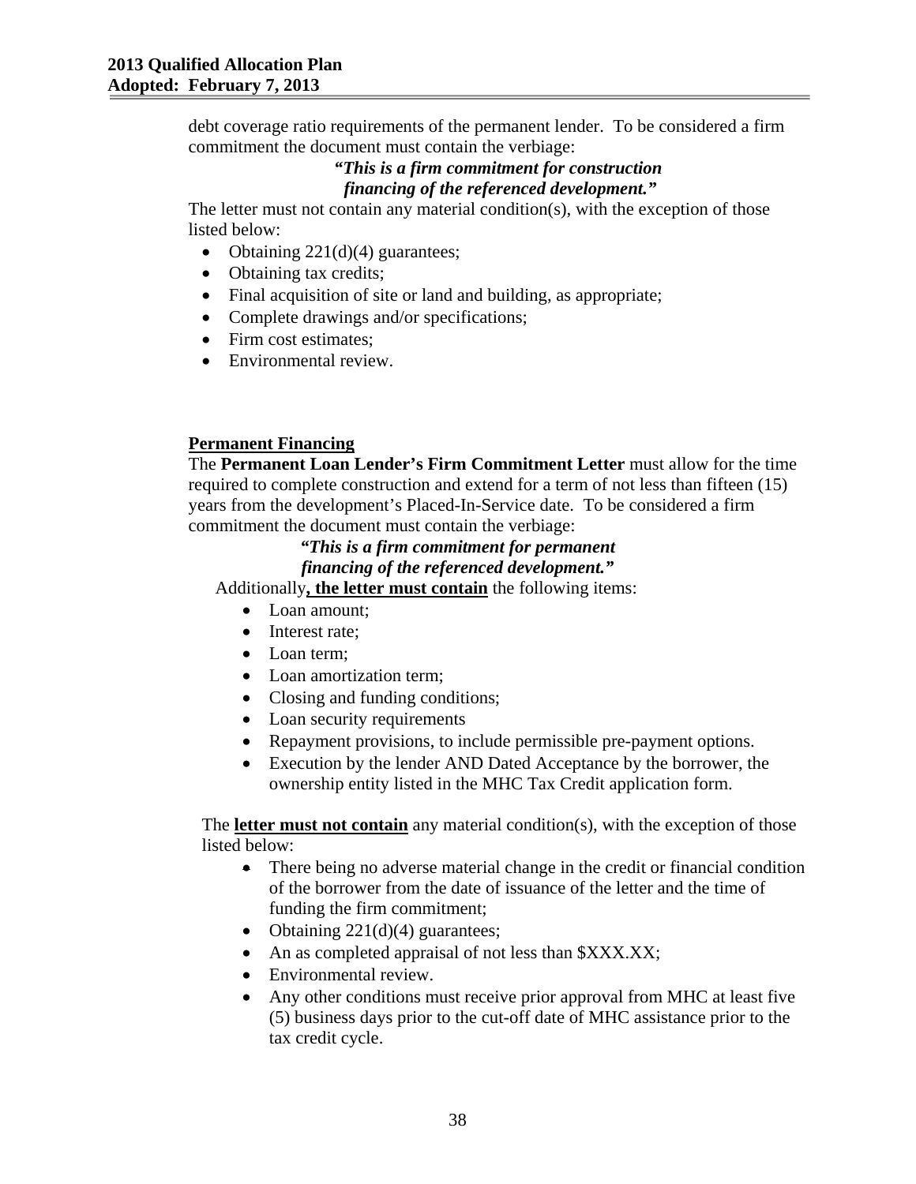debt coverage ratio requirements of the permanent lender. To be considered a firm commitment the document must contain the verbiage:

***"This is a firm commitment for construction financing of the referenced development."***

The letter must not contain any material condition(s), with the exception of those listed below:

- Obtaining 221(d)(4) guarantees;
- Obtaining tax credits;
- Final acquisition of site or land and building, as appropriate;
- Complete drawings and/or specifications;
- Firm cost estimates;
- Environmental review.

**Permanent Financing**

The **Permanent Loan Lender's Firm Commitment Letter** must allow for the time required to complete construction and extend for a term of not less than fifteen (15) years from the development's Placed-In-Service date. To be considered a firm commitment the document must contain the verbiage:

***"This is a firm commitment for permanent financing of the referenced development."***

Additionally**, the letter must contain** the following items:

- Loan amount;
- Interest rate;
- Loan term;
- Loan amortization term;
- Closing and funding conditions;
- Loan security requirements
- Repayment provisions, to include permissible pre-payment options.
- Execution by the lender AND Dated Acceptance by the borrower, the ownership entity listed in the MHC Tax Credit application form.

The **letter must not contain** any material condition(s), with the exception of those listed below:

- There being no adverse material change in the credit or financial condition of the borrower from the date of issuance of the letter and the time of funding the firm commitment;
- Obtaining 221(d)(4) guarantees;
- An as completed appraisal of not less than $XXX.XX;
- Environmental review.
- Any other conditions must receive prior approval from MHC at least five (5) business days prior to the cut-off date of MHC assistance prior to the tax credit cycle.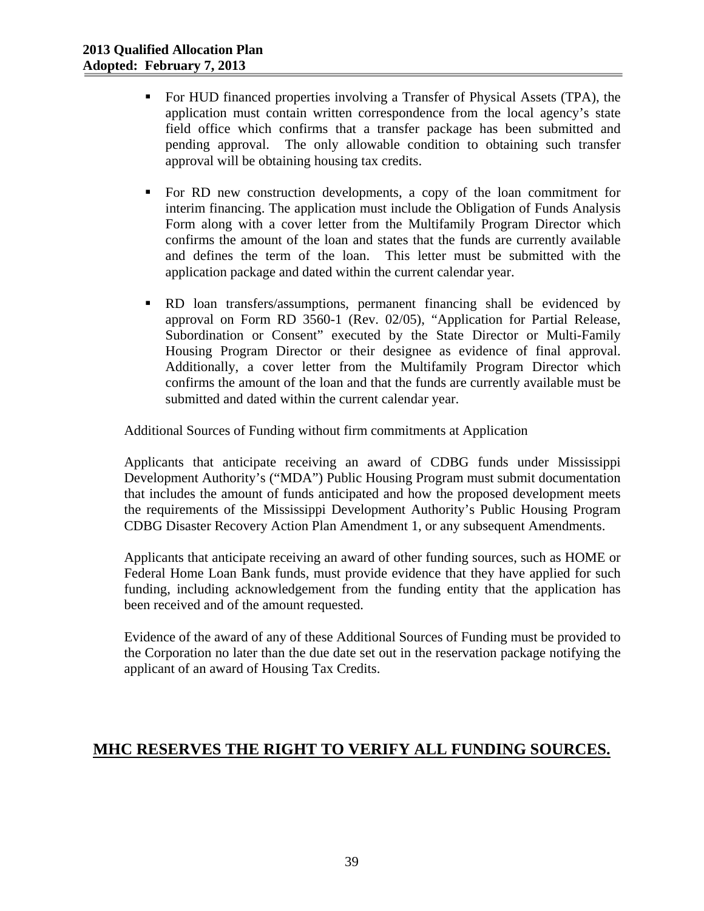- For HUD financed properties involving a Transfer of Physical Assets (TPA), the application must contain written correspondence from the local agency's state field office which confirms that a transfer package has been submitted and pending approval. The only allowable condition to obtaining such transfer approval will be obtaining housing tax credits.

- For RD new construction developments, a copy of the loan commitment for interim financing. The application must include the Obligation of Funds Analysis Form along with a cover letter from the Multifamily Program Director which confirms the amount of the loan and states that the funds are currently available and defines the term of the loan. This letter must be submitted with the application package and dated within the current calendar year.

- RD loan transfers/assumptions, permanent financing shall be evidenced by approval on Form RD 3560-1 (Rev. 02/05), "Application for Partial Release, Subordination or Consent" executed by the State Director or Multi-Family Housing Program Director or their designee as evidence of final approval. Additionally, a cover letter from the Multifamily Program Director which confirms the amount of the loan and that the funds are currently available must be submitted and dated within the current calendar year.

Additional Sources of Funding without firm commitments at Application

Applicants that anticipate receiving an award of CDBG funds under Mississippi Development Authority's ("MDA") Public Housing Program must submit documentation that includes the amount of funds anticipated and how the proposed development meets the requirements of the Mississippi Development Authority's Public Housing Program CDBG Disaster Recovery Action Plan Amendment 1, or any subsequent Amendments.

Applicants that anticipate receiving an award of other funding sources, such as HOME or Federal Home Loan Bank funds, must provide evidence that they have applied for such funding, including acknowledgement from the funding entity that the application has been received and of the amount requested.

Evidence of the award of any of these Additional Sources of Funding must be provided to the Corporation no later than the due date set out in the reservation package notifying the applicant of an award of Housing Tax Credits.

**MHC RESERVES THE RIGHT TO VERIFY ALL FUNDING SOURCES.**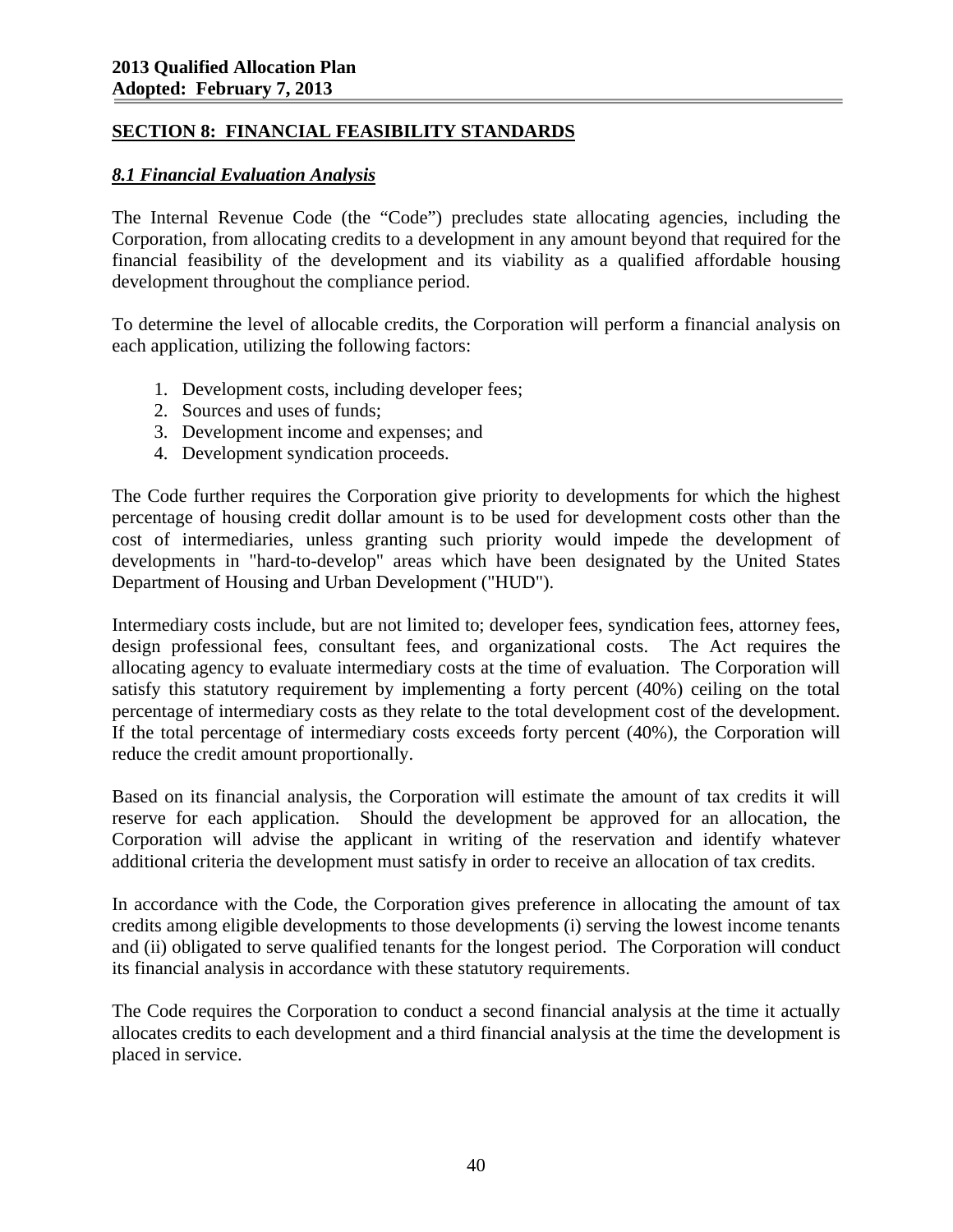## SECTION 8: FINANCIAL FEASIBILITY STANDARDS

### *8.1 Financial Evaluation Analysis*

The Internal Revenue Code (the "Code") precludes state allocating agencies, including the Corporation, from allocating credits to a development in any amount beyond that required for the financial feasibility of the development and its viability as a qualified affordable housing development throughout the compliance period.

To determine the level of allocable credits, the Corporation will perform a financial analysis on each application, utilizing the following factors:

1. Development costs, including developer fees;
2. Sources and uses of funds;
3. Development income and expenses; and
4. Development syndication proceeds.

The Code further requires the Corporation give priority to developments for which the highest percentage of housing credit dollar amount is to be used for development costs other than the cost of intermediaries, unless granting such priority would impede the development of developments in "hard-to-develop" areas which have been designated by the United States Department of Housing and Urban Development ("HUD").

Intermediary costs include, but are not limited to; developer fees, syndication fees, attorney fees, design professional fees, consultant fees, and organizational costs. The Act requires the allocating agency to evaluate intermediary costs at the time of evaluation. The Corporation will satisfy this statutory requirement by implementing a forty percent (40%) ceiling on the total percentage of intermediary costs as they relate to the total development cost of the development. If the total percentage of intermediary costs exceeds forty percent (40%), the Corporation will reduce the credit amount proportionally.

Based on its financial analysis, the Corporation will estimate the amount of tax credits it will reserve for each application. Should the development be approved for an allocation, the Corporation will advise the applicant in writing of the reservation and identify whatever additional criteria the development must satisfy in order to receive an allocation of tax credits.

In accordance with the Code, the Corporation gives preference in allocating the amount of tax credits among eligible developments to those developments (i) serving the lowest income tenants and (ii) obligated to serve qualified tenants for the longest period. The Corporation will conduct its financial analysis in accordance with these statutory requirements.

The Code requires the Corporation to conduct a second financial analysis at the time it actually allocates credits to each development and a third financial analysis at the time the development is placed in service.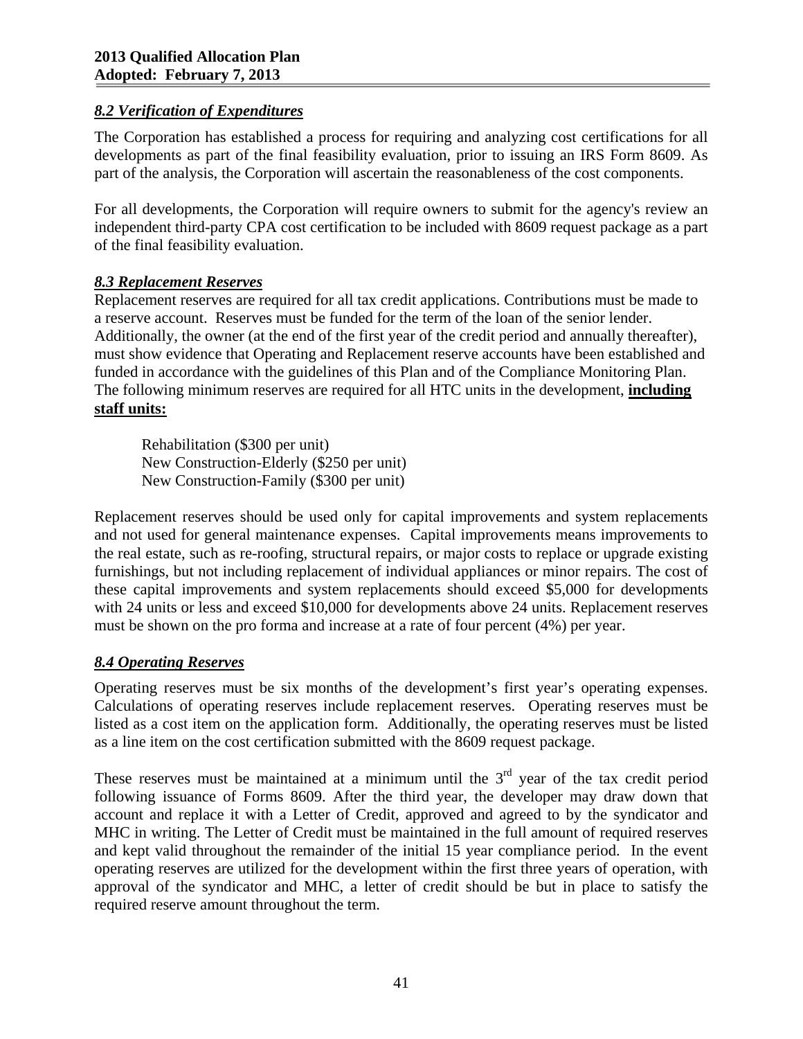### *8.2 Verification of Expenditures*

The Corporation has established a process for requiring and analyzing cost certifications for all developments as part of the final feasibility evaluation, prior to issuing an IRS Form 8609. As part of the analysis, the Corporation will ascertain the reasonableness of the cost components.

For all developments, the Corporation will require owners to submit for the agency's review an independent third-party CPA cost certification to be included with 8609 request package as a part of the final feasibility evaluation.

### *8.3 Replacement Reserves*

Replacement reserves are required for all tax credit applications. Contributions must be made to a reserve account. Reserves must be funded for the term of the loan of the senior lender. Additionally, the owner (at the end of the first year of the credit period and annually thereafter), must show evidence that Operating and Replacement reserve accounts have been established and funded in accordance with the guidelines of this Plan and of the Compliance Monitoring Plan. The following minimum reserves are required for all HTC units in the development, **including staff units:**

Rehabilitation ($300 per unit)
New Construction-Elderly ($250 per unit)
New Construction-Family ($300 per unit)

Replacement reserves should be used only for capital improvements and system replacements and not used for general maintenance expenses. Capital improvements means improvements to the real estate, such as re-roofing, structural repairs, or major costs to replace or upgrade existing furnishings, but not including replacement of individual appliances or minor repairs. The cost of these capital improvements and system replacements should exceed $5,000 for developments with 24 units or less and exceed $10,000 for developments above 24 units. Replacement reserves must be shown on the pro forma and increase at a rate of four percent (4%) per year.

### *8.4 Operating Reserves*

Operating reserves must be six months of the development's first year's operating expenses. Calculations of operating reserves include replacement reserves. Operating reserves must be listed as a cost item on the application form. Additionally, the operating reserves must be listed as a line item on the cost certification submitted with the 8609 request package.

These reserves must be maintained at a minimum until the 3rd year of the tax credit period following issuance of Forms 8609. After the third year, the developer may draw down that account and replace it with a Letter of Credit, approved and agreed to by the syndicator and MHC in writing. The Letter of Credit must be maintained in the full amount of required reserves and kept valid throughout the remainder of the initial 15 year compliance period. In the event operating reserves are utilized for the development within the first three years of operation, with approval of the syndicator and MHC, a letter of credit should be but in place to satisfy the required reserve amount throughout the term.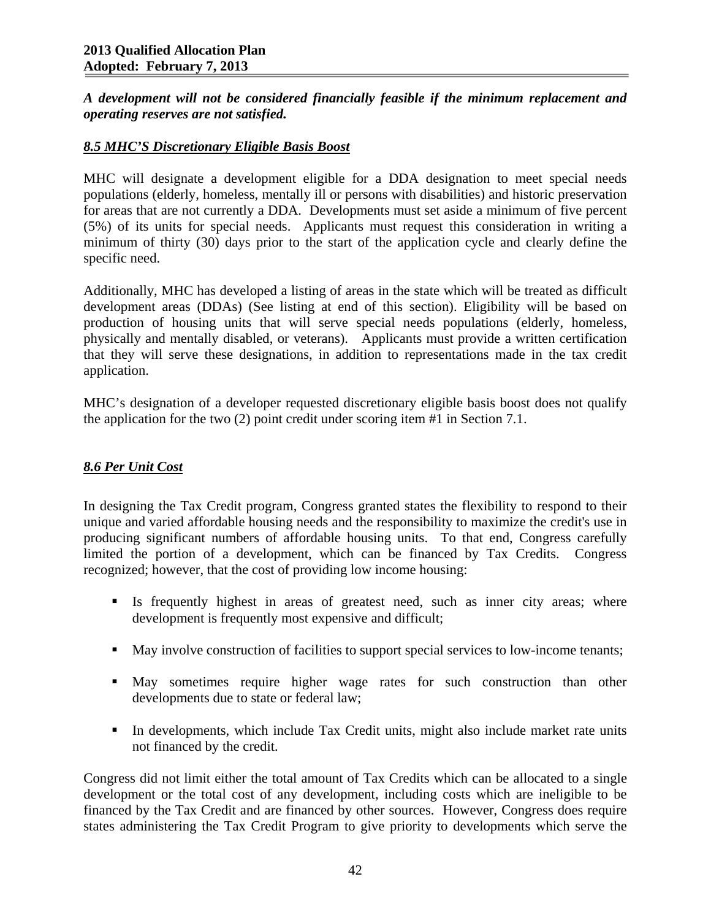***A development will not be considered financially feasible if the minimum replacement and operating reserves are not satisfied.***

### *8.5 MHC'S Discretionary Eligible Basis Boost*

MHC will designate a development eligible for a DDA designation to meet special needs populations (elderly, homeless, mentally ill or persons with disabilities) and historic preservation for areas that are not currently a DDA. Developments must set aside a minimum of five percent (5%) of its units for special needs. Applicants must request this consideration in writing a minimum of thirty (30) days prior to the start of the application cycle and clearly define the specific need.

Additionally, MHC has developed a listing of areas in the state which will be treated as difficult development areas (DDAs) (See listing at end of this section). Eligibility will be based on production of housing units that will serve special needs populations (elderly, homeless, physically and mentally disabled, or veterans). Applicants must provide a written certification that they will serve these designations, in addition to representations made in the tax credit application.

MHC's designation of a developer requested discretionary eligible basis boost does not qualify the application for the two (2) point credit under scoring item #1 in Section 7.1.

### *8.6 Per Unit Cost*

In designing the Tax Credit program, Congress granted states the flexibility to respond to their unique and varied affordable housing needs and the responsibility to maximize the credit's use in producing significant numbers of affordable housing units. To that end, Congress carefully limited the portion of a development, which can be financed by Tax Credits. Congress recognized; however, that the cost of providing low income housing:

- Is frequently highest in areas of greatest need, such as inner city areas; where development is frequently most expensive and difficult;
- May involve construction of facilities to support special services to low-income tenants;
- May sometimes require higher wage rates for such construction than other developments due to state or federal law;
- In developments, which include Tax Credit units, might also include market rate units not financed by the credit.

Congress did not limit either the total amount of Tax Credits which can be allocated to a single development or the total cost of any development, including costs which are ineligible to be financed by the Tax Credit and are financed by other sources. However, Congress does require states administering the Tax Credit Program to give priority to developments which serve the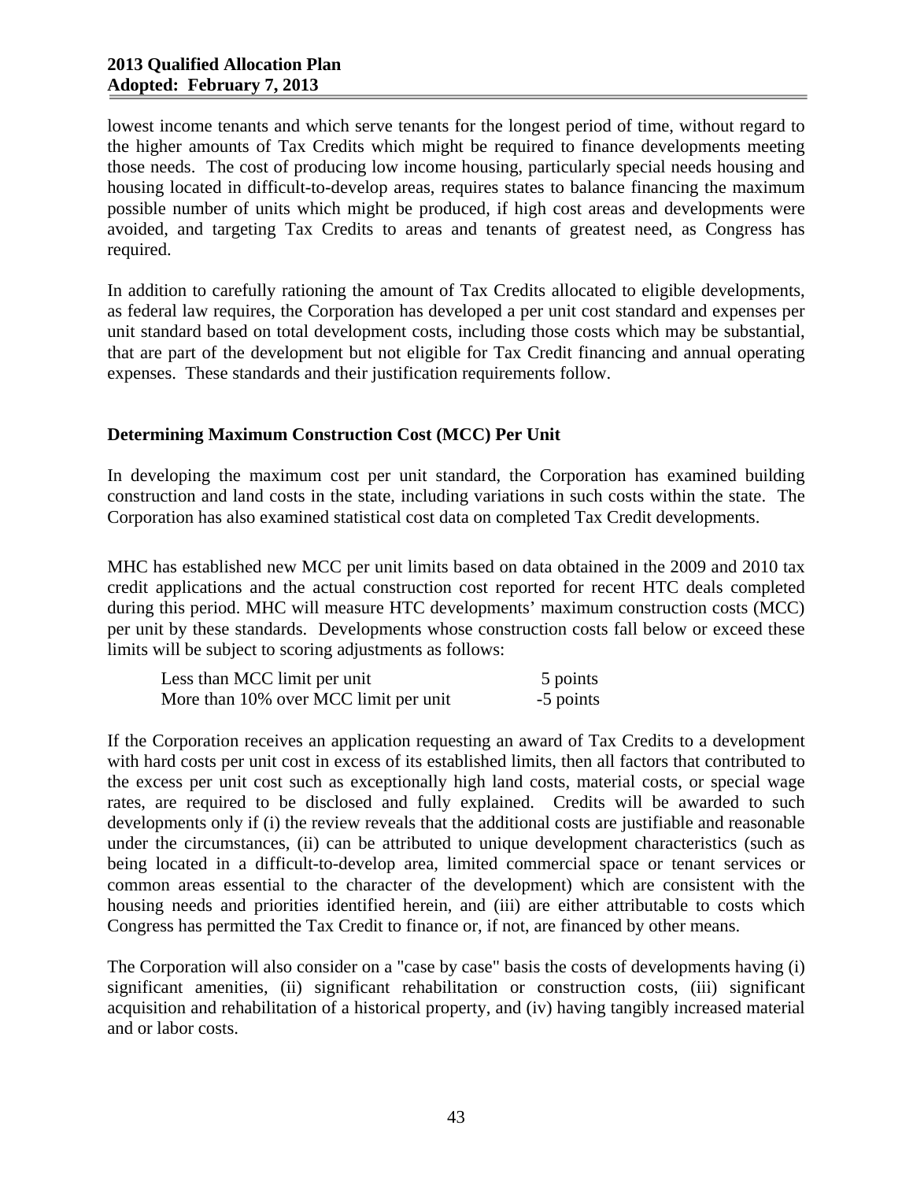lowest income tenants and which serve tenants for the longest period of time, without regard to the higher amounts of Tax Credits which might be required to finance developments meeting those needs. The cost of producing low income housing, particularly special needs housing and housing located in difficult-to-develop areas, requires states to balance financing the maximum possible number of units which might be produced, if high cost areas and developments were avoided, and targeting Tax Credits to areas and tenants of greatest need, as Congress has required.

In addition to carefully rationing the amount of Tax Credits allocated to eligible developments, as federal law requires, the Corporation has developed a per unit cost standard and expenses per unit standard based on total development costs, including those costs which may be substantial, that are part of the development but not eligible for Tax Credit financing and annual operating expenses. These standards and their justification requirements follow.

### Determining Maximum Construction Cost (MCC) Per Unit

In developing the maximum cost per unit standard, the Corporation has examined building construction and land costs in the state, including variations in such costs within the state. The Corporation has also examined statistical cost data on completed Tax Credit developments.

MHC has established new MCC per unit limits based on data obtained in the 2009 and 2010 tax credit applications and the actual construction cost reported for recent HTC deals completed during this period. MHC will measure HTC developments' maximum construction costs (MCC) per unit by these standards. Developments whose construction costs fall below or exceed these limits will be subject to scoring adjustments as follows:

| | |
|---|---|
| Less than MCC limit per unit | 5 points |
| More than 10% over MCC limit per unit | -5 points |

If the Corporation receives an application requesting an award of Tax Credits to a development with hard costs per unit cost in excess of its established limits, then all factors that contributed to the excess per unit cost such as exceptionally high land costs, material costs, or special wage rates, are required to be disclosed and fully explained. Credits will be awarded to such developments only if (i) the review reveals that the additional costs are justifiable and reasonable under the circumstances, (ii) can be attributed to unique development characteristics (such as being located in a difficult-to-develop area, limited commercial space or tenant services or common areas essential to the character of the development) which are consistent with the housing needs and priorities identified herein, and (iii) are either attributable to costs which Congress has permitted the Tax Credit to finance or, if not, are financed by other means.

The Corporation will also consider on a "case by case" basis the costs of developments having (i) significant amenities, (ii) significant rehabilitation or construction costs, (iii) significant acquisition and rehabilitation of a historical property, and (iv) having tangibly increased material and or labor costs.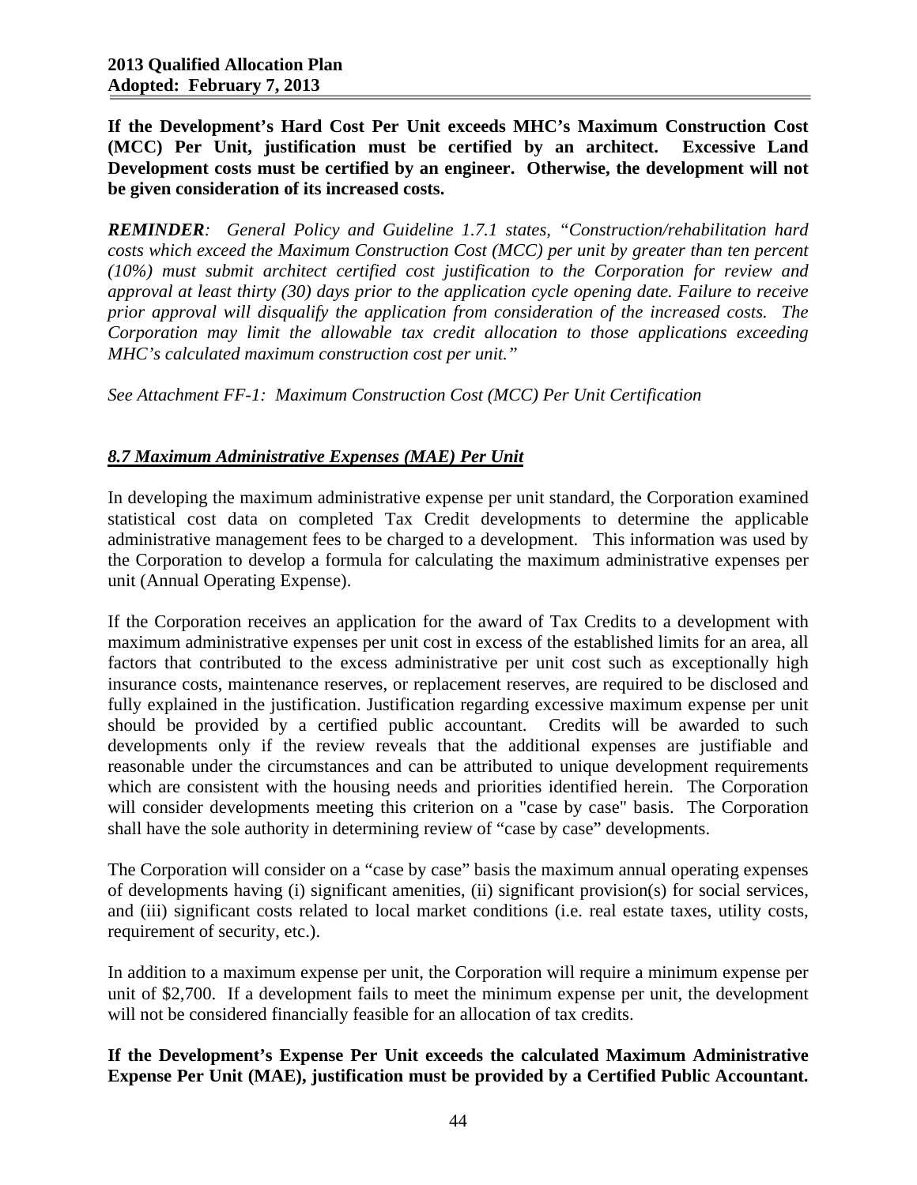**If the Development's Hard Cost Per Unit exceeds MHC's Maximum Construction Cost (MCC) Per Unit, justification must be certified by an architect. Excessive Land Development costs must be certified by an engineer. Otherwise, the development will not be given consideration of its increased costs.**

***REMINDER**: General Policy and Guideline 1.7.1 states, "Construction/rehabilitation hard costs which exceed the Maximum Construction Cost (MCC) per unit by greater than ten percent (10%) must submit architect certified cost justification to the Corporation for review and approval at least thirty (30) days prior to the application cycle opening date. Failure to receive prior approval will disqualify the application from consideration of the increased costs. The Corporation may limit the allowable tax credit allocation to those applications exceeding MHC's calculated maximum construction cost per unit."*

*See Attachment FF-1: Maximum Construction Cost (MCC) Per Unit Certification*

## *8.7 Maximum Administrative Expenses (MAE) Per Unit*

In developing the maximum administrative expense per unit standard, the Corporation examined statistical cost data on completed Tax Credit developments to determine the applicable administrative management fees to be charged to a development. This information was used by the Corporation to develop a formula for calculating the maximum administrative expenses per unit (Annual Operating Expense).

If the Corporation receives an application for the award of Tax Credits to a development with maximum administrative expenses per unit cost in excess of the established limits for an area, all factors that contributed to the excess administrative per unit cost such as exceptionally high insurance costs, maintenance reserves, or replacement reserves, are required to be disclosed and fully explained in the justification. Justification regarding excessive maximum expense per unit should be provided by a certified public accountant. Credits will be awarded to such developments only if the review reveals that the additional expenses are justifiable and reasonable under the circumstances and can be attributed to unique development requirements which are consistent with the housing needs and priorities identified herein. The Corporation will consider developments meeting this criterion on a "case by case" basis. The Corporation shall have the sole authority in determining review of "case by case" developments.

The Corporation will consider on a "case by case" basis the maximum annual operating expenses of developments having (i) significant amenities, (ii) significant provision(s) for social services, and (iii) significant costs related to local market conditions (i.e. real estate taxes, utility costs, requirement of security, etc.).

In addition to a maximum expense per unit, the Corporation will require a minimum expense per unit of $2,700. If a development fails to meet the minimum expense per unit, the development will not be considered financially feasible for an allocation of tax credits.

**If the Development's Expense Per Unit exceeds the calculated Maximum Administrative Expense Per Unit (MAE), justification must be provided by a Certified Public Accountant.**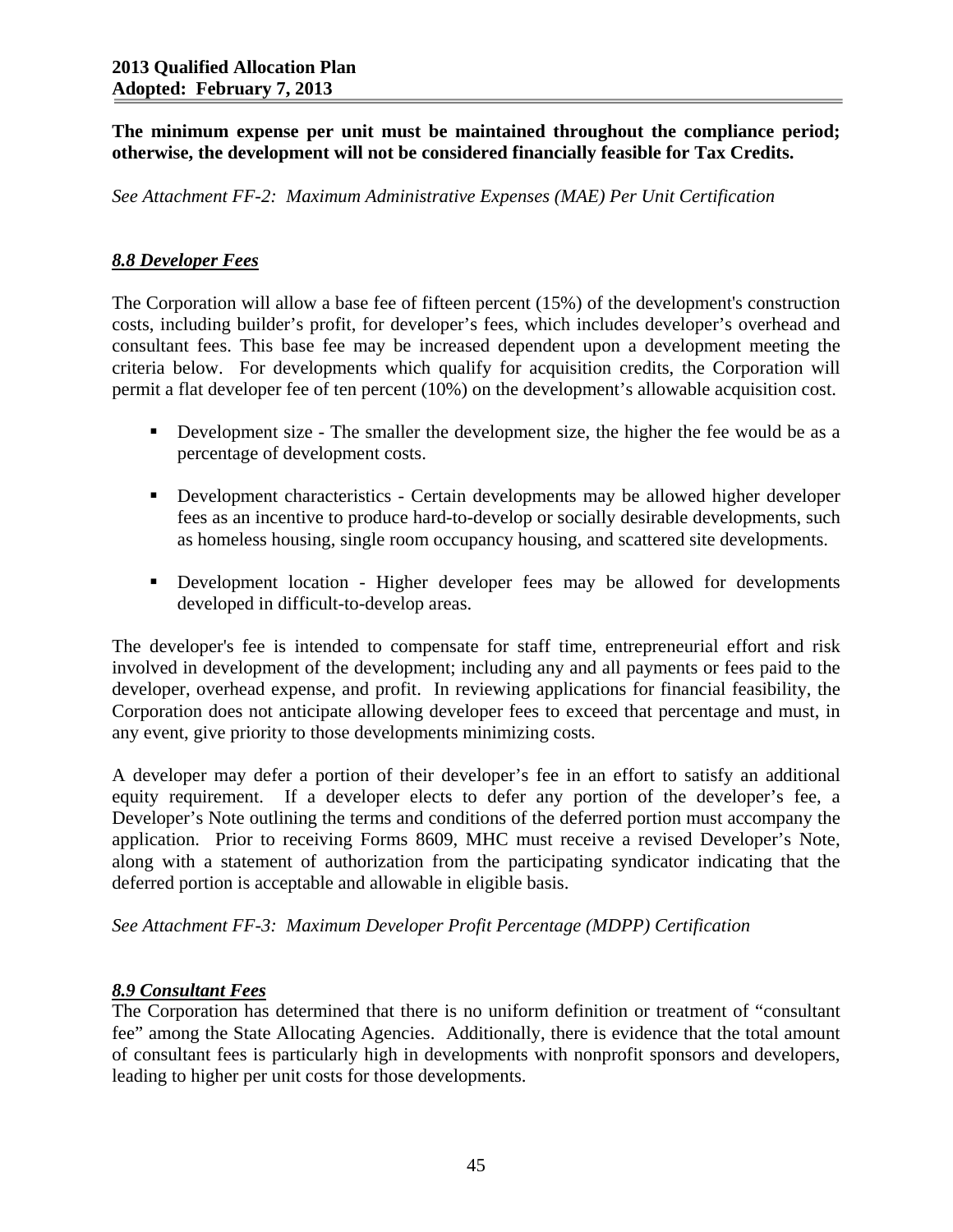**The minimum expense per unit must be maintained throughout the compliance period; otherwise, the development will not be considered financially feasible for Tax Credits.**

*See Attachment FF-2: Maximum Administrative Expenses (MAE) Per Unit Certification*

## *8.8 Developer Fees*

The Corporation will allow a base fee of fifteen percent (15%) of the development's construction costs, including builder's profit, for developer's fees, which includes developer's overhead and consultant fees. This base fee may be increased dependent upon a development meeting the criteria below. For developments which qualify for acquisition credits, the Corporation will permit a flat developer fee of ten percent (10%) on the development's allowable acquisition cost.

- Development size - The smaller the development size, the higher the fee would be as a percentage of development costs.
- Development characteristics - Certain developments may be allowed higher developer fees as an incentive to produce hard-to-develop or socially desirable developments, such as homeless housing, single room occupancy housing, and scattered site developments.
- Development location - Higher developer fees may be allowed for developments developed in difficult-to-develop areas.

The developer's fee is intended to compensate for staff time, entrepreneurial effort and risk involved in development of the development; including any and all payments or fees paid to the developer, overhead expense, and profit. In reviewing applications for financial feasibility, the Corporation does not anticipate allowing developer fees to exceed that percentage and must, in any event, give priority to those developments minimizing costs.

A developer may defer a portion of their developer's fee in an effort to satisfy an additional equity requirement. If a developer elects to defer any portion of the developer's fee, a Developer's Note outlining the terms and conditions of the deferred portion must accompany the application. Prior to receiving Forms 8609, MHC must receive a revised Developer's Note, along with a statement of authorization from the participating syndicator indicating that the deferred portion is acceptable and allowable in eligible basis.

*See Attachment FF-3: Maximum Developer Profit Percentage (MDPP) Certification*

## *8.9 Consultant Fees*

The Corporation has determined that there is no uniform definition or treatment of "consultant fee" among the State Allocating Agencies. Additionally, there is evidence that the total amount of consultant fees is particularly high in developments with nonprofit sponsors and developers, leading to higher per unit costs for those developments.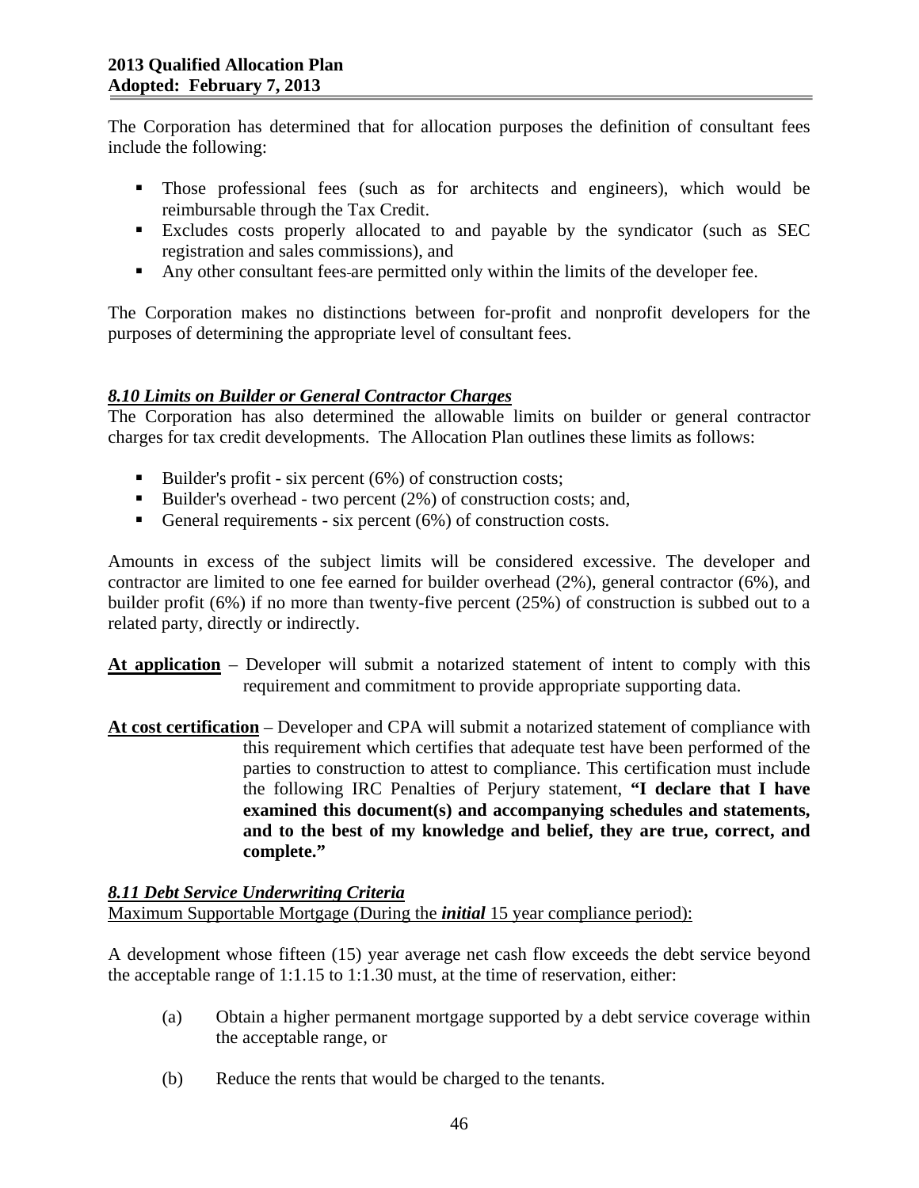The Corporation has determined that for allocation purposes the definition of consultant fees include the following:

- Those professional fees (such as for architects and engineers), which would be reimbursable through the Tax Credit.
- Excludes costs properly allocated to and payable by the syndicator (such as SEC registration and sales commissions), and
- Any other consultant fees are permitted only within the limits of the developer fee.

The Corporation makes no distinctions between for-profit and nonprofit developers for the purposes of determining the appropriate level of consultant fees.

## *8.10 Limits on Builder or General Contractor Charges*

The Corporation has also determined the allowable limits on builder or general contractor charges for tax credit developments. The Allocation Plan outlines these limits as follows:

- Builder's profit - six percent (6%) of construction costs;
- Builder's overhead - two percent (2%) of construction costs; and,
- General requirements - six percent (6%) of construction costs.

Amounts in excess of the subject limits will be considered excessive. The developer and contractor are limited to one fee earned for builder overhead (2%), general contractor (6%), and builder profit (6%) if no more than twenty-five percent (25%) of construction is subbed out to a related party, directly or indirectly.

**At application** – Developer will submit a notarized statement of intent to comply with this requirement and commitment to provide appropriate supporting data.

**At cost certification** – Developer and CPA will submit a notarized statement of compliance with this requirement which certifies that adequate test have been performed of the parties to construction to attest to compliance. This certification must include the following IRC Penalties of Perjury statement, **"I declare that I have examined this document(s) and accompanying schedules and statements, and to the best of my knowledge and belief, they are true, correct, and complete."**

## *8.11 Debt Service Underwriting Criteria*

Maximum Supportable Mortgage (During the ***initial*** 15 year compliance period):

A development whose fifteen (15) year average net cash flow exceeds the debt service beyond the acceptable range of 1:1.15 to 1:1.30 must, at the time of reservation, either:

(a) Obtain a higher permanent mortgage supported by a debt service coverage within the acceptable range, or

(b) Reduce the rents that would be charged to the tenants.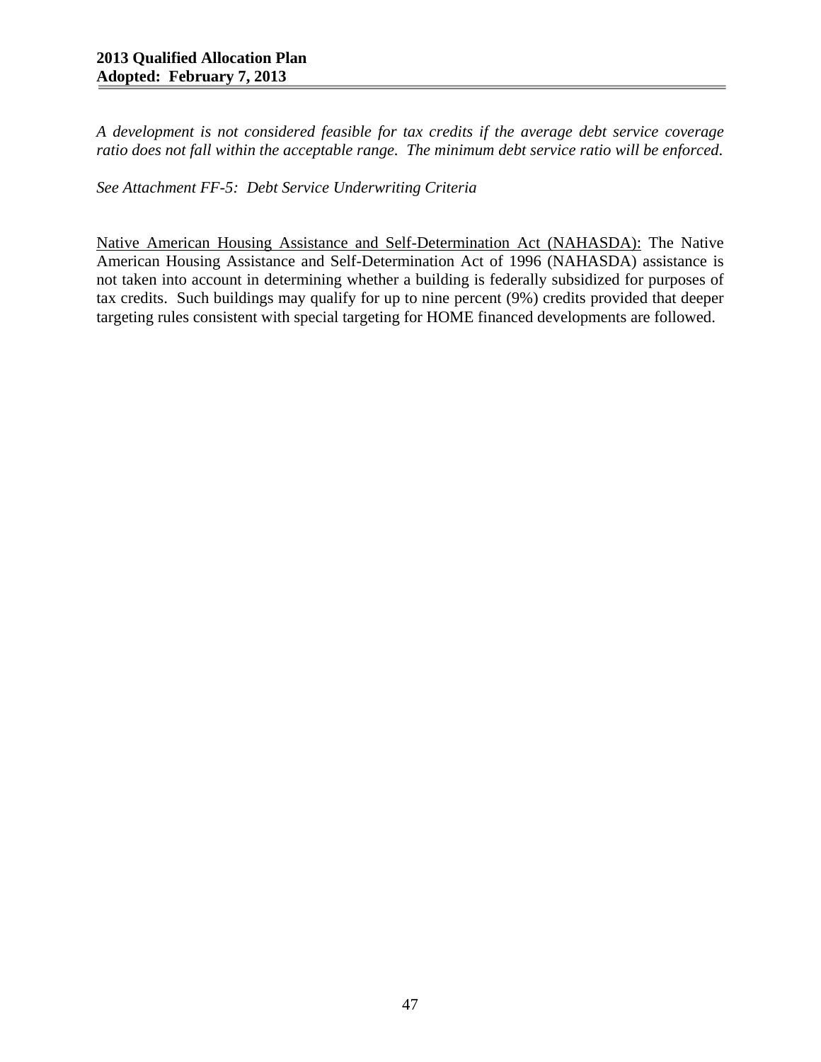*A development is not considered feasible for tax credits if the average debt service coverage ratio does not fall within the acceptable range. The minimum debt service ratio will be enforced.*

*See Attachment FF-5: Debt Service Underwriting Criteria*

<u>Native American Housing Assistance and Self-Determination Act (NAHASDA):</u> The Native American Housing Assistance and Self-Determination Act of 1996 (NAHASDA) assistance is not taken into account in determining whether a building is federally subsidized for purposes of tax credits. Such buildings may qualify for up to nine percent (9%) credits provided that deeper targeting rules consistent with special targeting for HOME financed developments are followed.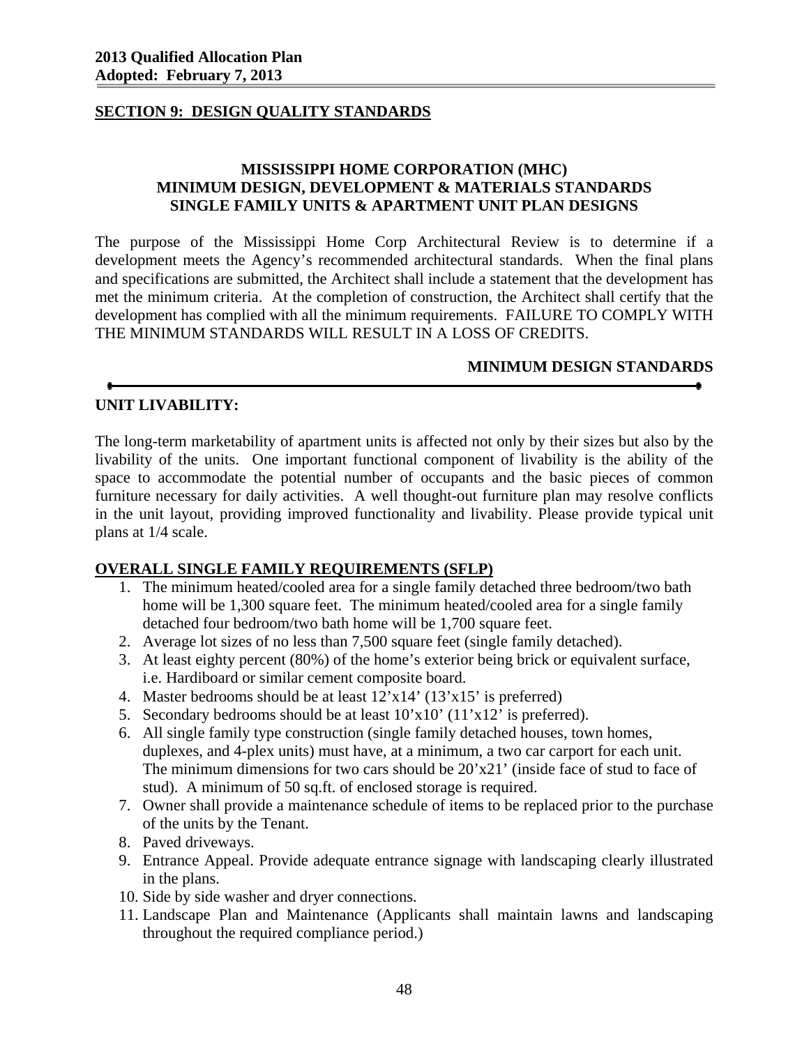## SECTION 9: DESIGN QUALITY STANDARDS

**MISSISSIPPI HOME CORPORATION (MHC)**
**MINIMUM DESIGN, DEVELOPMENT & MATERIALS STANDARDS**
**SINGLE FAMILY UNITS & APARTMENT UNIT PLAN DESIGNS**

The purpose of the Mississippi Home Corp Architectural Review is to determine if a development meets the Agency's recommended architectural standards. When the final plans and specifications are submitted, the Architect shall include a statement that the development has met the minimum criteria. At the completion of construction, the Architect shall certify that the development has complied with all the minimum requirements. FAILURE TO COMPLY WITH THE MINIMUM STANDARDS WILL RESULT IN A LOSS OF CREDITS.

**MINIMUM DESIGN STANDARDS**

---

### UNIT LIVABILITY:

The long-term marketability of apartment units is affected not only by their sizes but also by the livability of the units. One important functional component of livability is the ability of the space to accommodate the potential number of occupants and the basic pieces of common furniture necessary for daily activities. A well thought-out furniture plan may resolve conflicts in the unit layout, providing improved functionality and livability. Please provide typical unit plans at 1/4 scale.

### OVERALL SINGLE FAMILY REQUIREMENTS (SFLP)

1. The minimum heated/cooled area for a single family detached three bedroom/two bath home will be 1,300 square feet. The minimum heated/cooled area for a single family detached four bedroom/two bath home will be 1,700 square feet.
2. Average lot sizes of no less than 7,500 square feet (single family detached).
3. At least eighty percent (80%) of the home's exterior being brick or equivalent surface, i.e. Hardiboard or similar cement composite board.
4. Master bedrooms should be at least 12'x14' (13'x15' is preferred)
5. Secondary bedrooms should be at least 10'x10' (11'x12' is preferred).
6. All single family type construction (single family detached houses, town homes, duplexes, and 4-plex units) must have, at a minimum, a two car carport for each unit. The minimum dimensions for two cars should be 20'x21' (inside face of stud to face of stud). A minimum of 50 sq.ft. of enclosed storage is required.
7. Owner shall provide a maintenance schedule of items to be replaced prior to the purchase of the units by the Tenant.
8. Paved driveways.
9. Entrance Appeal. Provide adequate entrance signage with landscaping clearly illustrated in the plans.
10. Side by side washer and dryer connections.
11. Landscape Plan and Maintenance (Applicants shall maintain lawns and landscaping throughout the required compliance period.)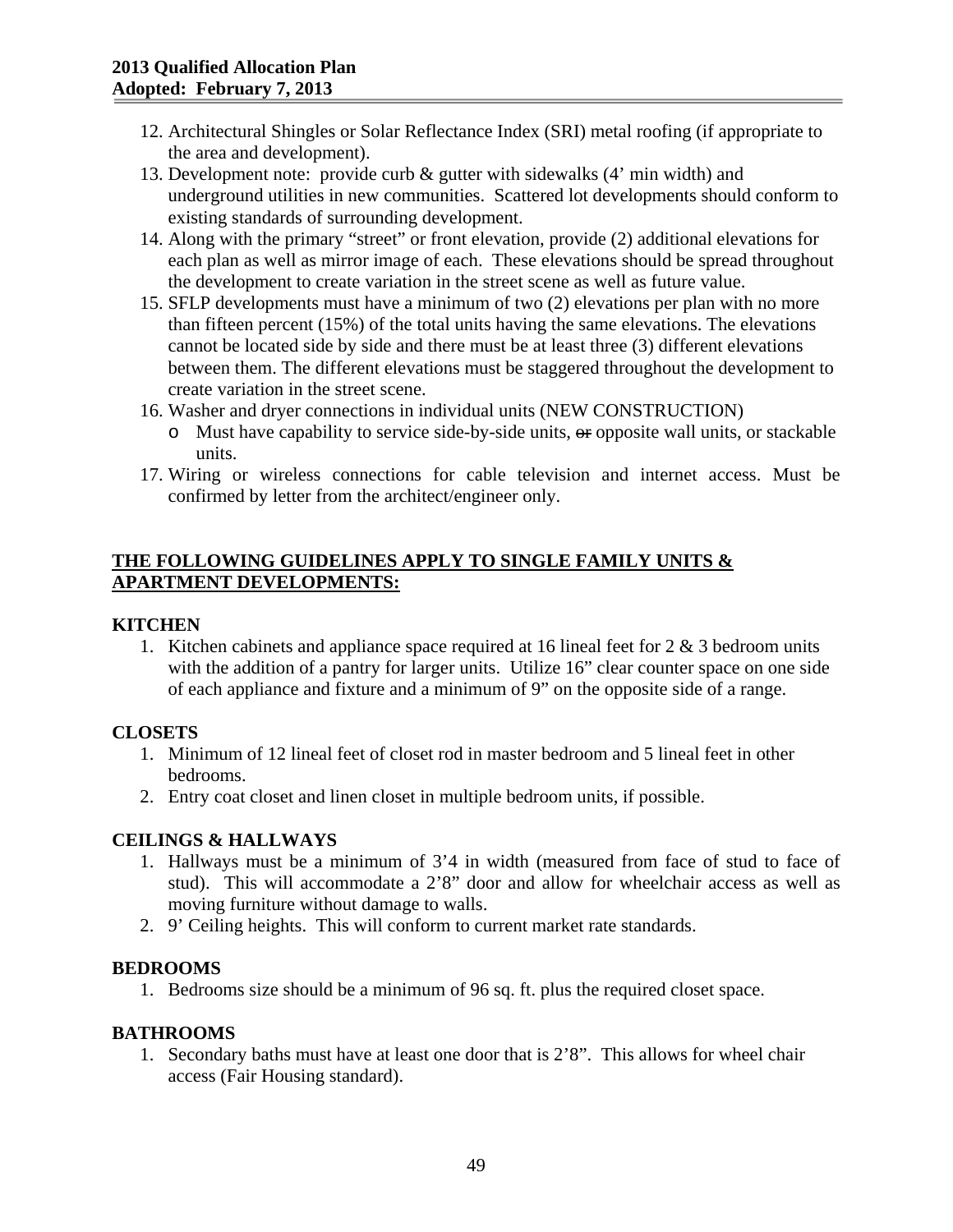12. Architectural Shingles or Solar Reflectance Index (SRI) metal roofing (if appropriate to the area and development).
13. Development note: provide curb & gutter with sidewalks (4' min width) and underground utilities in new communities. Scattered lot developments should conform to existing standards of surrounding development.
14. Along with the primary "street" or front elevation, provide (2) additional elevations for each plan as well as mirror image of each. These elevations should be spread throughout the development to create variation in the street scene as well as future value.
15. SFLP developments must have a minimum of two (2) elevations per plan with no more than fifteen percent (15%) of the total units having the same elevations. The elevations cannot be located side by side and there must be at least three (3) different elevations between them. The different elevations must be staggered throughout the development to create variation in the street scene.
16. Washer and dryer connections in individual units (NEW CONSTRUCTION)
    - Must have capability to service side-by-side units, ~~or~~ opposite wall units, or stackable units.
17. Wiring or wireless connections for cable television and internet access. Must be confirmed by letter from the architect/engineer only.

**<u>THE FOLLOWING GUIDELINES APPLY TO SINGLE FAMILY UNITS & APARTMENT DEVELOPMENTS:</u>**

**KITCHEN**

1. Kitchen cabinets and appliance space required at 16 lineal feet for 2 & 3 bedroom units with the addition of a pantry for larger units. Utilize 16" clear counter space on one side of each appliance and fixture and a minimum of 9" on the opposite side of a range.

**CLOSETS**

1. Minimum of 12 lineal feet of closet rod in master bedroom and 5 lineal feet in other bedrooms.
2. Entry coat closet and linen closet in multiple bedroom units, if possible.

**CEILINGS & HALLWAYS**

1. Hallways must be a minimum of 3'4 in width (measured from face of stud to face of stud). This will accommodate a 2'8" door and allow for wheelchair access as well as moving furniture without damage to walls.
2. 9' Ceiling heights. This will conform to current market rate standards.

**BEDROOMS**

1. Bedrooms size should be a minimum of 96 sq. ft. plus the required closet space.

**BATHROOMS**

1. Secondary baths must have at least one door that is 2'8". This allows for wheel chair access (Fair Housing standard).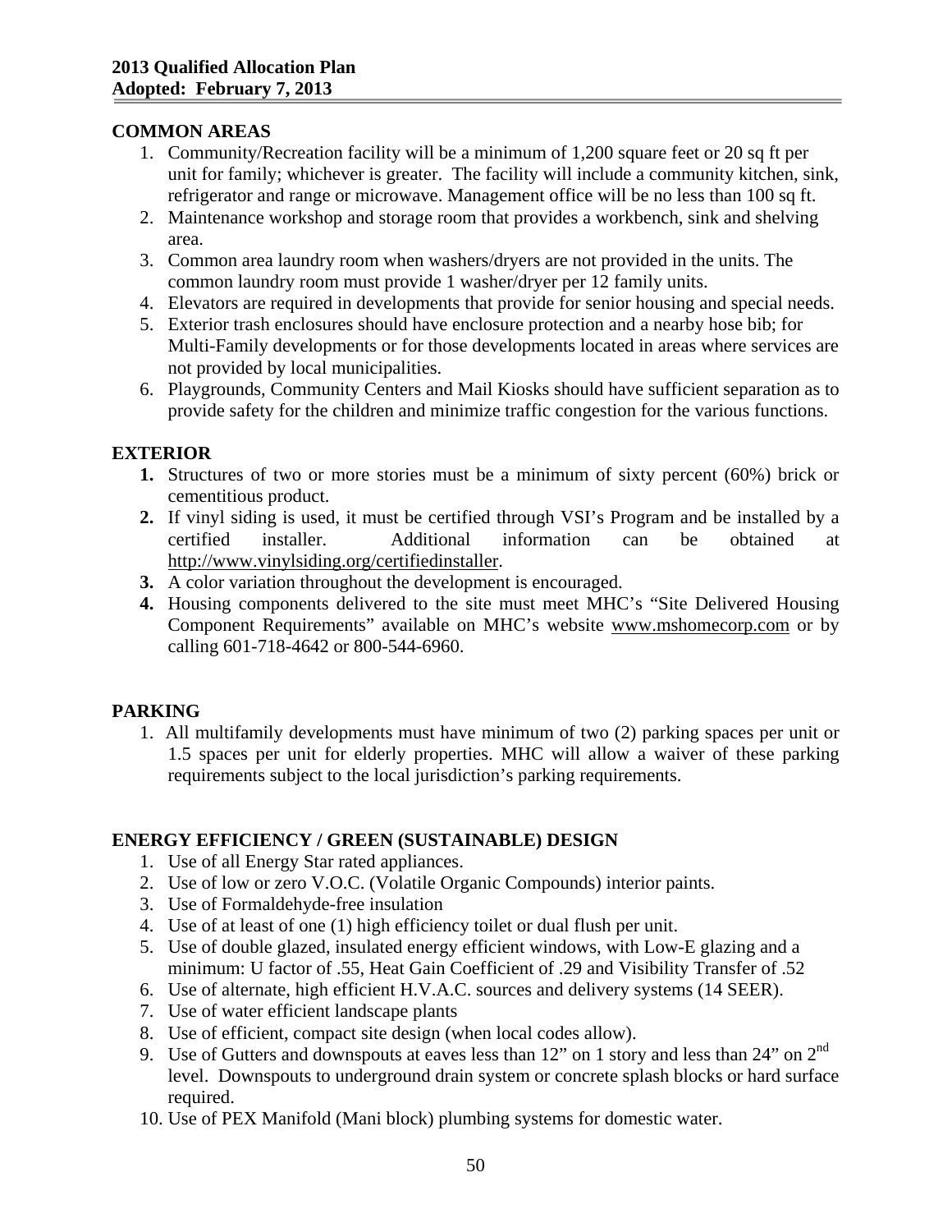## COMMON AREAS

1. Community/Recreation facility will be a minimum of 1,200 square feet or 20 sq ft per unit for family; whichever is greater. The facility will include a community kitchen, sink, refrigerator and range or microwave. Management office will be no less than 100 sq ft.
2. Maintenance workshop and storage room that provides a workbench, sink and shelving area.
3. Common area laundry room when washers/dryers are not provided in the units. The common laundry room must provide 1 washer/dryer per 12 family units.
4. Elevators are required in developments that provide for senior housing and special needs.
5. Exterior trash enclosures should have enclosure protection and a nearby hose bib; for Multi-Family developments or for those developments located in areas where services are not provided by local municipalities.
6. Playgrounds, Community Centers and Mail Kiosks should have sufficient separation as to provide safety for the children and minimize traffic congestion for the various functions.

## EXTERIOR

1. Structures of two or more stories must be a minimum of sixty percent (60%) brick or cementitious product.
2. If vinyl siding is used, it must be certified through VSI's Program and be installed by a certified installer. Additional information can be obtained at http://www.vinylsiding.org/certifiedinstaller.
3. A color variation throughout the development is encouraged.
4. Housing components delivered to the site must meet MHC's "Site Delivered Housing Component Requirements" available on MHC's website www.mshomecorp.com or by calling 601-718-4642 or 800-544-6960.

## PARKING

1. All multifamily developments must have minimum of two (2) parking spaces per unit or 1.5 spaces per unit for elderly properties. MHC will allow a waiver of these parking requirements subject to the local jurisdiction's parking requirements.

## ENERGY EFFICIENCY / GREEN (SUSTAINABLE) DESIGN

1. Use of all Energy Star rated appliances.
2. Use of low or zero V.O.C. (Volatile Organic Compounds) interior paints.
3. Use of Formaldehyde-free insulation
4. Use of at least one (1) high efficiency toilet or dual flush per unit.
5. Use of double glazed, insulated energy efficient windows, with Low-E glazing and a minimum: U factor of .55, Heat Gain Coefficient of .29 and Visibility Transfer of .52
6. Use of alternate, high efficient H.V.A.C. sources and delivery systems (14 SEER).
7. Use of water efficient landscape plants
8. Use of efficient, compact site design (when local codes allow).
9. Use of Gutters and downspouts at eaves less than 12" on 1 story and less than 24" on 2nd level. Downspouts to underground drain system or concrete splash blocks or hard surface required.
10. Use of PEX Manifold (Mani block) plumbing systems for domestic water.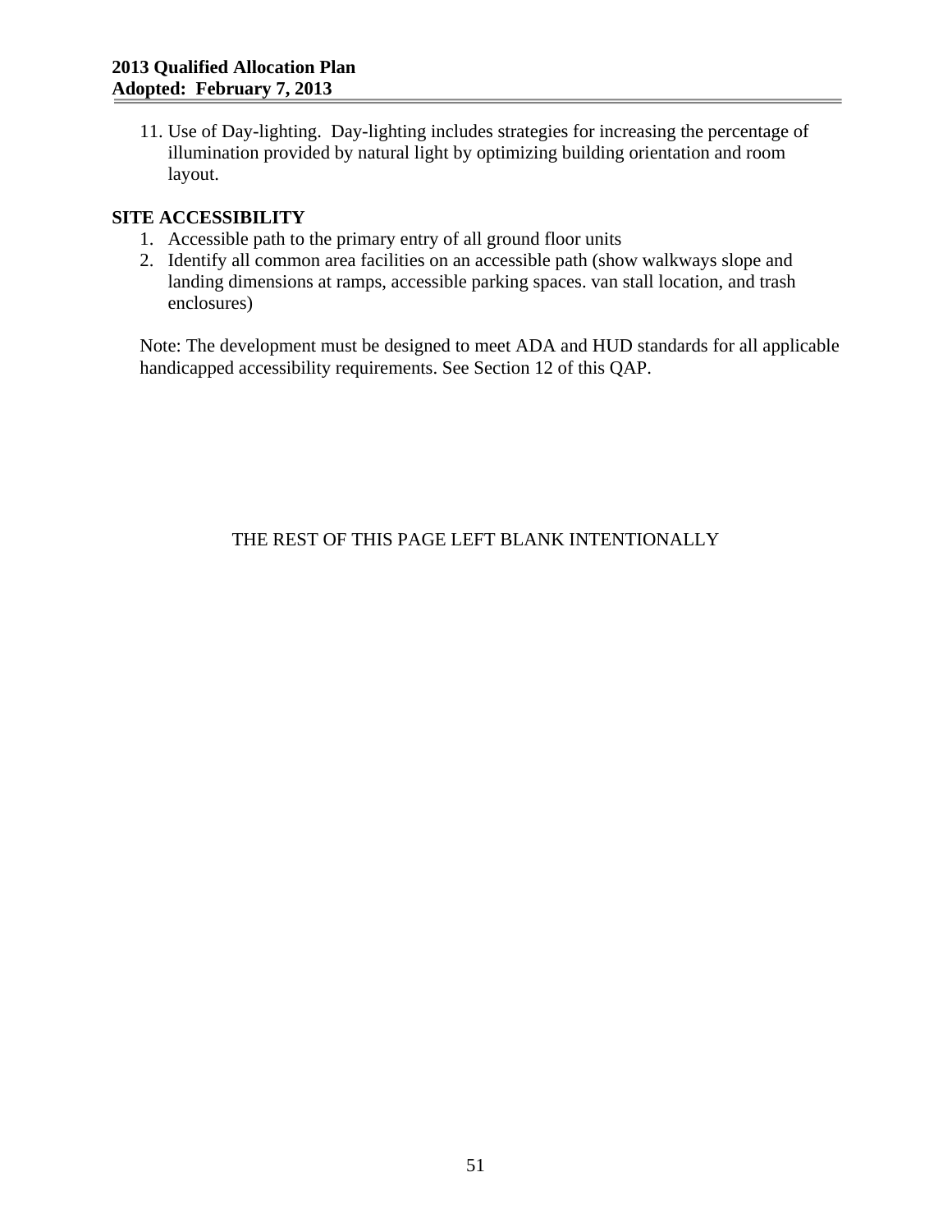11. Use of Day-lighting. Day-lighting includes strategies for increasing the percentage of illumination provided by natural light by optimizing building orientation and room layout.

**SITE ACCESSIBILITY**

1. Accessible path to the primary entry of all ground floor units
2. Identify all common area facilities on an accessible path (show walkways slope and landing dimensions at ramps, accessible parking spaces. van stall location, and trash enclosures)

Note: The development must be designed to meet ADA and HUD standards for all applicable handicapped accessibility requirements. See Section 12 of this QAP.

THE REST OF THIS PAGE LEFT BLANK INTENTIONALLY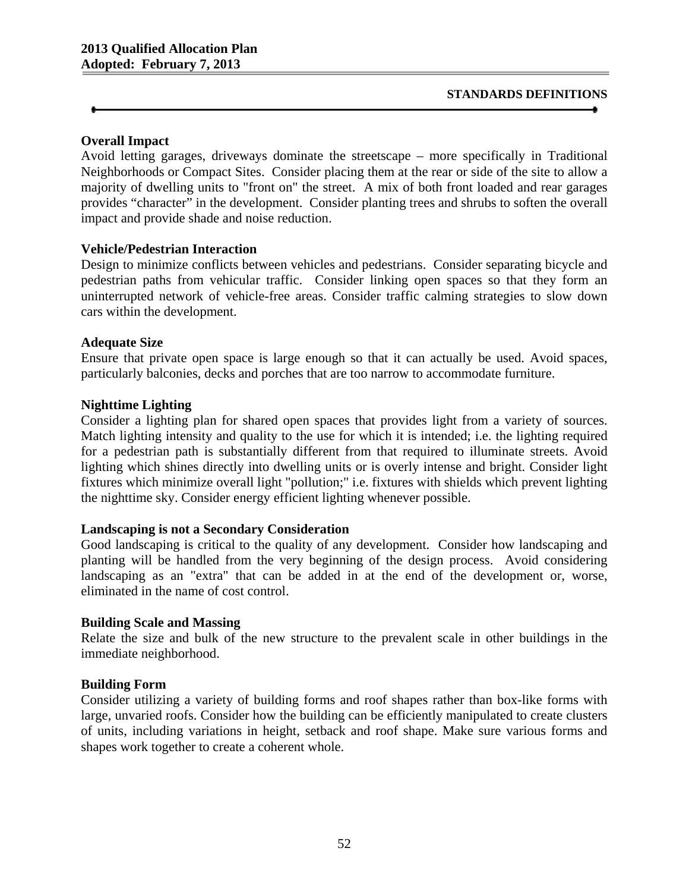**Overall Impact**
Avoid letting garages, driveways dominate the streetscape – more specifically in Traditional Neighborhoods or Compact Sites. Consider placing them at the rear or side of the site to allow a majority of dwelling units to "front on" the street. A mix of both front loaded and rear garages provides "character" in the development. Consider planting trees and shrubs to soften the overall impact and provide shade and noise reduction.

**Vehicle/Pedestrian Interaction**
Design to minimize conflicts between vehicles and pedestrians. Consider separating bicycle and pedestrian paths from vehicular traffic. Consider linking open spaces so that they form an uninterrupted network of vehicle-free areas. Consider traffic calming strategies to slow down cars within the development.

**Adequate Size**
Ensure that private open space is large enough so that it can actually be used. Avoid spaces, particularly balconies, decks and porches that are too narrow to accommodate furniture.

**Nighttime Lighting**
Consider a lighting plan for shared open spaces that provides light from a variety of sources. Match lighting intensity and quality to the use for which it is intended; i.e. the lighting required for a pedestrian path is substantially different from that required to illuminate streets. Avoid lighting which shines directly into dwelling units or is overly intense and bright. Consider light fixtures which minimize overall light "pollution;" i.e. fixtures with shields which prevent lighting the nighttime sky. Consider energy efficient lighting whenever possible.

**Landscaping is not a Secondary Consideration**
Good landscaping is critical to the quality of any development. Consider how landscaping and planting will be handled from the very beginning of the design process. Avoid considering landscaping as an "extra" that can be added in at the end of the development or, worse, eliminated in the name of cost control.

**Building Scale and Massing**
Relate the size and bulk of the new structure to the prevalent scale in other buildings in the immediate neighborhood.

**Building Form**
Consider utilizing a variety of building forms and roof shapes rather than box-like forms with large, unvaried roofs. Consider how the building can be efficiently manipulated to create clusters of units, including variations in height, setback and roof shape. Make sure various forms and shapes work together to create a coherent whole.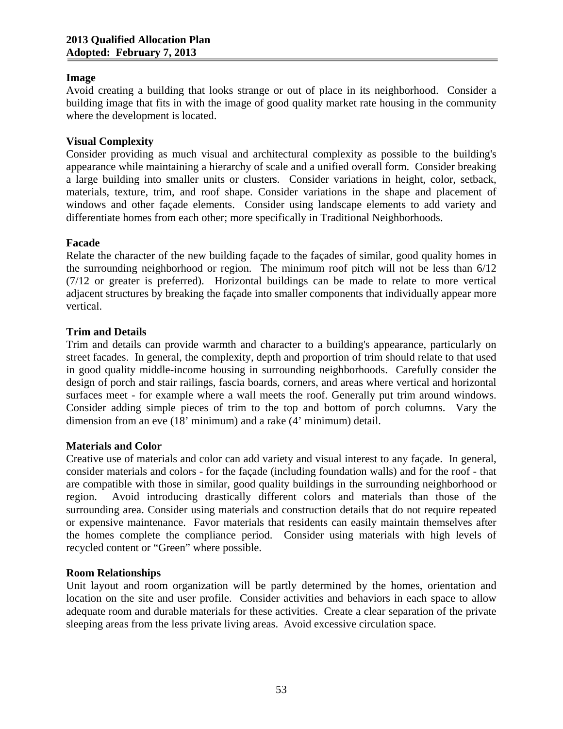**Image**

Avoid creating a building that looks strange or out of place in its neighborhood. Consider a building image that fits in with the image of good quality market rate housing in the community where the development is located.

**Visual Complexity**

Consider providing as much visual and architectural complexity as possible to the building's appearance while maintaining a hierarchy of scale and a unified overall form. Consider breaking a large building into smaller units or clusters. Consider variations in height, color, setback, materials, texture, trim, and roof shape. Consider variations in the shape and placement of windows and other façade elements. Consider using landscape elements to add variety and differentiate homes from each other; more specifically in Traditional Neighborhoods.

**Facade**

Relate the character of the new building façade to the façades of similar, good quality homes in the surrounding neighborhood or region. The minimum roof pitch will not be less than 6/12 (7/12 or greater is preferred). Horizontal buildings can be made to relate to more vertical adjacent structures by breaking the façade into smaller components that individually appear more vertical.

**Trim and Details**

Trim and details can provide warmth and character to a building's appearance, particularly on street facades. In general, the complexity, depth and proportion of trim should relate to that used in good quality middle-income housing in surrounding neighborhoods. Carefully consider the design of porch and stair railings, fascia boards, corners, and areas where vertical and horizontal surfaces meet - for example where a wall meets the roof. Generally put trim around windows. Consider adding simple pieces of trim to the top and bottom of porch columns. Vary the dimension from an eve (18' minimum) and a rake (4' minimum) detail.

**Materials and Color**

Creative use of materials and color can add variety and visual interest to any façade. In general, consider materials and colors - for the façade (including foundation walls) and for the roof - that are compatible with those in similar, good quality buildings in the surrounding neighborhood or region. Avoid introducing drastically different colors and materials than those of the surrounding area. Consider using materials and construction details that do not require repeated or expensive maintenance. Favor materials that residents can easily maintain themselves after the homes complete the compliance period. Consider using materials with high levels of recycled content or "Green" where possible.

**Room Relationships**

Unit layout and room organization will be partly determined by the homes, orientation and location on the site and user profile. Consider activities and behaviors in each space to allow adequate room and durable materials for these activities. Create a clear separation of the private sleeping areas from the less private living areas. Avoid excessive circulation space.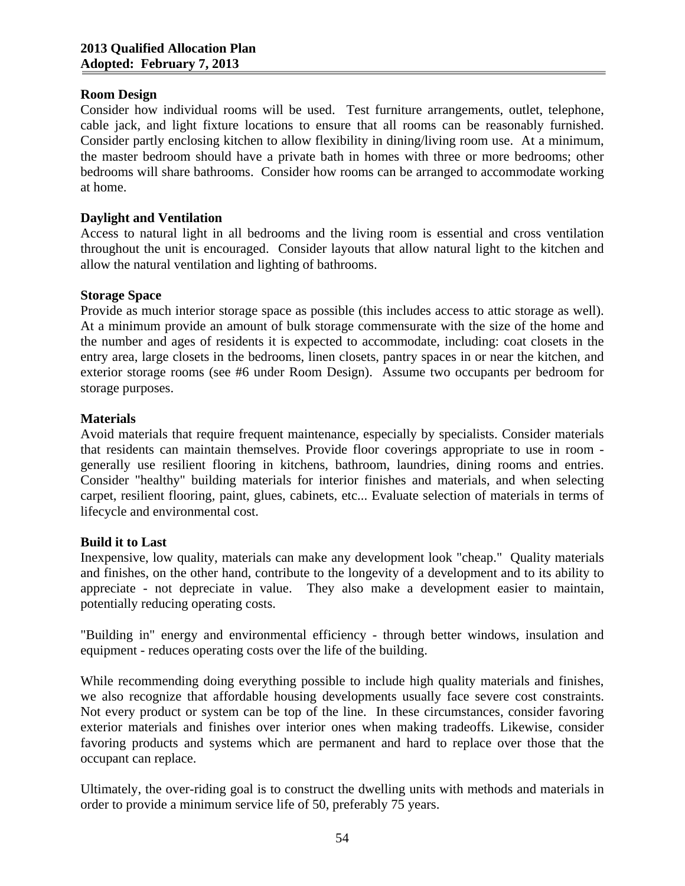**Room Design**
Consider how individual rooms will be used. Test furniture arrangements, outlet, telephone, cable jack, and light fixture locations to ensure that all rooms can be reasonably furnished. Consider partly enclosing kitchen to allow flexibility in dining/living room use. At a minimum, the master bedroom should have a private bath in homes with three or more bedrooms; other bedrooms will share bathrooms. Consider how rooms can be arranged to accommodate working at home.

**Daylight and Ventilation**
Access to natural light in all bedrooms and the living room is essential and cross ventilation throughout the unit is encouraged. Consider layouts that allow natural light to the kitchen and allow the natural ventilation and lighting of bathrooms.

**Storage Space**
Provide as much interior storage space as possible (this includes access to attic storage as well). At a minimum provide an amount of bulk storage commensurate with the size of the home and the number and ages of residents it is expected to accommodate, including: coat closets in the entry area, large closets in the bedrooms, linen closets, pantry spaces in or near the kitchen, and exterior storage rooms (see #6 under Room Design). Assume two occupants per bedroom for storage purposes.

**Materials**
Avoid materials that require frequent maintenance, especially by specialists. Consider materials that residents can maintain themselves. Provide floor coverings appropriate to use in room - generally use resilient flooring in kitchens, bathroom, laundries, dining rooms and entries. Consider "healthy" building materials for interior finishes and materials, and when selecting carpet, resilient flooring, paint, glues, cabinets, etc... Evaluate selection of materials in terms of lifecycle and environmental cost.

**Build it to Last**
Inexpensive, low quality, materials can make any development look "cheap." Quality materials and finishes, on the other hand, contribute to the longevity of a development and to its ability to appreciate - not depreciate in value. They also make a development easier to maintain, potentially reducing operating costs.

"Building in" energy and environmental efficiency - through better windows, insulation and equipment - reduces operating costs over the life of the building.

While recommending doing everything possible to include high quality materials and finishes, we also recognize that affordable housing developments usually face severe cost constraints. Not every product or system can be top of the line. In these circumstances, consider favoring exterior materials and finishes over interior ones when making tradeoffs. Likewise, consider favoring products and systems which are permanent and hard to replace over those that the occupant can replace.

Ultimately, the over-riding goal is to construct the dwelling units with methods and materials in order to provide a minimum service life of 50, preferably 75 years.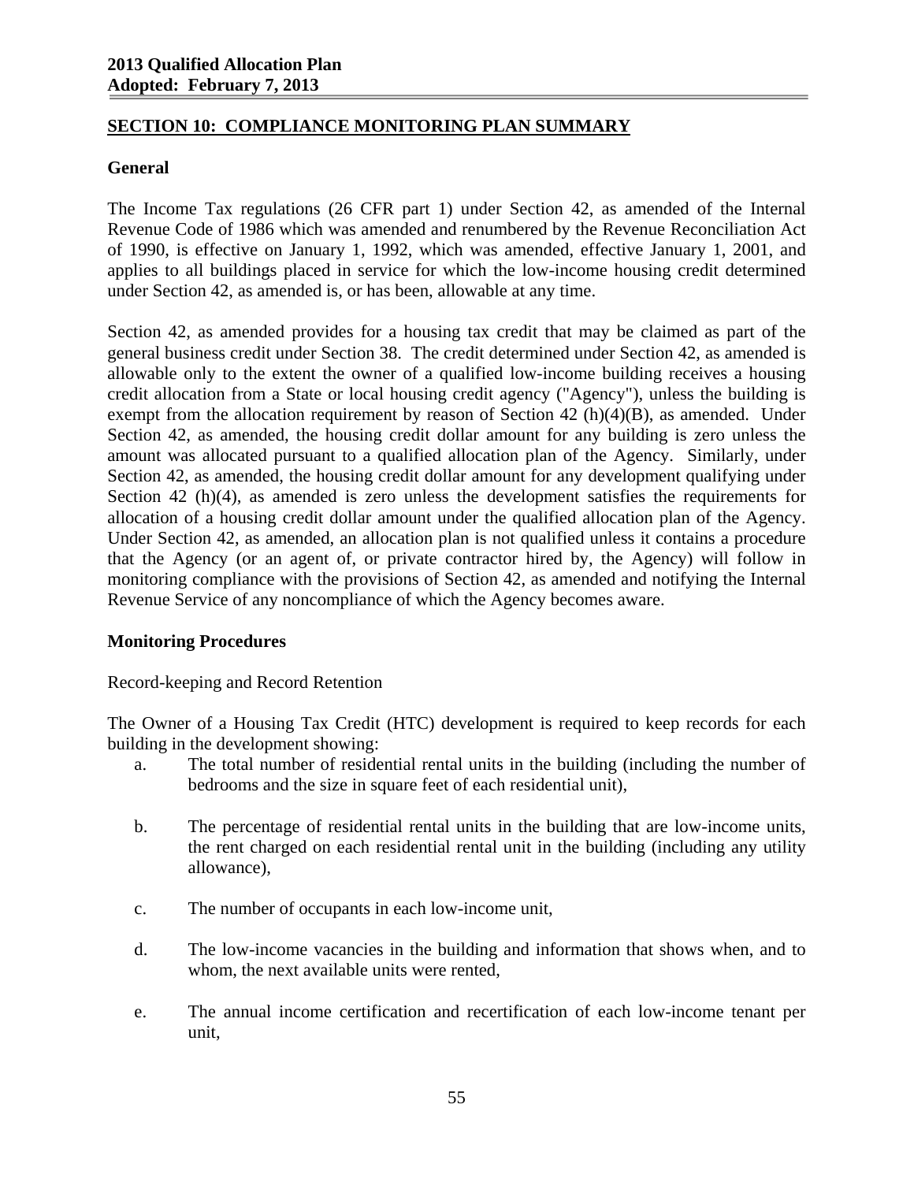## SECTION 10: COMPLIANCE MONITORING PLAN SUMMARY

### General

The Income Tax regulations (26 CFR part 1) under Section 42, as amended of the Internal Revenue Code of 1986 which was amended and renumbered by the Revenue Reconciliation Act of 1990, is effective on January 1, 1992, which was amended, effective January 1, 2001, and applies to all buildings placed in service for which the low-income housing credit determined under Section 42, as amended is, or has been, allowable at any time.

Section 42, as amended provides for a housing tax credit that may be claimed as part of the general business credit under Section 38. The credit determined under Section 42, as amended is allowable only to the extent the owner of a qualified low-income building receives a housing credit allocation from a State or local housing credit agency ("Agency"), unless the building is exempt from the allocation requirement by reason of Section 42 (h)(4)(B), as amended. Under Section 42, as amended, the housing credit dollar amount for any building is zero unless the amount was allocated pursuant to a qualified allocation plan of the Agency. Similarly, under Section 42, as amended, the housing credit dollar amount for any development qualifying under Section 42 (h)(4), as amended is zero unless the development satisfies the requirements for allocation of a housing credit dollar amount under the qualified allocation plan of the Agency. Under Section 42, as amended, an allocation plan is not qualified unless it contains a procedure that the Agency (or an agent of, or private contractor hired by, the Agency) will follow in monitoring compliance with the provisions of Section 42, as amended and notifying the Internal Revenue Service of any noncompliance of which the Agency becomes aware.

### Monitoring Procedures

Record-keeping and Record Retention

The Owner of a Housing Tax Credit (HTC) development is required to keep records for each building in the development showing:

a. The total number of residential rental units in the building (including the number of bedrooms and the size in square feet of each residential unit),

b. The percentage of residential rental units in the building that are low-income units, the rent charged on each residential rental unit in the building (including any utility allowance),

c. The number of occupants in each low-income unit,

d. The low-income vacancies in the building and information that shows when, and to whom, the next available units were rented,

e. The annual income certification and recertification of each low-income tenant per unit,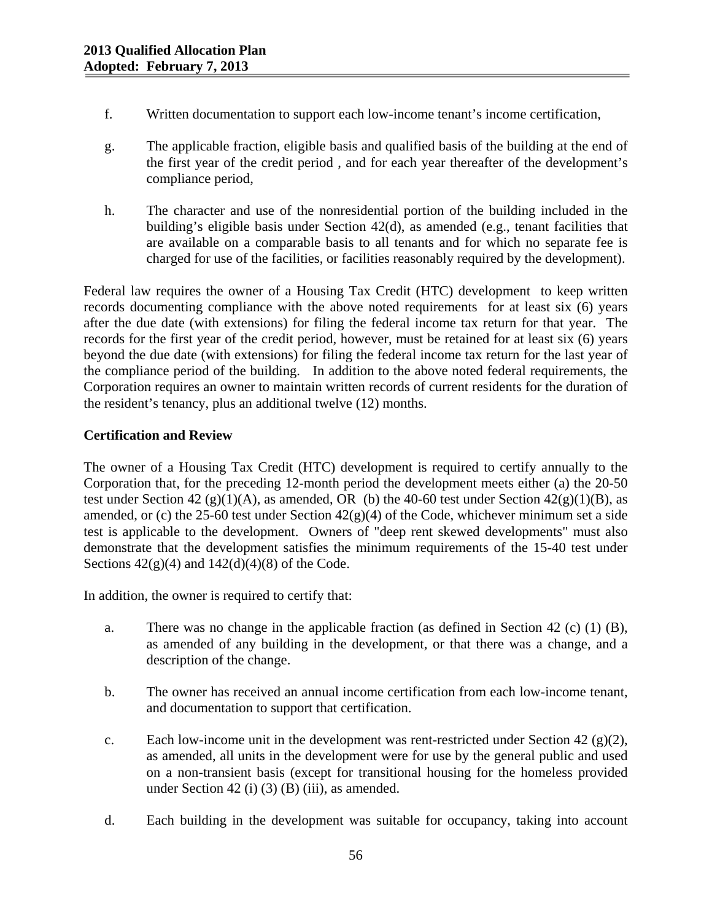f. Written documentation to support each low-income tenant's income certification,

g. The applicable fraction, eligible basis and qualified basis of the building at the end of the first year of the credit period , and for each year thereafter of the development's compliance period,

h. The character and use of the nonresidential portion of the building included in the building's eligible basis under Section 42(d), as amended (e.g., tenant facilities that are available on a comparable basis to all tenants and for which no separate fee is charged for use of the facilities, or facilities reasonably required by the development).

Federal law requires the owner of a Housing Tax Credit (HTC) development to keep written records documenting compliance with the above noted requirements for at least six (6) years after the due date (with extensions) for filing the federal income tax return for that year. The records for the first year of the credit period, however, must be retained for at least six (6) years beyond the due date (with extensions) for filing the federal income tax return for the last year of the compliance period of the building. In addition to the above noted federal requirements, the Corporation requires an owner to maintain written records of current residents for the duration of the resident's tenancy, plus an additional twelve (12) months.

**Certification and Review**

The owner of a Housing Tax Credit (HTC) development is required to certify annually to the Corporation that, for the preceding 12-month period the development meets either (a) the 20-50 test under Section 42 (g)(1)(A), as amended, OR (b) the 40-60 test under Section 42(g)(1)(B), as amended, or (c) the 25-60 test under Section 42(g)(4) of the Code, whichever minimum set a side test is applicable to the development. Owners of "deep rent skewed developments" must also demonstrate that the development satisfies the minimum requirements of the 15-40 test under Sections 42(g)(4) and 142(d)(4)(8) of the Code.

In addition, the owner is required to certify that:

a. There was no change in the applicable fraction (as defined in Section 42 (c) (1) (B), as amended of any building in the development, or that there was a change, and a description of the change.

b. The owner has received an annual income certification from each low-income tenant, and documentation to support that certification.

c. Each low-income unit in the development was rent-restricted under Section 42 (g)(2), as amended, all units in the development were for use by the general public and used on a non-transient basis (except for transitional housing for the homeless provided under Section 42 (i) (3) (B) (iii), as amended.

d. Each building in the development was suitable for occupancy, taking into account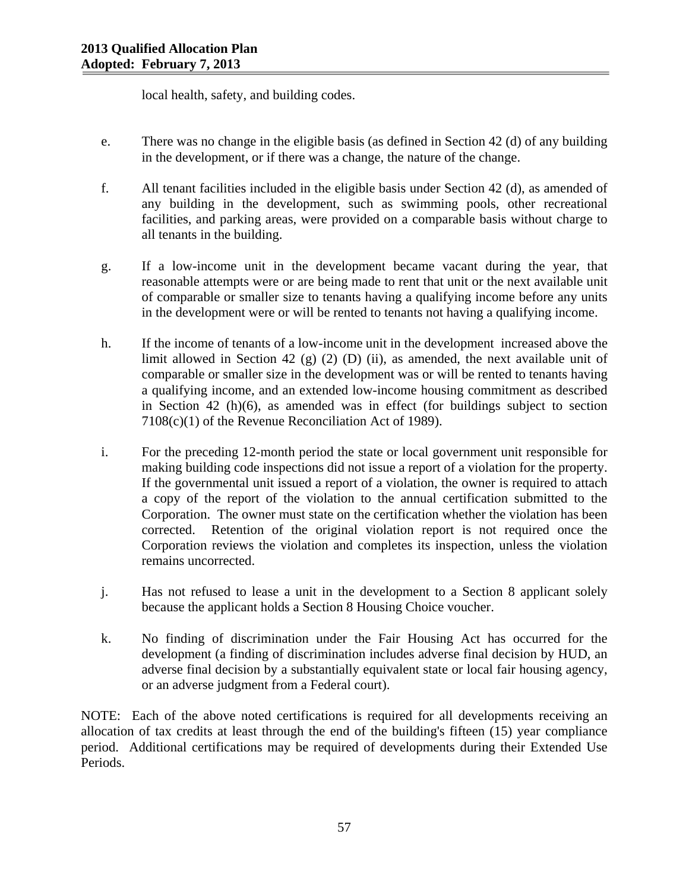local health, safety, and building codes.

e. There was no change in the eligible basis (as defined in Section 42 (d) of any building in the development, or if there was a change, the nature of the change.

f. All tenant facilities included in the eligible basis under Section 42 (d), as amended of any building in the development, such as swimming pools, other recreational facilities, and parking areas, were provided on a comparable basis without charge to all tenants in the building.

g. If a low-income unit in the development became vacant during the year, that reasonable attempts were or are being made to rent that unit or the next available unit of comparable or smaller size to tenants having a qualifying income before any units in the development were or will be rented to tenants not having a qualifying income.

h. If the income of tenants of a low-income unit in the development increased above the limit allowed in Section 42 (g) (2) (D) (ii), as amended, the next available unit of comparable or smaller size in the development was or will be rented to tenants having a qualifying income, and an extended low-income housing commitment as described in Section 42 (h)(6), as amended was in effect (for buildings subject to section 7108(c)(1) of the Revenue Reconciliation Act of 1989).

i. For the preceding 12-month period the state or local government unit responsible for making building code inspections did not issue a report of a violation for the property. If the governmental unit issued a report of a violation, the owner is required to attach a copy of the report of the violation to the annual certification submitted to the Corporation. The owner must state on the certification whether the violation has been corrected. Retention of the original violation report is not required once the Corporation reviews the violation and completes its inspection, unless the violation remains uncorrected.

j. Has not refused to lease a unit in the development to a Section 8 applicant solely because the applicant holds a Section 8 Housing Choice voucher.

k. No finding of discrimination under the Fair Housing Act has occurred for the development (a finding of discrimination includes adverse final decision by HUD, an adverse final decision by a substantially equivalent state or local fair housing agency, or an adverse judgment from a Federal court).

NOTE: Each of the above noted certifications is required for all developments receiving an allocation of tax credits at least through the end of the building's fifteen (15) year compliance period. Additional certifications may be required of developments during their Extended Use Periods.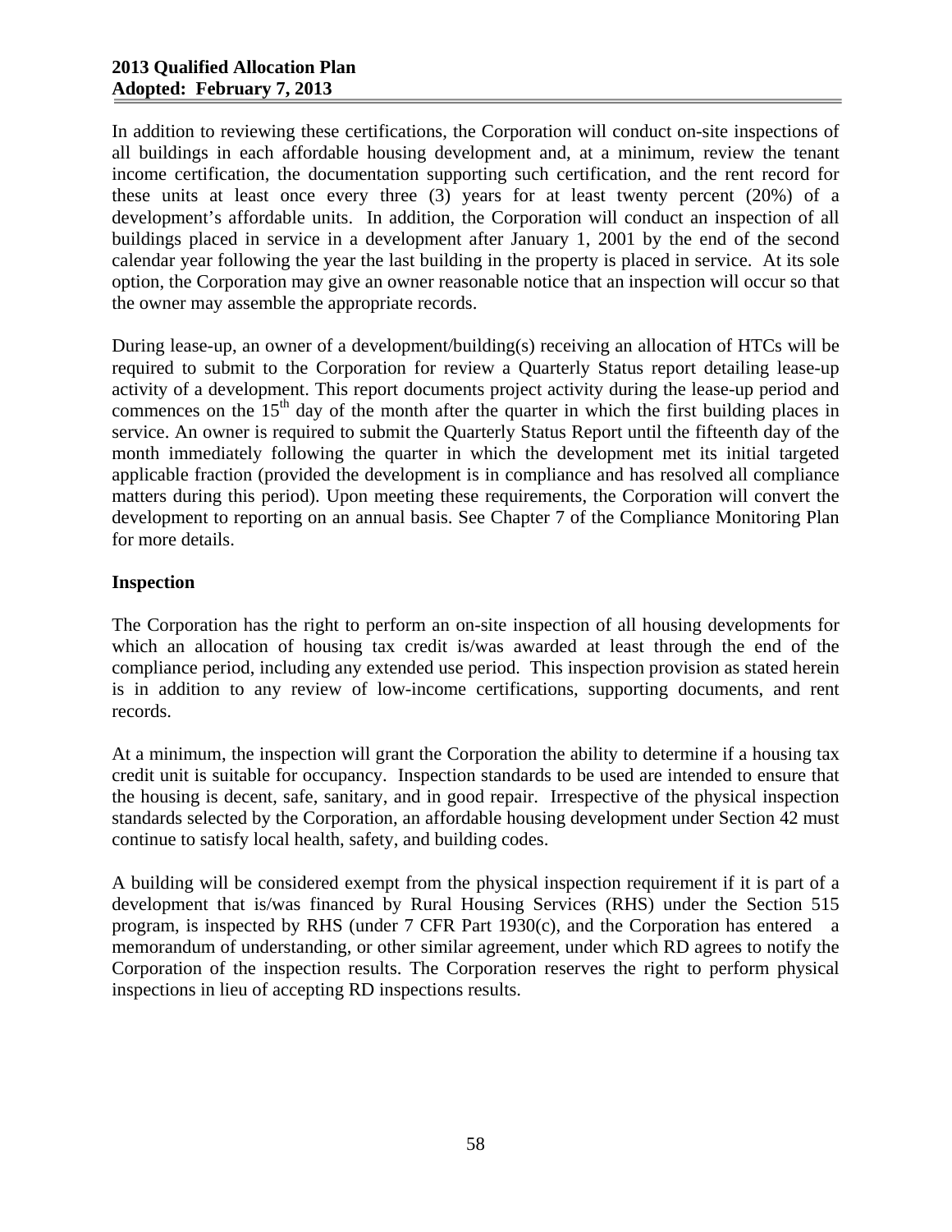In addition to reviewing these certifications, the Corporation will conduct on-site inspections of all buildings in each affordable housing development and, at a minimum, review the tenant income certification, the documentation supporting such certification, and the rent record for these units at least once every three (3) years for at least twenty percent (20%) of a development's affordable units. In addition, the Corporation will conduct an inspection of all buildings placed in service in a development after January 1, 2001 by the end of the second calendar year following the year the last building in the property is placed in service. At its sole option, the Corporation may give an owner reasonable notice that an inspection will occur so that the owner may assemble the appropriate records.

During lease-up, an owner of a development/building(s) receiving an allocation of HTCs will be required to submit to the Corporation for review a Quarterly Status report detailing lease-up activity of a development. This report documents project activity during the lease-up period and commences on the 15th day of the month after the quarter in which the first building places in service. An owner is required to submit the Quarterly Status Report until the fifteenth day of the month immediately following the quarter in which the development met its initial targeted applicable fraction (provided the development is in compliance and has resolved all compliance matters during this period). Upon meeting these requirements, the Corporation will convert the development to reporting on an annual basis. See Chapter 7 of the Compliance Monitoring Plan for more details.

**Inspection**

The Corporation has the right to perform an on-site inspection of all housing developments for which an allocation of housing tax credit is/was awarded at least through the end of the compliance period, including any extended use period. This inspection provision as stated herein is in addition to any review of low-income certifications, supporting documents, and rent records.

At a minimum, the inspection will grant the Corporation the ability to determine if a housing tax credit unit is suitable for occupancy. Inspection standards to be used are intended to ensure that the housing is decent, safe, sanitary, and in good repair. Irrespective of the physical inspection standards selected by the Corporation, an affordable housing development under Section 42 must continue to satisfy local health, safety, and building codes.

A building will be considered exempt from the physical inspection requirement if it is part of a development that is/was financed by Rural Housing Services (RHS) under the Section 515 program, is inspected by RHS (under 7 CFR Part 1930(c), and the Corporation has entered a memorandum of understanding, or other similar agreement, under which RD agrees to notify the Corporation of the inspection results. The Corporation reserves the right to perform physical inspections in lieu of accepting RD inspections results.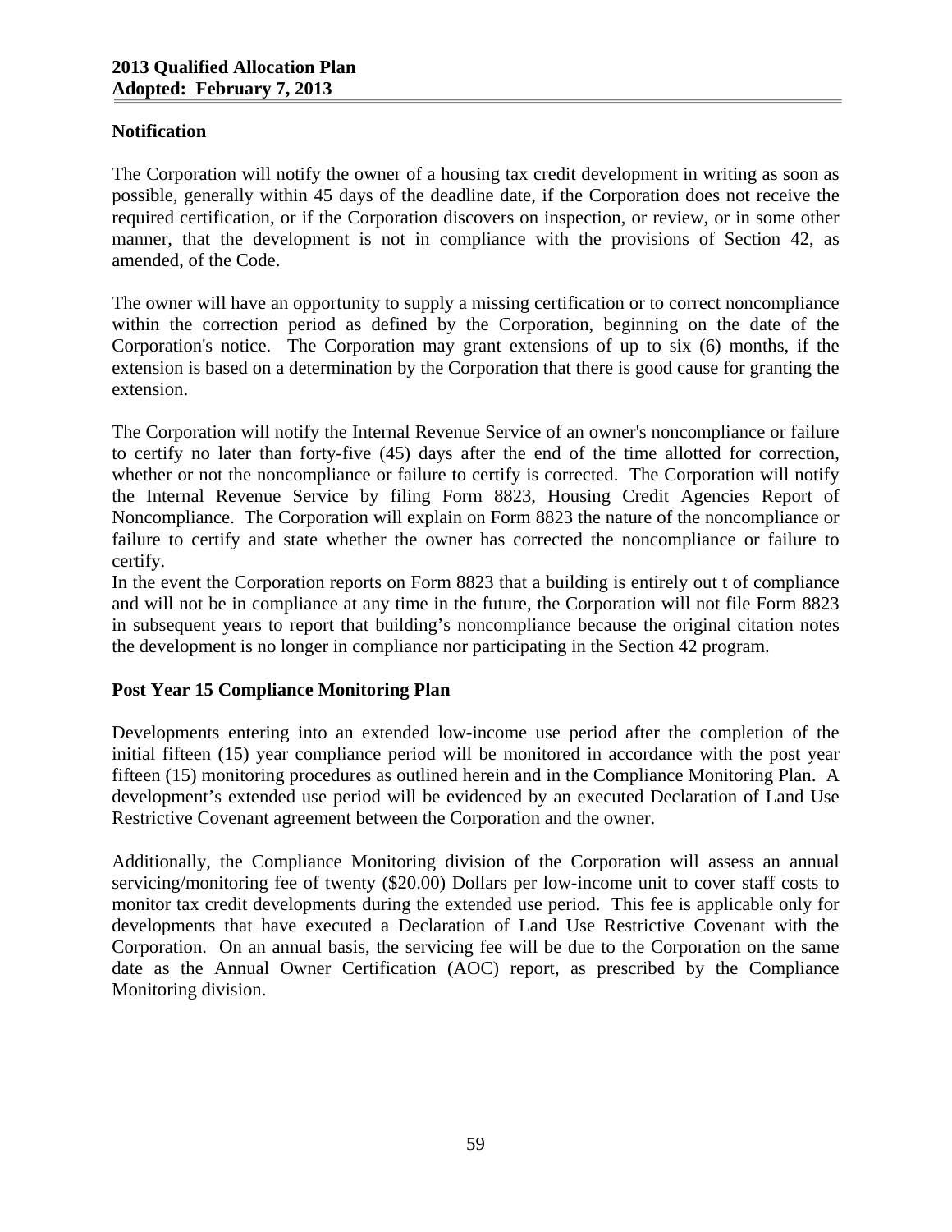## Notification

The Corporation will notify the owner of a housing tax credit development in writing as soon as possible, generally within 45 days of the deadline date, if the Corporation does not receive the required certification, or if the Corporation discovers on inspection, or review, or in some other manner, that the development is not in compliance with the provisions of Section 42, as amended, of the Code.

The owner will have an opportunity to supply a missing certification or to correct noncompliance within the correction period as defined by the Corporation, beginning on the date of the Corporation's notice. The Corporation may grant extensions of up to six (6) months, if the extension is based on a determination by the Corporation that there is good cause for granting the extension.

The Corporation will notify the Internal Revenue Service of an owner's noncompliance or failure to certify no later than forty-five (45) days after the end of the time allotted for correction, whether or not the noncompliance or failure to certify is corrected. The Corporation will notify the Internal Revenue Service by filing Form 8823, Housing Credit Agencies Report of Noncompliance. The Corporation will explain on Form 8823 the nature of the noncompliance or failure to certify and state whether the owner has corrected the noncompliance or failure to certify.

In the event the Corporation reports on Form 8823 that a building is entirely out t of compliance and will not be in compliance at any time in the future, the Corporation will not file Form 8823 in subsequent years to report that building's noncompliance because the original citation notes the development is no longer in compliance nor participating in the Section 42 program.

## Post Year 15 Compliance Monitoring Plan

Developments entering into an extended low-income use period after the completion of the initial fifteen (15) year compliance period will be monitored in accordance with the post year fifteen (15) monitoring procedures as outlined herein and in the Compliance Monitoring Plan. A development's extended use period will be evidenced by an executed Declaration of Land Use Restrictive Covenant agreement between the Corporation and the owner.

Additionally, the Compliance Monitoring division of the Corporation will assess an annual servicing/monitoring fee of twenty ($20.00) Dollars per low-income unit to cover staff costs to monitor tax credit developments during the extended use period. This fee is applicable only for developments that have executed a Declaration of Land Use Restrictive Covenant with the Corporation. On an annual basis, the servicing fee will be due to the Corporation on the same date as the Annual Owner Certification (AOC) report, as prescribed by the Compliance Monitoring division.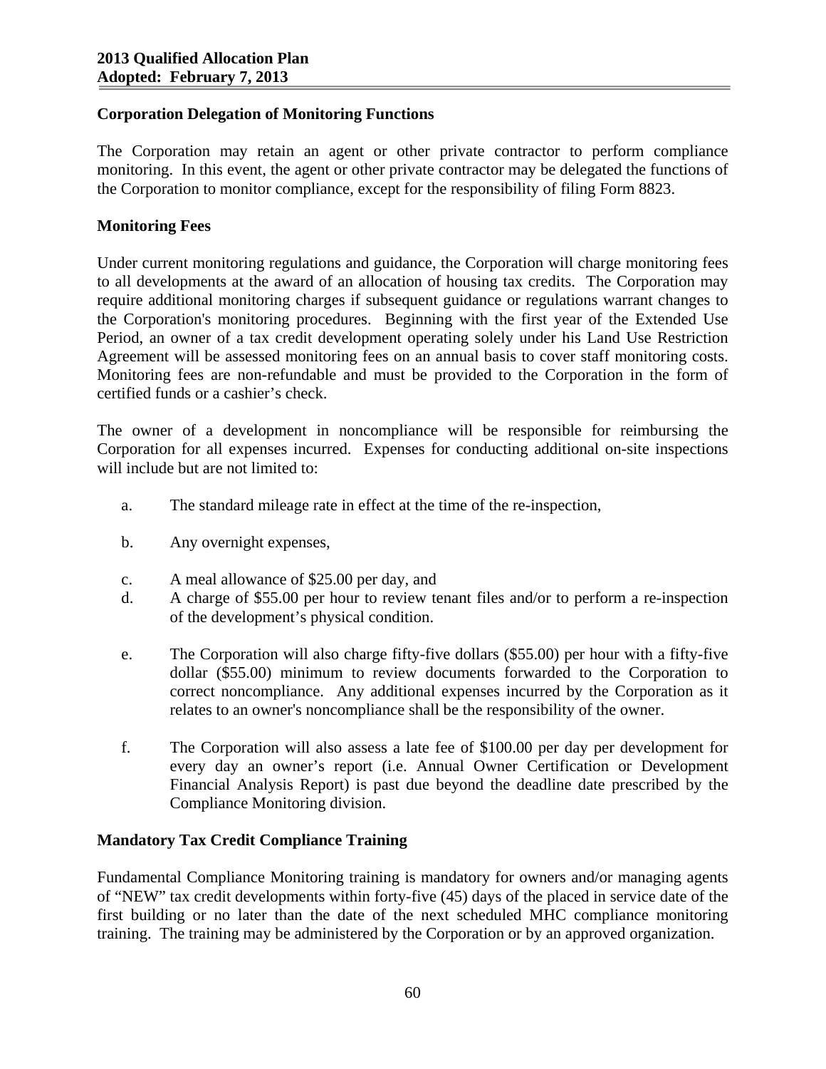### Corporation Delegation of Monitoring Functions

The Corporation may retain an agent or other private contractor to perform compliance monitoring. In this event, the agent or other private contractor may be delegated the functions of the Corporation to monitor compliance, except for the responsibility of filing Form 8823.

### Monitoring Fees

Under current monitoring regulations and guidance, the Corporation will charge monitoring fees to all developments at the award of an allocation of housing tax credits. The Corporation may require additional monitoring charges if subsequent guidance or regulations warrant changes to the Corporation's monitoring procedures. Beginning with the first year of the Extended Use Period, an owner of a tax credit development operating solely under his Land Use Restriction Agreement will be assessed monitoring fees on an annual basis to cover staff monitoring costs. Monitoring fees are non-refundable and must be provided to the Corporation in the form of certified funds or a cashier's check.

The owner of a development in noncompliance will be responsible for reimbursing the Corporation for all expenses incurred. Expenses for conducting additional on-site inspections will include but are not limited to:

a. The standard mileage rate in effect at the time of the re-inspection,

b. Any overnight expenses,

c. A meal allowance of $25.00 per day, and

d. A charge of $55.00 per hour to review tenant files and/or to perform a re-inspection of the development's physical condition.

e. The Corporation will also charge fifty-five dollars ($55.00) per hour with a fifty-five dollar ($55.00) minimum to review documents forwarded to the Corporation to correct noncompliance. Any additional expenses incurred by the Corporation as it relates to an owner's noncompliance shall be the responsibility of the owner.

f. The Corporation will also assess a late fee of $100.00 per day per development for every day an owner's report (i.e. Annual Owner Certification or Development Financial Analysis Report) is past due beyond the deadline date prescribed by the Compliance Monitoring division.

### Mandatory Tax Credit Compliance Training

Fundamental Compliance Monitoring training is mandatory for owners and/or managing agents of "NEW" tax credit developments within forty-five (45) days of the placed in service date of the first building or no later than the date of the next scheduled MHC compliance monitoring training. The training may be administered by the Corporation or by an approved organization.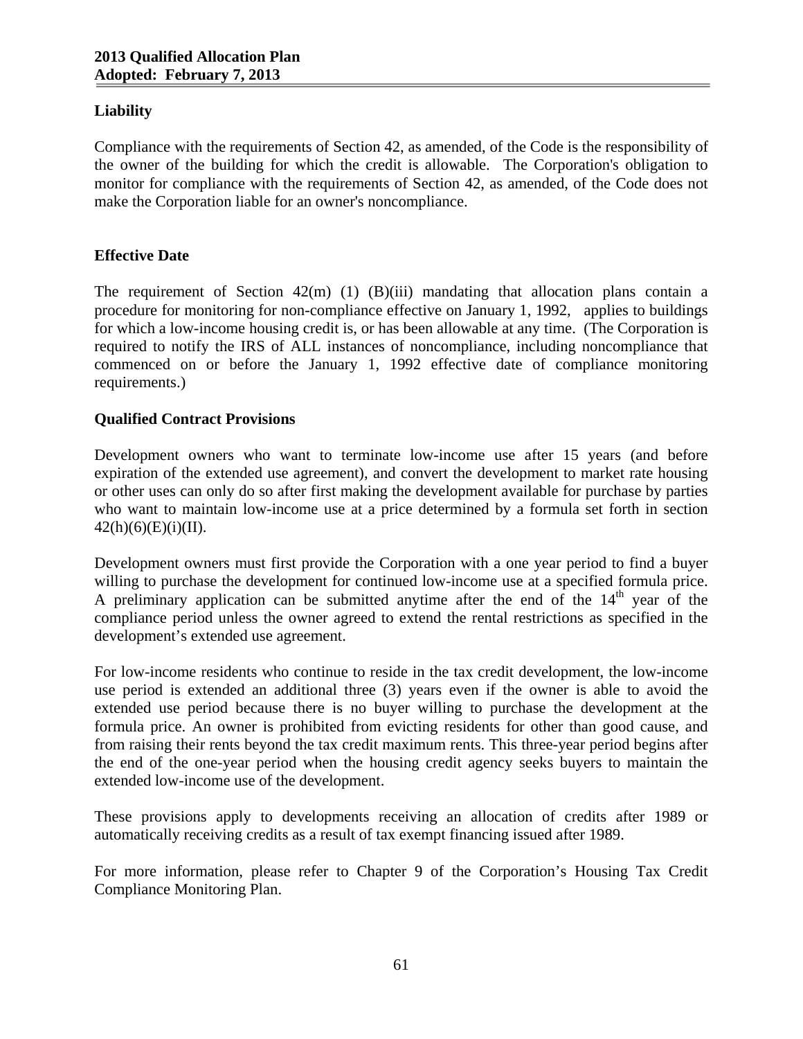### Liability

Compliance with the requirements of Section 42, as amended, of the Code is the responsibility of the owner of the building for which the credit is allowable. The Corporation's obligation to monitor for compliance with the requirements of Section 42, as amended, of the Code does not make the Corporation liable for an owner's noncompliance.

### Effective Date

The requirement of Section 42(m) (1) (B)(iii) mandating that allocation plans contain a procedure for monitoring for non-compliance effective on January 1, 1992, applies to buildings for which a low-income housing credit is, or has been allowable at any time. (The Corporation is required to notify the IRS of ALL instances of noncompliance, including noncompliance that commenced on or before the January 1, 1992 effective date of compliance monitoring requirements.)

### Qualified Contract Provisions

Development owners who want to terminate low-income use after 15 years (and before expiration of the extended use agreement), and convert the development to market rate housing or other uses can only do so after first making the development available for purchase by parties who want to maintain low-income use at a price determined by a formula set forth in section 42(h)(6)(E)(i)(II).

Development owners must first provide the Corporation with a one year period to find a buyer willing to purchase the development for continued low-income use at a specified formula price. A preliminary application can be submitted anytime after the end of the 14th year of the compliance period unless the owner agreed to extend the rental restrictions as specified in the development's extended use agreement.

For low-income residents who continue to reside in the tax credit development, the low-income use period is extended an additional three (3) years even if the owner is able to avoid the extended use period because there is no buyer willing to purchase the development at the formula price. An owner is prohibited from evicting residents for other than good cause, and from raising their rents beyond the tax credit maximum rents. This three-year period begins after the end of the one-year period when the housing credit agency seeks buyers to maintain the extended low-income use of the development.

These provisions apply to developments receiving an allocation of credits after 1989 or automatically receiving credits as a result of tax exempt financing issued after 1989.

For more information, please refer to Chapter 9 of the Corporation's Housing Tax Credit Compliance Monitoring Plan.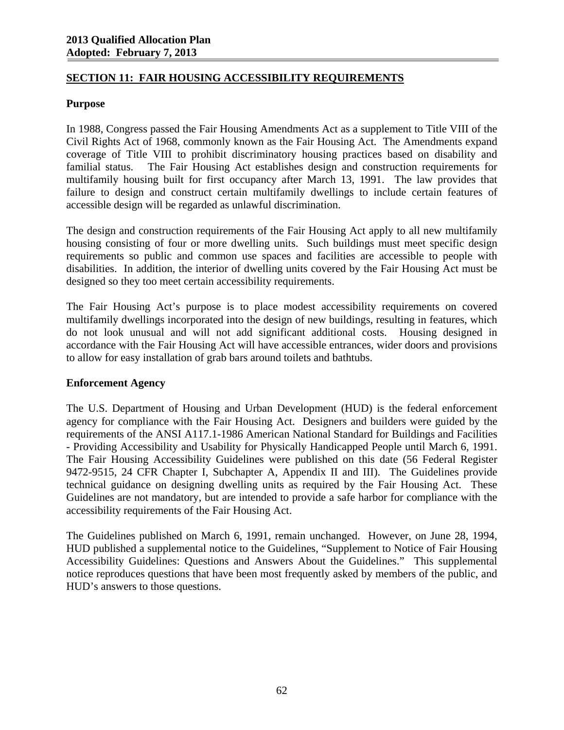## SECTION 11: FAIR HOUSING ACCESSIBILITY REQUIREMENTS

### Purpose

In 1988, Congress passed the Fair Housing Amendments Act as a supplement to Title VIII of the Civil Rights Act of 1968, commonly known as the Fair Housing Act. The Amendments expand coverage of Title VIII to prohibit discriminatory housing practices based on disability and familial status. The Fair Housing Act establishes design and construction requirements for multifamily housing built for first occupancy after March 13, 1991. The law provides that failure to design and construct certain multifamily dwellings to include certain features of accessible design will be regarded as unlawful discrimination.

The design and construction requirements of the Fair Housing Act apply to all new multifamily housing consisting of four or more dwelling units. Such buildings must meet specific design requirements so public and common use spaces and facilities are accessible to people with disabilities. In addition, the interior of dwelling units covered by the Fair Housing Act must be designed so they too meet certain accessibility requirements.

The Fair Housing Act's purpose is to place modest accessibility requirements on covered multifamily dwellings incorporated into the design of new buildings, resulting in features, which do not look unusual and will not add significant additional costs. Housing designed in accordance with the Fair Housing Act will have accessible entrances, wider doors and provisions to allow for easy installation of grab bars around toilets and bathtubs.

### Enforcement Agency

The U.S. Department of Housing and Urban Development (HUD) is the federal enforcement agency for compliance with the Fair Housing Act. Designers and builders were guided by the requirements of the ANSI A117.1-1986 American National Standard for Buildings and Facilities - Providing Accessibility and Usability for Physically Handicapped People until March 6, 1991. The Fair Housing Accessibility Guidelines were published on this date (56 Federal Register 9472-9515, 24 CFR Chapter I, Subchapter A, Appendix II and III). The Guidelines provide technical guidance on designing dwelling units as required by the Fair Housing Act. These Guidelines are not mandatory, but are intended to provide a safe harbor for compliance with the accessibility requirements of the Fair Housing Act.

The Guidelines published on March 6, 1991, remain unchanged. However, on June 28, 1994, HUD published a supplemental notice to the Guidelines, "Supplement to Notice of Fair Housing Accessibility Guidelines: Questions and Answers About the Guidelines." This supplemental notice reproduces questions that have been most frequently asked by members of the public, and HUD's answers to those questions.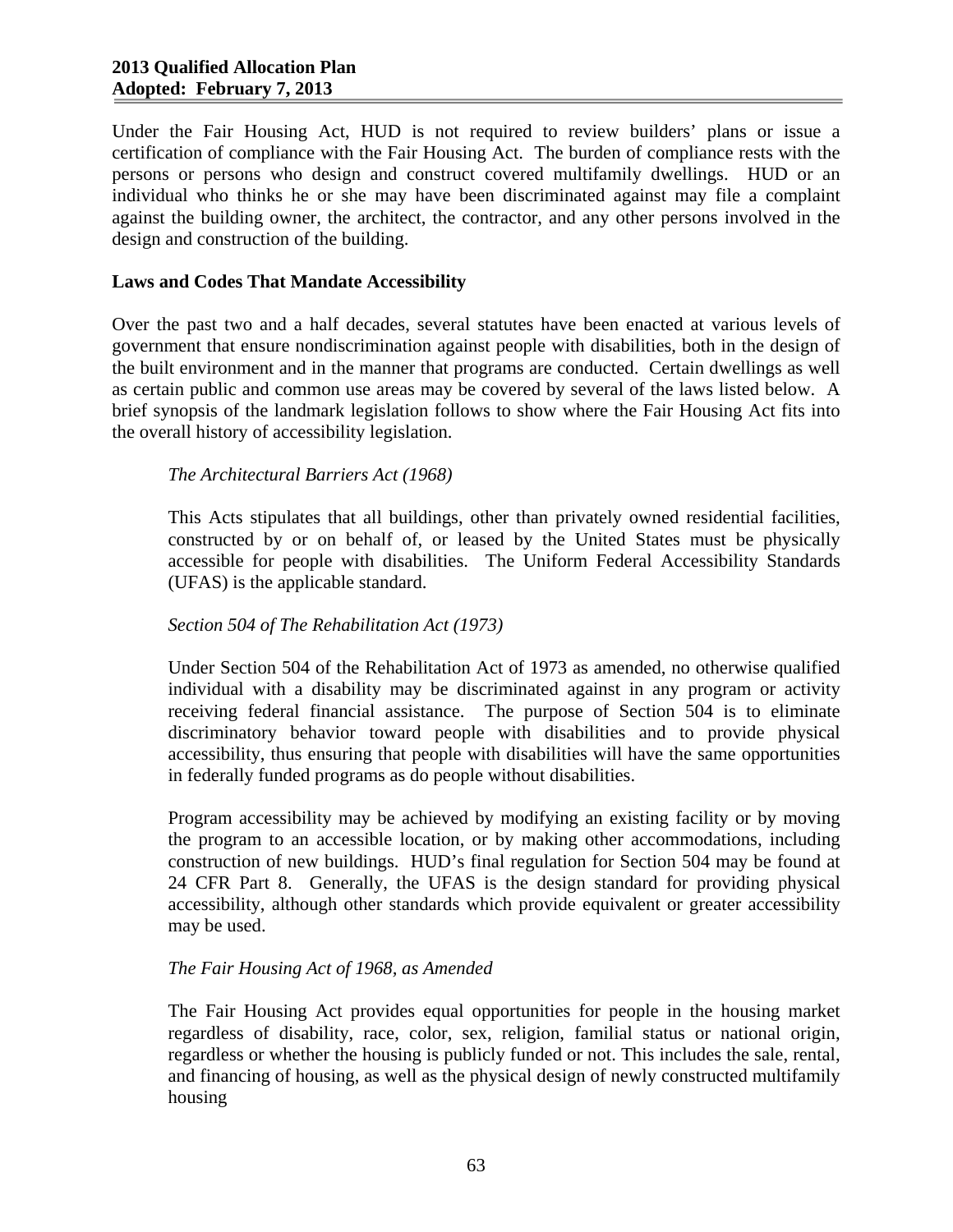Under the Fair Housing Act, HUD is not required to review builders' plans or issue a certification of compliance with the Fair Housing Act. The burden of compliance rests with the persons or persons who design and construct covered multifamily dwellings. HUD or an individual who thinks he or she may have been discriminated against may file a complaint against the building owner, the architect, the contractor, and any other persons involved in the design and construction of the building.

**Laws and Codes That Mandate Accessibility**

Over the past two and a half decades, several statutes have been enacted at various levels of government that ensure nondiscrimination against people with disabilities, both in the design of the built environment and in the manner that programs are conducted. Certain dwellings as well as certain public and common use areas may be covered by several of the laws listed below. A brief synopsis of the landmark legislation follows to show where the Fair Housing Act fits into the overall history of accessibility legislation.

*The Architectural Barriers Act (1968)*

This Acts stipulates that all buildings, other than privately owned residential facilities, constructed by or on behalf of, or leased by the United States must be physically accessible for people with disabilities. The Uniform Federal Accessibility Standards (UFAS) is the applicable standard.

*Section 504 of The Rehabilitation Act (1973)*

Under Section 504 of the Rehabilitation Act of 1973 as amended, no otherwise qualified individual with a disability may be discriminated against in any program or activity receiving federal financial assistance. The purpose of Section 504 is to eliminate discriminatory behavior toward people with disabilities and to provide physical accessibility, thus ensuring that people with disabilities will have the same opportunities in federally funded programs as do people without disabilities.

Program accessibility may be achieved by modifying an existing facility or by moving the program to an accessible location, or by making other accommodations, including construction of new buildings. HUD's final regulation for Section 504 may be found at 24 CFR Part 8. Generally, the UFAS is the design standard for providing physical accessibility, although other standards which provide equivalent or greater accessibility may be used.

*The Fair Housing Act of 1968, as Amended*

The Fair Housing Act provides equal opportunities for people in the housing market regardless of disability, race, color, sex, religion, familial status or national origin, regardless or whether the housing is publicly funded or not. This includes the sale, rental, and financing of housing, as well as the physical design of newly constructed multifamily housing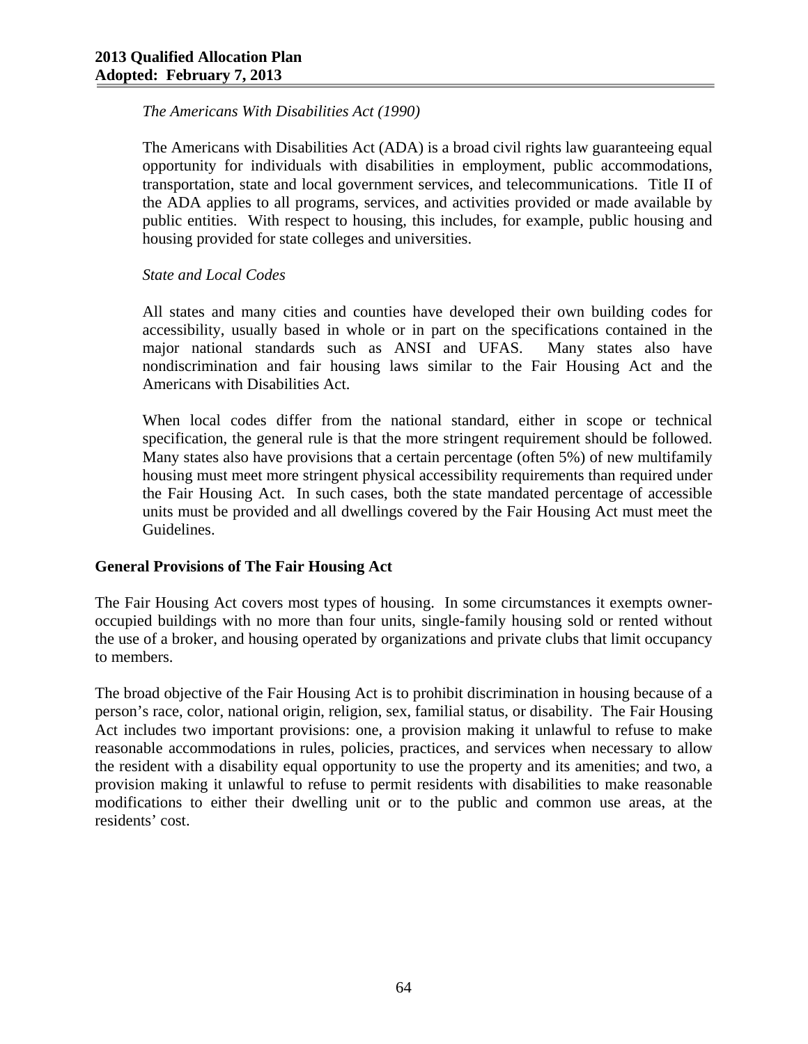*The Americans With Disabilities Act (1990)*

The Americans with Disabilities Act (ADA) is a broad civil rights law guaranteeing equal opportunity for individuals with disabilities in employment, public accommodations, transportation, state and local government services, and telecommunications. Title II of the ADA applies to all programs, services, and activities provided or made available by public entities. With respect to housing, this includes, for example, public housing and housing provided for state colleges and universities.

*State and Local Codes*

All states and many cities and counties have developed their own building codes for accessibility, usually based in whole or in part on the specifications contained in the major national standards such as ANSI and UFAS. Many states also have nondiscrimination and fair housing laws similar to the Fair Housing Act and the Americans with Disabilities Act.

When local codes differ from the national standard, either in scope or technical specification, the general rule is that the more stringent requirement should be followed. Many states also have provisions that a certain percentage (often 5%) of new multifamily housing must meet more stringent physical accessibility requirements than required under the Fair Housing Act. In such cases, both the state mandated percentage of accessible units must be provided and all dwellings covered by the Fair Housing Act must meet the Guidelines.

**General Provisions of The Fair Housing Act**

The Fair Housing Act covers most types of housing. In some circumstances it exempts owner-occupied buildings with no more than four units, single-family housing sold or rented without the use of a broker, and housing operated by organizations and private clubs that limit occupancy to members.

The broad objective of the Fair Housing Act is to prohibit discrimination in housing because of a person's race, color, national origin, religion, sex, familial status, or disability. The Fair Housing Act includes two important provisions: one, a provision making it unlawful to refuse to make reasonable accommodations in rules, policies, practices, and services when necessary to allow the resident with a disability equal opportunity to use the property and its amenities; and two, a provision making it unlawful to refuse to permit residents with disabilities to make reasonable modifications to either their dwelling unit or to the public and common use areas, at the residents' cost.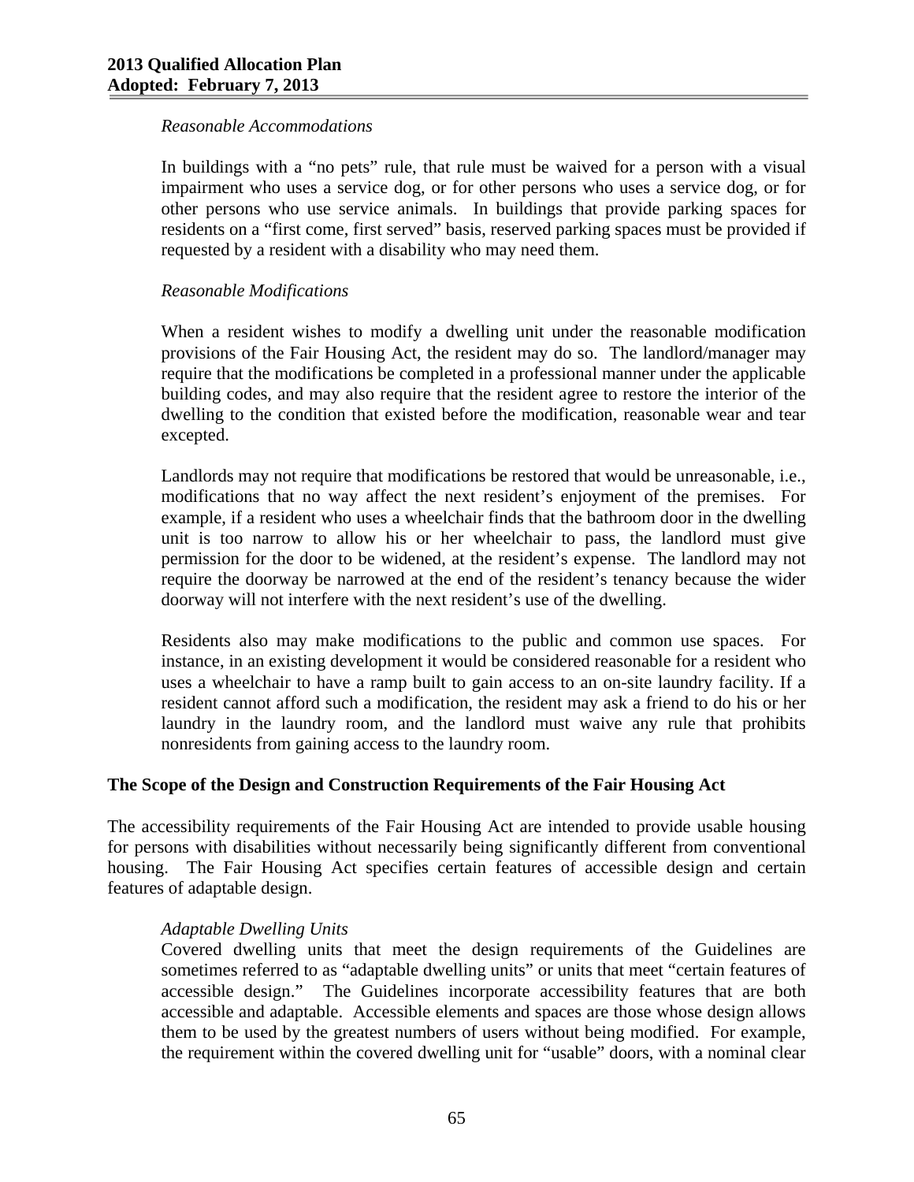*Reasonable Accommodations*

In buildings with a "no pets" rule, that rule must be waived for a person with a visual impairment who uses a service dog, or for other persons who uses a service dog, or for other persons who use service animals. In buildings that provide parking spaces for residents on a "first come, first served" basis, reserved parking spaces must be provided if requested by a resident with a disability who may need them.

*Reasonable Modifications*

When a resident wishes to modify a dwelling unit under the reasonable modification provisions of the Fair Housing Act, the resident may do so. The landlord/manager may require that the modifications be completed in a professional manner under the applicable building codes, and may also require that the resident agree to restore the interior of the dwelling to the condition that existed before the modification, reasonable wear and tear excepted.

Landlords may not require that modifications be restored that would be unreasonable, i.e., modifications that no way affect the next resident's enjoyment of the premises. For example, if a resident who uses a wheelchair finds that the bathroom door in the dwelling unit is too narrow to allow his or her wheelchair to pass, the landlord must give permission for the door to be widened, at the resident's expense. The landlord may not require the doorway be narrowed at the end of the resident's tenancy because the wider doorway will not interfere with the next resident's use of the dwelling.

Residents also may make modifications to the public and common use spaces. For instance, in an existing development it would be considered reasonable for a resident who uses a wheelchair to have a ramp built to gain access to an on-site laundry facility. If a resident cannot afford such a modification, the resident may ask a friend to do his or her laundry in the laundry room, and the landlord must waive any rule that prohibits nonresidents from gaining access to the laundry room.

**The Scope of the Design and Construction Requirements of the Fair Housing Act**

The accessibility requirements of the Fair Housing Act are intended to provide usable housing for persons with disabilities without necessarily being significantly different from conventional housing. The Fair Housing Act specifies certain features of accessible design and certain features of adaptable design.

*Adaptable Dwelling Units*

Covered dwelling units that meet the design requirements of the Guidelines are sometimes referred to as "adaptable dwelling units" or units that meet "certain features of accessible design." The Guidelines incorporate accessibility features that are both accessible and adaptable. Accessible elements and spaces are those whose design allows them to be used by the greatest numbers of users without being modified. For example, the requirement within the covered dwelling unit for "usable" doors, with a nominal clear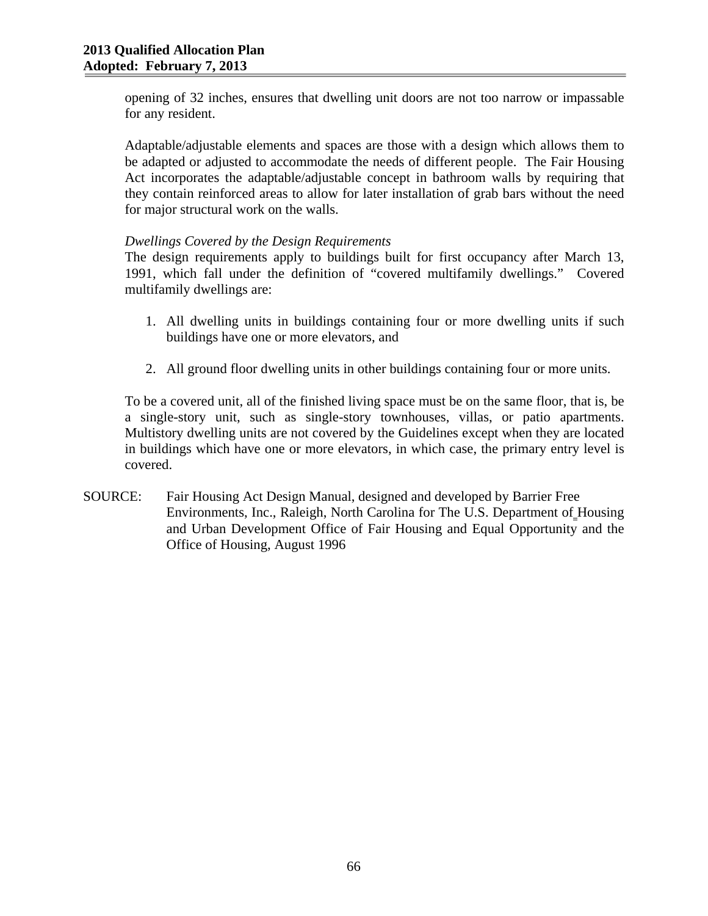opening of 32 inches, ensures that dwelling unit doors are not too narrow or impassable for any resident.

Adaptable/adjustable elements and spaces are those with a design which allows them to be adapted or adjusted to accommodate the needs of different people. The Fair Housing Act incorporates the adaptable/adjustable concept in bathroom walls by requiring that they contain reinforced areas to allow for later installation of grab bars without the need for major structural work on the walls.

*Dwellings Covered by the Design Requirements*
The design requirements apply to buildings built for first occupancy after March 13, 1991, which fall under the definition of "covered multifamily dwellings." Covered multifamily dwellings are:

1. All dwelling units in buildings containing four or more dwelling units if such buildings have one or more elevators, and

2. All ground floor dwelling units in other buildings containing four or more units.

To be a covered unit, all of the finished living space must be on the same floor, that is, be a single-story unit, such as single-story townhouses, villas, or patio apartments. Multistory dwelling units are not covered by the Guidelines except when they are located in buildings which have one or more elevators, in which case, the primary entry level is covered.

SOURCE: Fair Housing Act Design Manual, designed and developed by Barrier Free Environments, Inc., Raleigh, North Carolina for The U.S. Department of Housing and Urban Development Office of Fair Housing and Equal Opportunity and the Office of Housing, August 1996